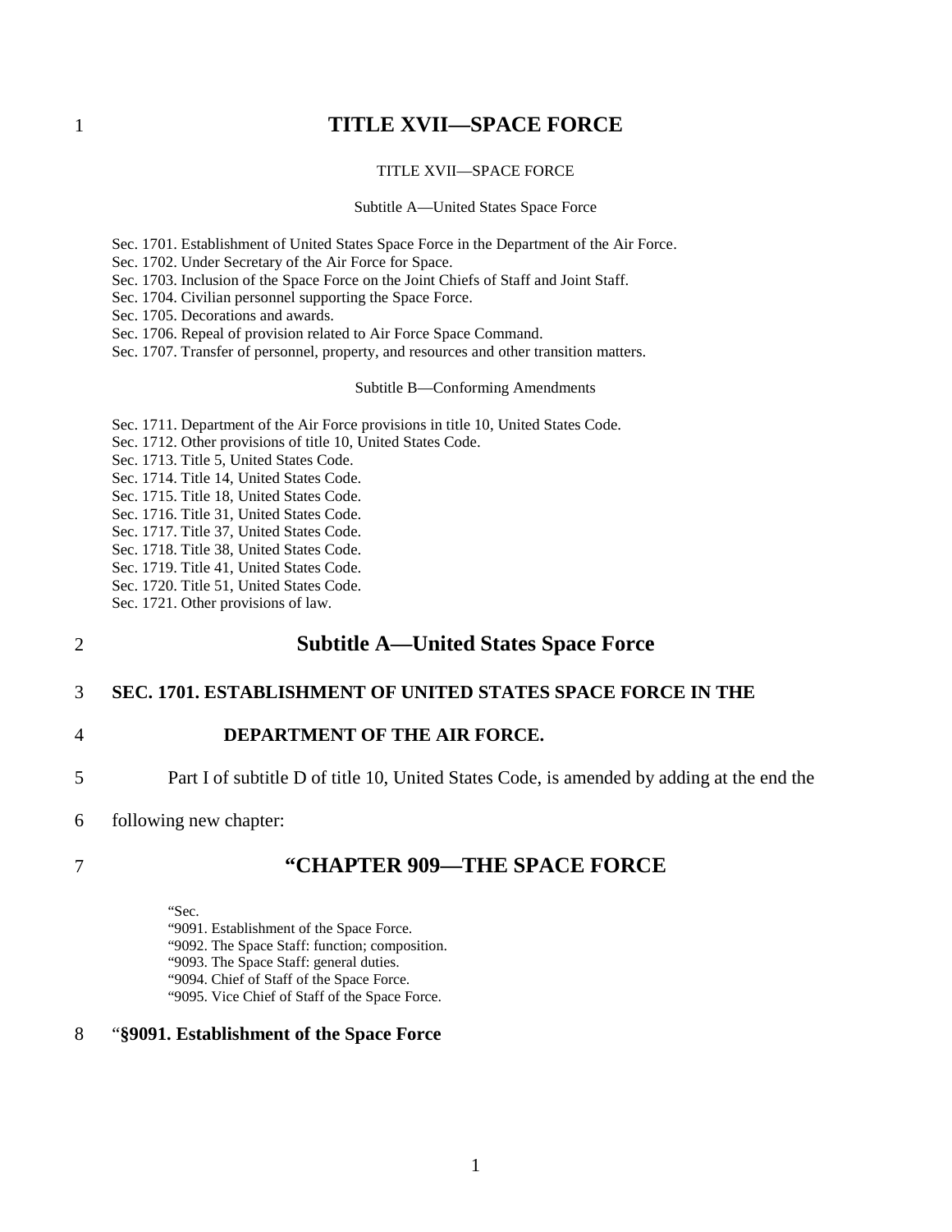# TITLE XVII—SPACE FORCE

TITLE XVII—SPACE FORCE

Subtitle A—United States Space Force

Sec. 1701. Establishment of United States Space Force in the Department of the Air Force.
Sec. 1702. Under Secretary of the Air Force for Space.
Sec. 1703. Inclusion of the Space Force on the Joint Chiefs of Staff and Joint Staff.
Sec. 1704. Civilian personnel supporting the Space Force.
Sec. 1705. Decorations and awards.
Sec. 1706. Repeal of provision related to Air Force Space Command.
Sec. 1707. Transfer of personnel, property, and resources and other transition matters.

Subtitle B—Conforming Amendments

Sec. 1711. Department of the Air Force provisions in title 10, United States Code.
Sec. 1712. Other provisions of title 10, United States Code.
Sec. 1713. Title 5, United States Code.
Sec. 1714. Title 14, United States Code.
Sec. 1715. Title 18, United States Code.
Sec. 1716. Title 31, United States Code.
Sec. 1717. Title 37, United States Code.
Sec. 1718. Title 38, United States Code.
Sec. 1719. Title 41, United States Code.
Sec. 1720. Title 51, United States Code.
Sec. 1721. Other provisions of law.

## Subtitle A—United States Space Force

### SEC. 1701. ESTABLISHMENT OF UNITED STATES SPACE FORCE IN THE DEPARTMENT OF THE AIR FORCE.

Part I of subtitle D of title 10, United States Code, is amended by adding at the end the following new chapter:

## "CHAPTER 909—THE SPACE FORCE

"Sec.
"9091. Establishment of the Space Force.
"9092. The Space Staff: function; composition.
"9093. The Space Staff: general duties.
"9094. Chief of Staff of the Space Force.
"9095. Vice Chief of Staff of the Space Force.

"**§9091. Establishment of the Space Force**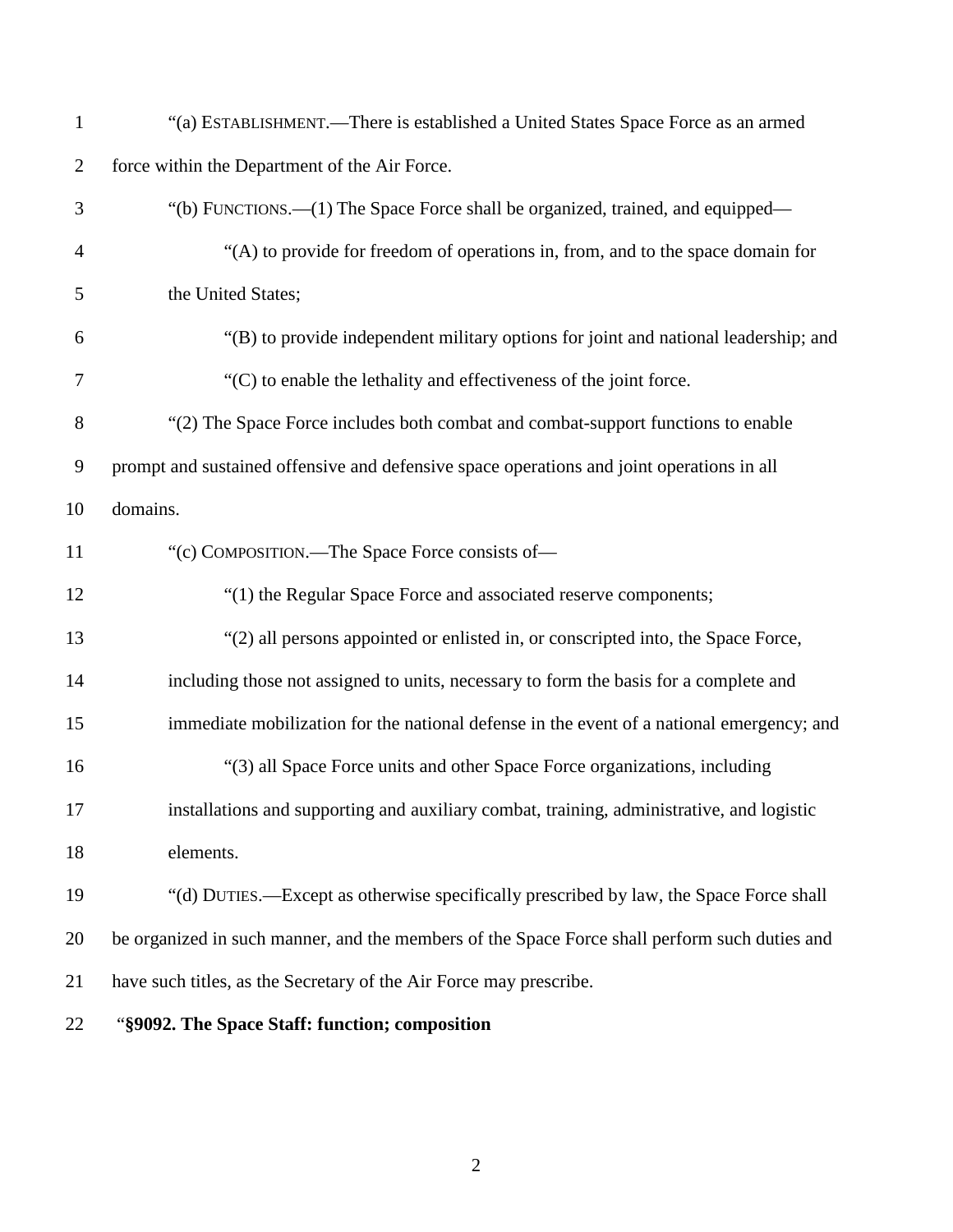"(a) ESTABLISHMENT.—There is established a United States Space Force as an armed force within the Department of the Air Force.

"(b) FUNCTIONS.—(1) The Space Force shall be organized, trained, and equipped—

"(A) to provide for freedom of operations in, from, and to the space domain for the United States;

"(B) to provide independent military options for joint and national leadership; and

"(C) to enable the lethality and effectiveness of the joint force.

"(2) The Space Force includes both combat and combat-support functions to enable prompt and sustained offensive and defensive space operations and joint operations in all domains.

"(c) COMPOSITION.—The Space Force consists of—

"(1) the Regular Space Force and associated reserve components;

"(2) all persons appointed or enlisted in, or conscripted into, the Space Force, including those not assigned to units, necessary to form the basis for a complete and immediate mobilization for the national defense in the event of a national emergency; and

"(3) all Space Force units and other Space Force organizations, including installations and supporting and auxiliary combat, training, administrative, and logistic elements.

"(d) DUTIES.—Except as otherwise specifically prescribed by law, the Space Force shall be organized in such manner, and the members of the Space Force shall perform such duties and have such titles, as the Secretary of the Air Force may prescribe.

"**§9092. The Space Staff: function; composition**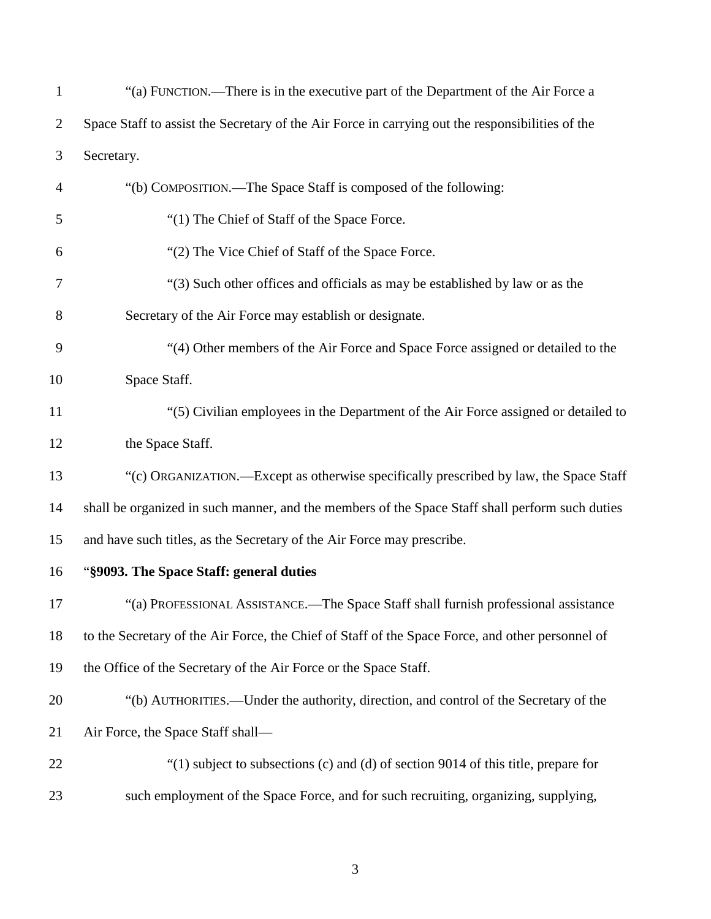"(a) FUNCTION.—There is in the executive part of the Department of the Air Force a Space Staff to assist the Secretary of the Air Force in carrying out the responsibilities of the Secretary.

"(b) COMPOSITION.—The Space Staff is composed of the following:

"(1) The Chief of Staff of the Space Force.

"(2) The Vice Chief of Staff of the Space Force.

"(3) Such other offices and officials as may be established by law or as the Secretary of the Air Force may establish or designate.

"(4) Other members of the Air Force and Space Force assigned or detailed to the Space Staff.

"(5) Civilian employees in the Department of the Air Force assigned or detailed to the Space Staff.

"(c) ORGANIZATION.—Except as otherwise specifically prescribed by law, the Space Staff shall be organized in such manner, and the members of the Space Staff shall perform such duties and have such titles, as the Secretary of the Air Force may prescribe.

"**§9093. The Space Staff: general duties**

"(a) PROFESSIONAL ASSISTANCE.—The Space Staff shall furnish professional assistance to the Secretary of the Air Force, the Chief of Staff of the Space Force, and other personnel of the Office of the Secretary of the Air Force or the Space Staff.

"(b) AUTHORITIES.—Under the authority, direction, and control of the Secretary of the Air Force, the Space Staff shall—

"(1) subject to subsections (c) and (d) of section 9014 of this title, prepare for such employment of the Space Force, and for such recruiting, organizing, supplying,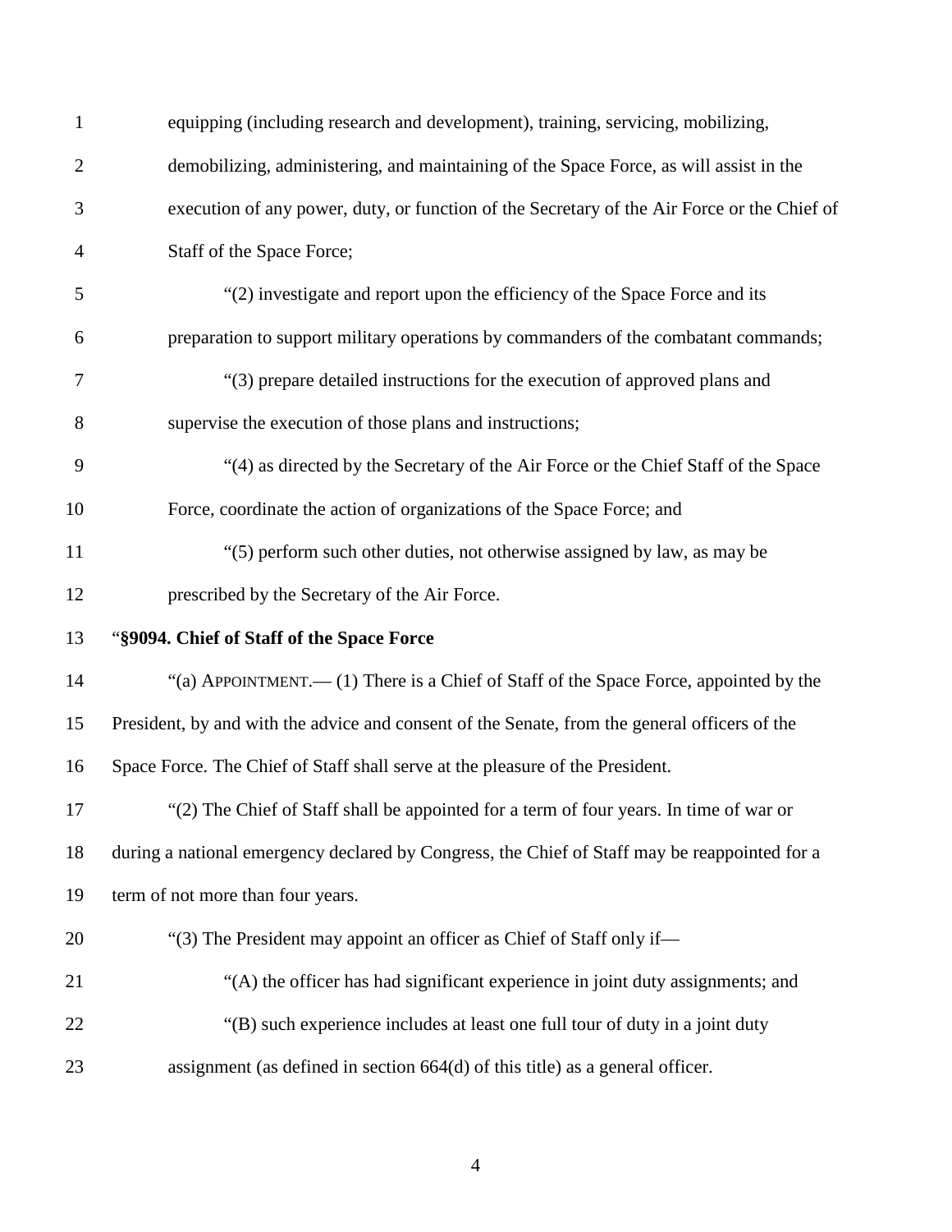equipping (including research and development), training, servicing, mobilizing, demobilizing, administering, and maintaining of the Space Force, as will assist in the execution of any power, duty, or function of the Secretary of the Air Force or the Chief of Staff of the Space Force;

"(2) investigate and report upon the efficiency of the Space Force and its preparation to support military operations by commanders of the combatant commands;

"(3) prepare detailed instructions for the execution of approved plans and supervise the execution of those plans and instructions;

"(4) as directed by the Secretary of the Air Force or the Chief Staff of the Space Force, coordinate the action of organizations of the Space Force; and

"(5) perform such other duties, not otherwise assigned by law, as may be prescribed by the Secretary of the Air Force.

"**§9094. Chief of Staff of the Space Force**

"(a) APPOINTMENT.— (1) There is a Chief of Staff of the Space Force, appointed by the President, by and with the advice and consent of the Senate, from the general officers of the Space Force. The Chief of Staff shall serve at the pleasure of the President.

"(2) The Chief of Staff shall be appointed for a term of four years. In time of war or during a national emergency declared by Congress, the Chief of Staff may be reappointed for a term of not more than four years.

"(3) The President may appoint an officer as Chief of Staff only if—

"(A) the officer has had significant experience in joint duty assignments; and

"(B) such experience includes at least one full tour of duty in a joint duty assignment (as defined in section 664(d) of this title) as a general officer.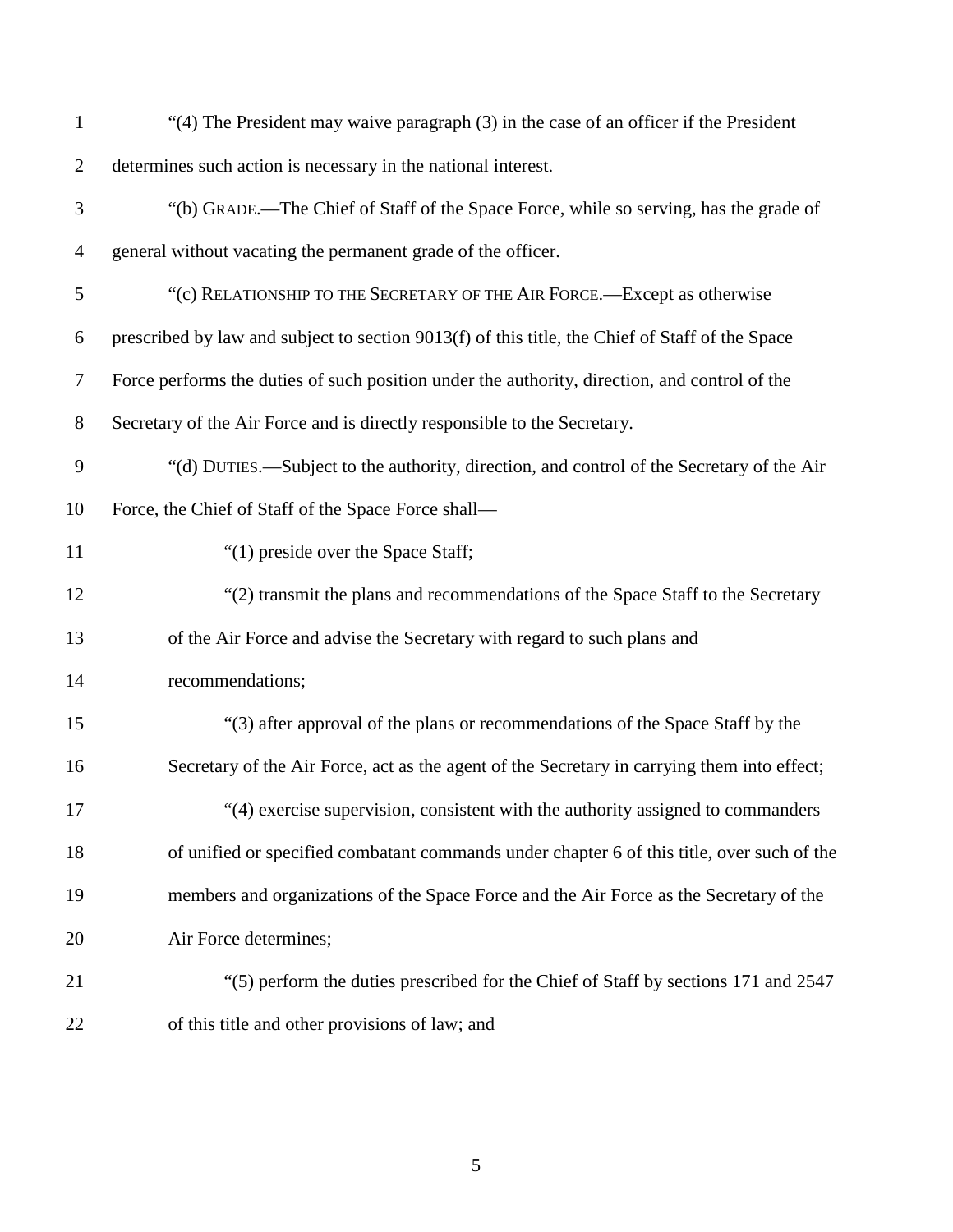“(4) The President may waive paragraph (3) in the case of an officer if the President determines such action is necessary in the national interest.

“(b) GRADE.—The Chief of Staff of the Space Force, while so serving, has the grade of general without vacating the permanent grade of the officer.

“(c) RELATIONSHIP TO THE SECRETARY OF THE AIR FORCE.—Except as otherwise prescribed by law and subject to section 9013(f) of this title, the Chief of Staff of the Space Force performs the duties of such position under the authority, direction, and control of the Secretary of the Air Force and is directly responsible to the Secretary.

“(d) DUTIES.—Subject to the authority, direction, and control of the Secretary of the Air Force, the Chief of Staff of the Space Force shall—

“(1) preside over the Space Staff;

“(2) transmit the plans and recommendations of the Space Staff to the Secretary of the Air Force and advise the Secretary with regard to such plans and recommendations;

“(3) after approval of the plans or recommendations of the Space Staff by the Secretary of the Air Force, act as the agent of the Secretary in carrying them into effect;

“(4) exercise supervision, consistent with the authority assigned to commanders of unified or specified combatant commands under chapter 6 of this title, over such of the members and organizations of the Space Force and the Air Force as the Secretary of the Air Force determines;

“(5) perform the duties prescribed for the Chief of Staff by sections 171 and 2547 of this title and other provisions of law; and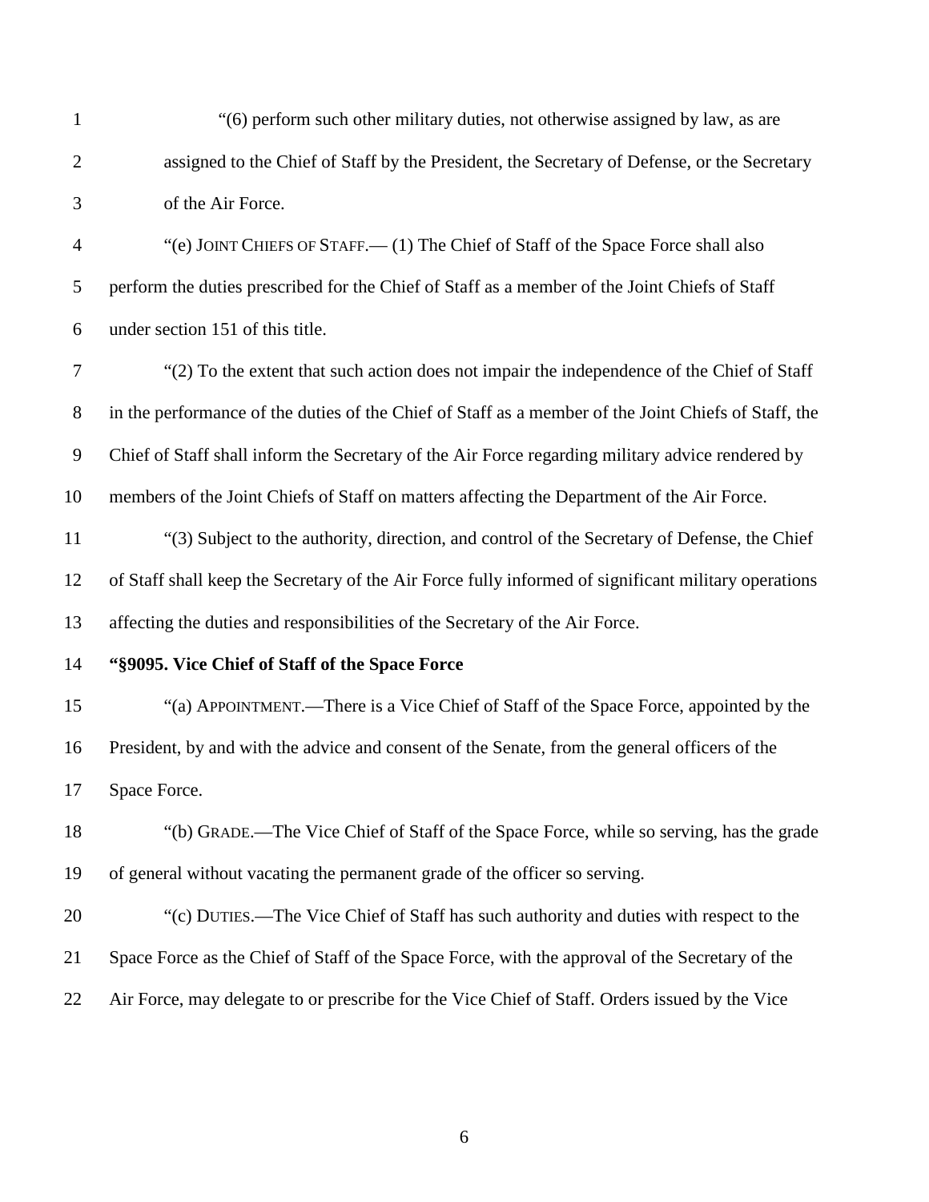"(6) perform such other military duties, not otherwise assigned by law, as are assigned to the Chief of Staff by the President, the Secretary of Defense, or the Secretary of the Air Force.

"(e) JOINT CHIEFS OF STAFF.— (1) The Chief of Staff of the Space Force shall also perform the duties prescribed for the Chief of Staff as a member of the Joint Chiefs of Staff under section 151 of this title.

"(2) To the extent that such action does not impair the independence of the Chief of Staff in the performance of the duties of the Chief of Staff as a member of the Joint Chiefs of Staff, the Chief of Staff shall inform the Secretary of the Air Force regarding military advice rendered by members of the Joint Chiefs of Staff on matters affecting the Department of the Air Force.

"(3) Subject to the authority, direction, and control of the Secretary of Defense, the Chief of Staff shall keep the Secretary of the Air Force fully informed of significant military operations affecting the duties and responsibilities of the Secretary of the Air Force.

**"§9095. Vice Chief of Staff of the Space Force**

"(a) APPOINTMENT.—There is a Vice Chief of Staff of the Space Force, appointed by the President, by and with the advice and consent of the Senate, from the general officers of the Space Force.

"(b) GRADE.—The Vice Chief of Staff of the Space Force, while so serving, has the grade of general without vacating the permanent grade of the officer so serving.

"(c) DUTIES.—The Vice Chief of Staff has such authority and duties with respect to the Space Force as the Chief of Staff of the Space Force, with the approval of the Secretary of the Air Force, may delegate to or prescribe for the Vice Chief of Staff. Orders issued by the Vice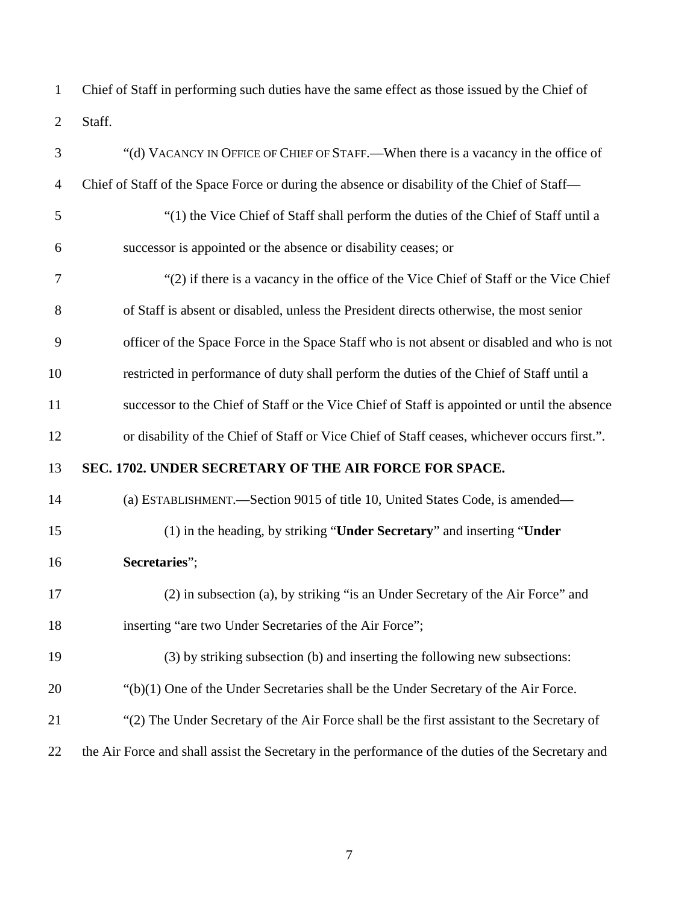Chief of Staff in performing such duties have the same effect as those issued by the Chief of Staff.

"(d) VACANCY IN OFFICE OF CHIEF OF STAFF.—When there is a vacancy in the office of Chief of Staff of the Space Force or during the absence or disability of the Chief of Staff—

"(1) the Vice Chief of Staff shall perform the duties of the Chief of Staff until a successor is appointed or the absence or disability ceases; or

"(2) if there is a vacancy in the office of the Vice Chief of Staff or the Vice Chief of Staff is absent or disabled, unless the President directs otherwise, the most senior officer of the Space Force in the Space Staff who is not absent or disabled and who is not restricted in performance of duty shall perform the duties of the Chief of Staff until a successor to the Chief of Staff or the Vice Chief of Staff is appointed or until the absence or disability of the Chief of Staff or Vice Chief of Staff ceases, whichever occurs first.".

**SEC. 1702. UNDER SECRETARY OF THE AIR FORCE FOR SPACE.**

(a) ESTABLISHMENT.—Section 9015 of title 10, United States Code, is amended—

(1) in the heading, by striking "**Under Secretary**" and inserting "**Under Secretaries**";

(2) in subsection (a), by striking "is an Under Secretary of the Air Force" and inserting "are two Under Secretaries of the Air Force";

(3) by striking subsection (b) and inserting the following new subsections:

"(b)(1) One of the Under Secretaries shall be the Under Secretary of the Air Force.

"(2) The Under Secretary of the Air Force shall be the first assistant to the Secretary of the Air Force and shall assist the Secretary in the performance of the duties of the Secretary and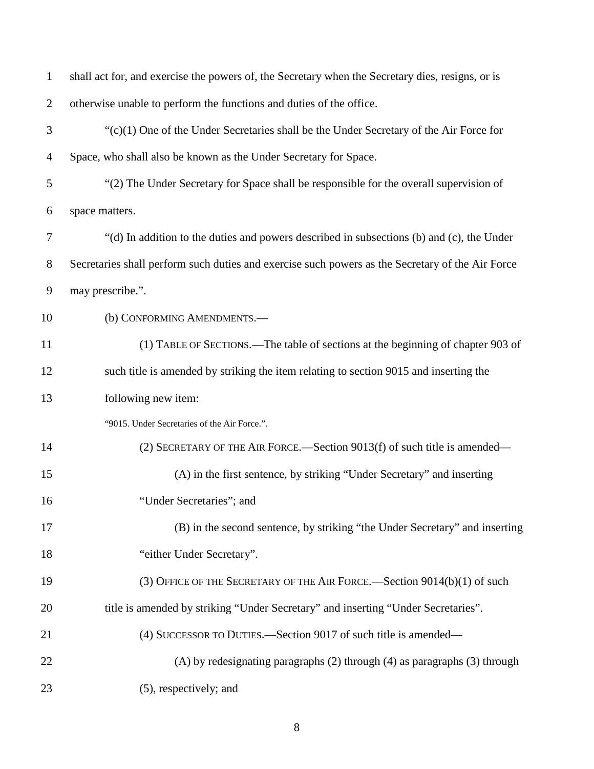shall act for, and exercise the powers of, the Secretary when the Secretary dies, resigns, or is otherwise unable to perform the functions and duties of the office.

"(c)(1) One of the Under Secretaries shall be the Under Secretary of the Air Force for Space, who shall also be known as the Under Secretary for Space.

"(2) The Under Secretary for Space shall be responsible for the overall supervision of space matters.

"(d) In addition to the duties and powers described in subsections (b) and (c), the Under Secretaries shall perform such duties and exercise such powers as the Secretary of the Air Force may prescribe.".

(b) CONFORMING AMENDMENTS.—

(1) TABLE OF SECTIONS.—The table of sections at the beginning of chapter 903 of such title is amended by striking the item relating to section 9015 and inserting the following new item:

"9015. Under Secretaries of the Air Force.".

(2) SECRETARY OF THE AIR FORCE.—Section 9013(f) of such title is amended—

(A) in the first sentence, by striking "Under Secretary" and inserting "Under Secretaries"; and

(B) in the second sentence, by striking "the Under Secretary" and inserting "either Under Secretary".

(3) OFFICE OF THE SECRETARY OF THE AIR FORCE.—Section 9014(b)(1) of such title is amended by striking "Under Secretary" and inserting "Under Secretaries".

(4) SUCCESSOR TO DUTIES.—Section 9017 of such title is amended—

(A) by redesignating paragraphs (2) through (4) as paragraphs (3) through (5), respectively; and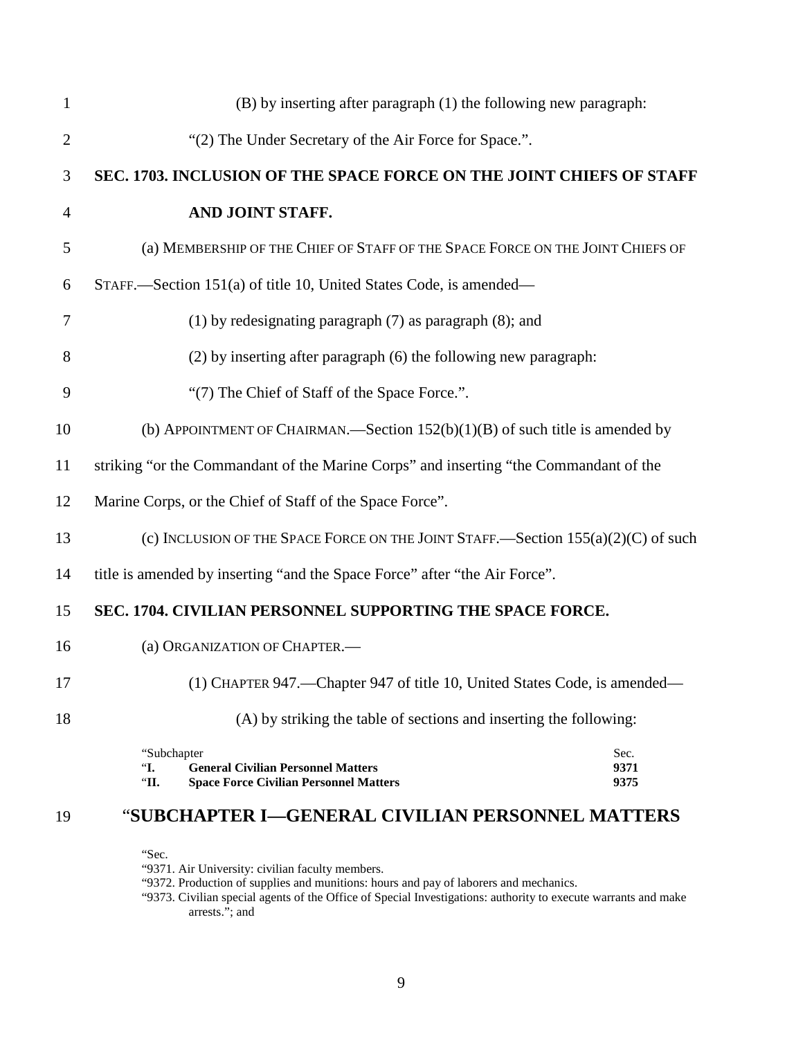(B) by inserting after paragraph (1) the following new paragraph:

"(2) The Under Secretary of the Air Force for Space.".

**SEC. 1703. INCLUSION OF THE SPACE FORCE ON THE JOINT CHIEFS OF STAFF AND JOINT STAFF.**

(a) MEMBERSHIP OF THE CHIEF OF STAFF OF THE SPACE FORCE ON THE JOINT CHIEFS OF STAFF.—Section 151(a) of title 10, United States Code, is amended—

(1) by redesignating paragraph (7) as paragraph (8); and

(2) by inserting after paragraph (6) the following new paragraph:

"(7) The Chief of Staff of the Space Force.".

(b) APPOINTMENT OF CHAIRMAN.—Section 152(b)(1)(B) of such title is amended by striking "or the Commandant of the Marine Corps" and inserting "the Commandant of the Marine Corps, or the Chief of Staff of the Space Force".

(c) INCLUSION OF THE SPACE FORCE ON THE JOINT STAFF.—Section 155(a)(2)(C) of such title is amended by inserting "and the Space Force" after "the Air Force".

**SEC. 1704. CIVILIAN PERSONNEL SUPPORTING THE SPACE FORCE.**

(a) ORGANIZATION OF CHAPTER.—

(1) CHAPTER 947.—Chapter 947 of title 10, United States Code, is amended—

(A) by striking the table of sections and inserting the following:

| "Subchapter | | Sec. |
|---|---|---|
| "**I.** | **General Civilian Personnel Matters** | **9371** |
| "**II.** | **Space Force Civilian Personnel Matters** | **9375** |

## "SUBCHAPTER I—GENERAL CIVILIAN PERSONNEL MATTERS

"Sec.
"9371. Air University: civilian faculty members.
"9372. Production of supplies and munitions: hours and pay of laborers and mechanics.
"9373. Civilian special agents of the Office of Special Investigations: authority to execute warrants and make arrests."; and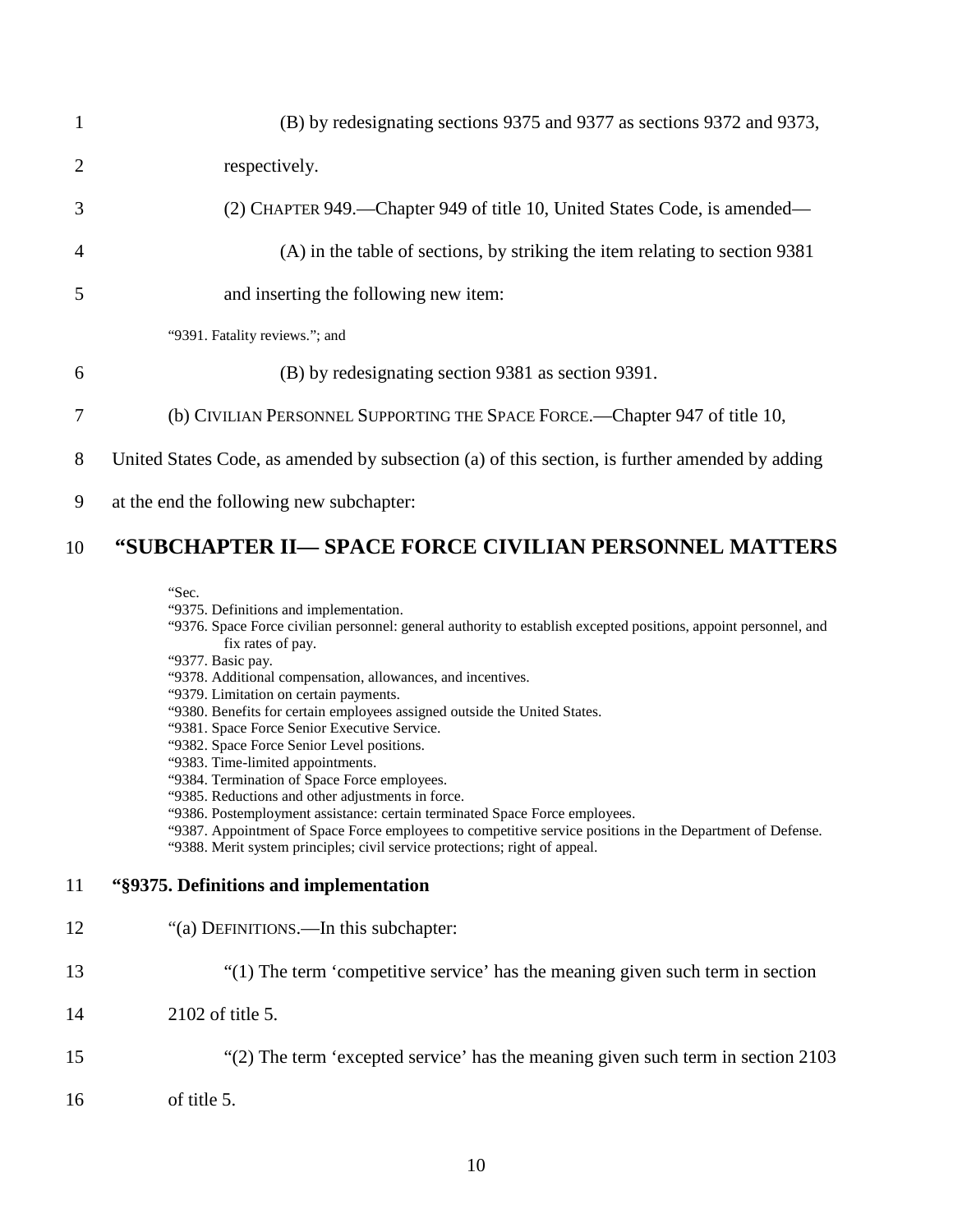(B) by redesignating sections 9375 and 9377 as sections 9372 and 9373, respectively.

(2) CHAPTER 949.—Chapter 949 of title 10, United States Code, is amended—

(A) in the table of sections, by striking the item relating to section 9381 and inserting the following new item:

"9391. Fatality reviews."; and

(B) by redesignating section 9381 as section 9391.

(b) CIVILIAN PERSONNEL SUPPORTING THE SPACE FORCE.—Chapter 947 of title 10, United States Code, as amended by subsection (a) of this section, is further amended by adding at the end the following new subchapter:

## "SUBCHAPTER II— SPACE FORCE CIVILIAN PERSONNEL MATTERS

"Sec.
"9375. Definitions and implementation.
"9376. Space Force civilian personnel: general authority to establish excepted positions, appoint personnel, and fix rates of pay.
"9377. Basic pay.
"9378. Additional compensation, allowances, and incentives.
"9379. Limitation on certain payments.
"9380. Benefits for certain employees assigned outside the United States.
"9381. Space Force Senior Executive Service.
"9382. Space Force Senior Level positions.
"9383. Time-limited appointments.
"9384. Termination of Space Force employees.
"9385. Reductions and other adjustments in force.
"9386. Postemployment assistance: certain terminated Space Force employees.
"9387. Appointment of Space Force employees to competitive service positions in the Department of Defense.
"9388. Merit system principles; civil service protections; right of appeal.

### "§9375. Definitions and implementation

"(a) DEFINITIONS.—In this subchapter:

"(1) The term 'competitive service' has the meaning given such term in section 2102 of title 5.

"(2) The term 'excepted service' has the meaning given such term in section 2103 of title 5.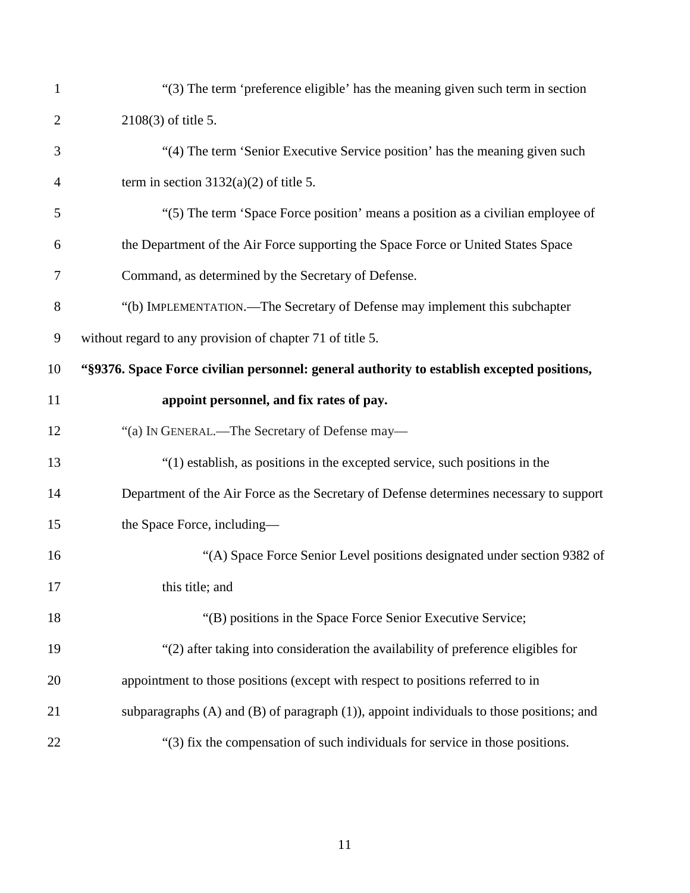"(3) The term 'preference eligible' has the meaning given such term in section 2108(3) of title 5.

"(4) The term 'Senior Executive Service position' has the meaning given such term in section 3132(a)(2) of title 5.

"(5) The term 'Space Force position' means a position as a civilian employee of the Department of the Air Force supporting the Space Force or United States Space Command, as determined by the Secretary of Defense.

"(b) IMPLEMENTATION.—The Secretary of Defense may implement this subchapter without regard to any provision of chapter 71 of title 5.

**"§9376. Space Force civilian personnel: general authority to establish excepted positions, appoint personnel, and fix rates of pay.**

"(a) IN GENERAL.—The Secretary of Defense may—

"(1) establish, as positions in the excepted service, such positions in the Department of the Air Force as the Secretary of Defense determines necessary to support the Space Force, including—

"(A) Space Force Senior Level positions designated under section 9382 of this title; and

"(B) positions in the Space Force Senior Executive Service;

"(2) after taking into consideration the availability of preference eligibles for appointment to those positions (except with respect to positions referred to in subparagraphs (A) and (B) of paragraph (1)), appoint individuals to those positions; and

"(3) fix the compensation of such individuals for service in those positions.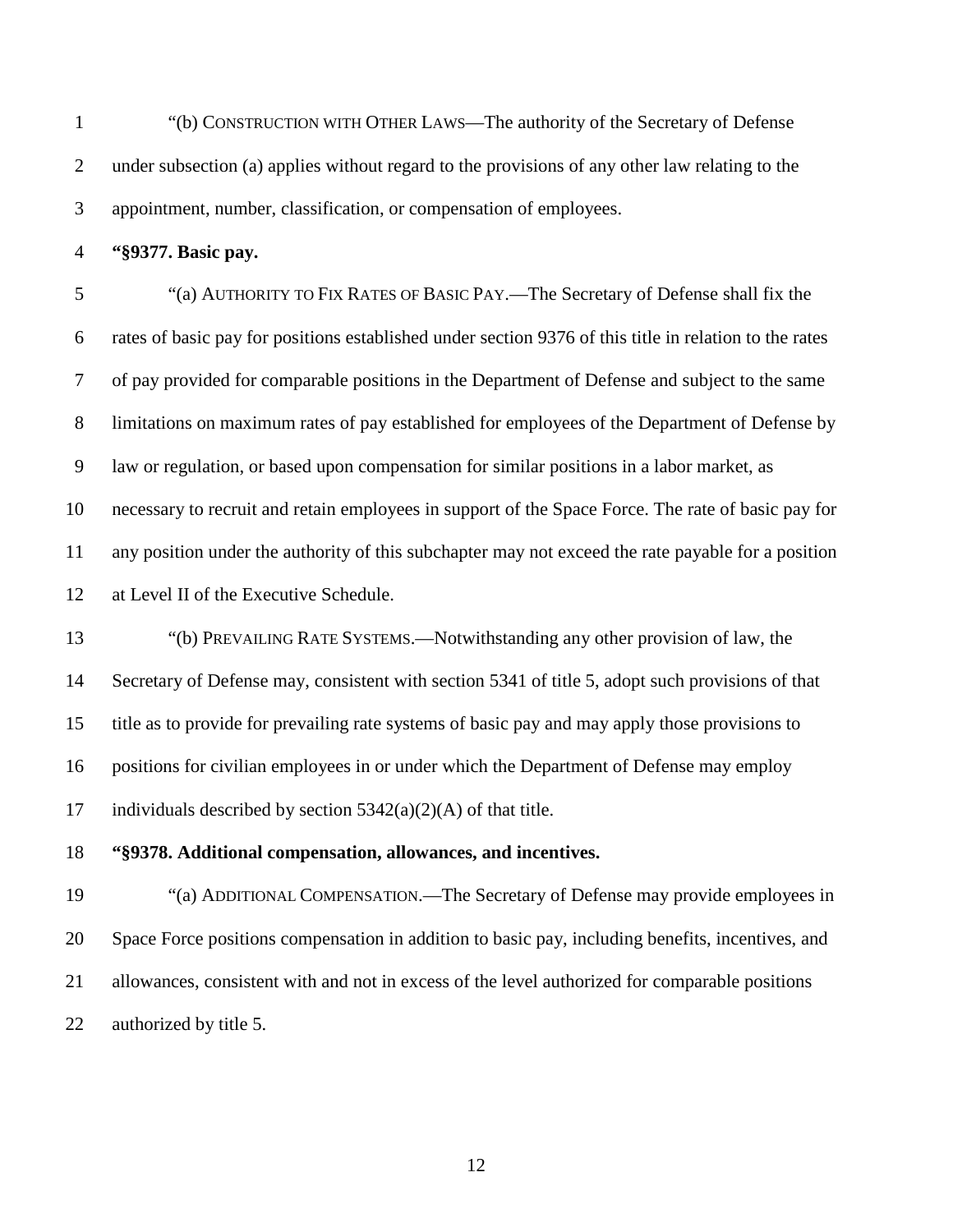"(b) CONSTRUCTION WITH OTHER LAWS—The authority of the Secretary of Defense under subsection (a) applies without regard to the provisions of any other law relating to the appointment, number, classification, or compensation of employees.

**"§9377. Basic pay.**

"(a) AUTHORITY TO FIX RATES OF BASIC PAY.—The Secretary of Defense shall fix the rates of basic pay for positions established under section 9376 of this title in relation to the rates of pay provided for comparable positions in the Department of Defense and subject to the same limitations on maximum rates of pay established for employees of the Department of Defense by law or regulation, or based upon compensation for similar positions in a labor market, as necessary to recruit and retain employees in support of the Space Force. The rate of basic pay for any position under the authority of this subchapter may not exceed the rate payable for a position at Level II of the Executive Schedule.

"(b) PREVAILING RATE SYSTEMS.—Notwithstanding any other provision of law, the Secretary of Defense may, consistent with section 5341 of title 5, adopt such provisions of that title as to provide for prevailing rate systems of basic pay and may apply those provisions to positions for civilian employees in or under which the Department of Defense may employ individuals described by section 5342(a)(2)(A) of that title.

**"§9378. Additional compensation, allowances, and incentives.**

"(a) ADDITIONAL COMPENSATION.—The Secretary of Defense may provide employees in Space Force positions compensation in addition to basic pay, including benefits, incentives, and allowances, consistent with and not in excess of the level authorized for comparable positions authorized by title 5.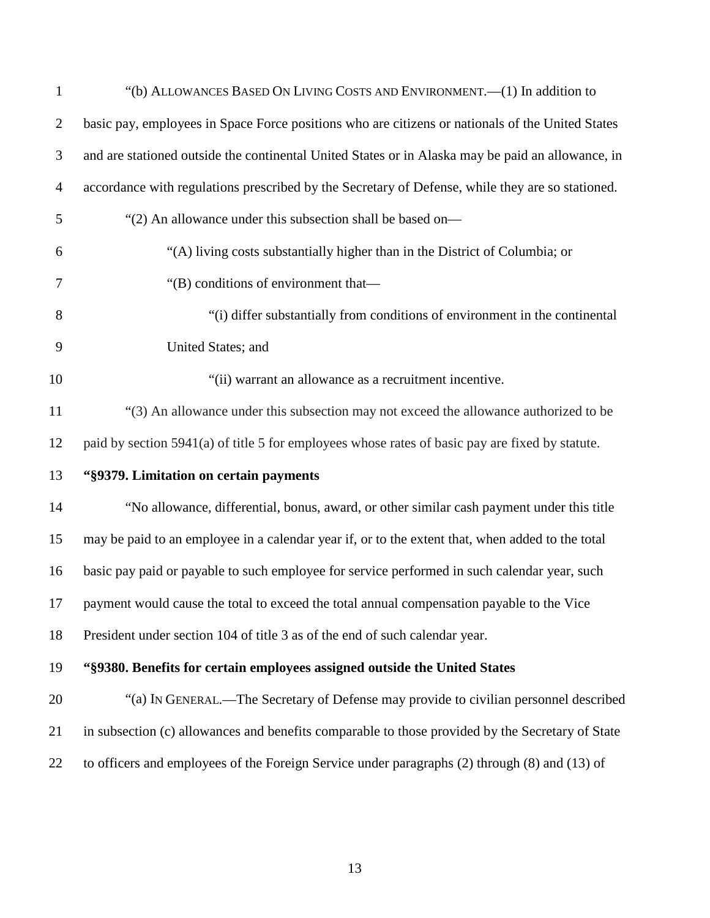"(b) ALLOWANCES BASED ON LIVING COSTS AND ENVIRONMENT.—(1) In addition to basic pay, employees in Space Force positions who are citizens or nationals of the United States and are stationed outside the continental United States or in Alaska may be paid an allowance, in accordance with regulations prescribed by the Secretary of Defense, while they are so stationed.

"(2) An allowance under this subsection shall be based on—

"(A) living costs substantially higher than in the District of Columbia; or

"(B) conditions of environment that—

"(i) differ substantially from conditions of environment in the continental United States; and

"(ii) warrant an allowance as a recruitment incentive.

"(3) An allowance under this subsection may not exceed the allowance authorized to be paid by section 5941(a) of title 5 for employees whose rates of basic pay are fixed by statute.

**"§9379. Limitation on certain payments**

"No allowance, differential, bonus, award, or other similar cash payment under this title may be paid to an employee in a calendar year if, or to the extent that, when added to the total basic pay paid or payable to such employee for service performed in such calendar year, such payment would cause the total to exceed the total annual compensation payable to the Vice President under section 104 of title 3 as of the end of such calendar year.

**"§9380. Benefits for certain employees assigned outside the United States**

"(a) IN GENERAL.—The Secretary of Defense may provide to civilian personnel described in subsection (c) allowances and benefits comparable to those provided by the Secretary of State to officers and employees of the Foreign Service under paragraphs (2) through (8) and (13) of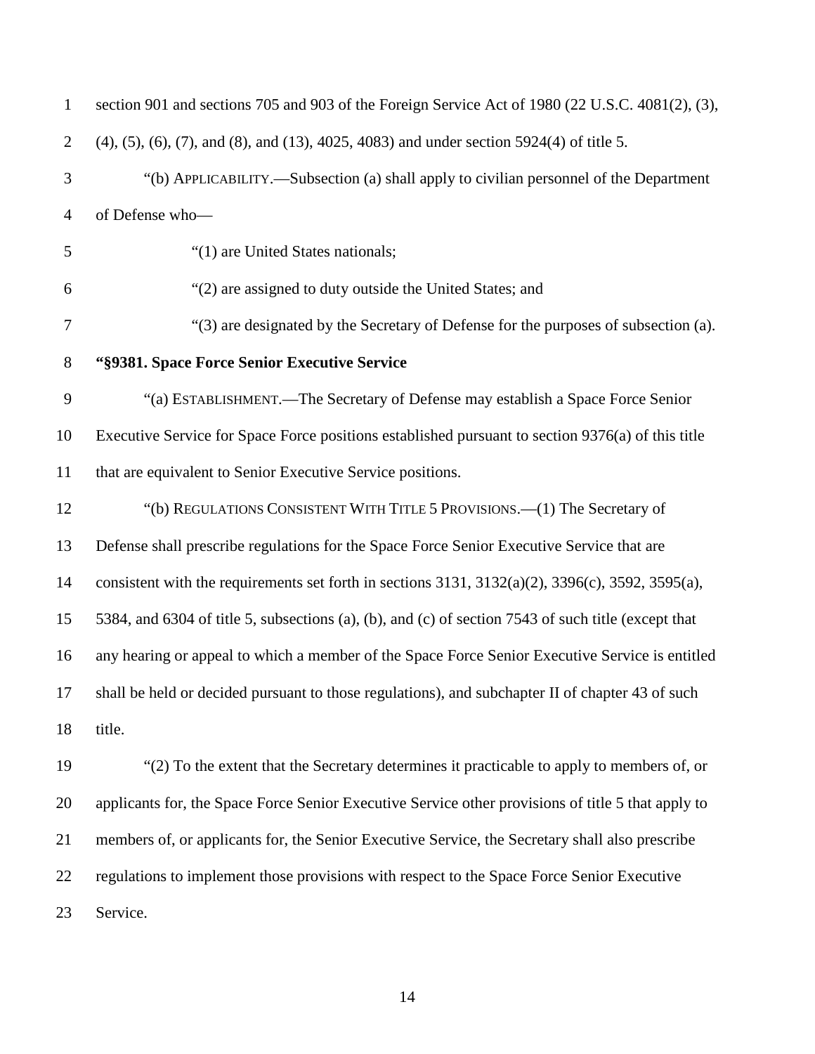section 901 and sections 705 and 903 of the Foreign Service Act of 1980 (22 U.S.C. 4081(2), (3), (4), (5), (6), (7), and (8), and (13), 4025, 4083) and under section 5924(4) of title 5.

"(b) APPLICABILITY.—Subsection (a) shall apply to civilian personnel of the Department of Defense who—

"(1) are United States nationals;

"(2) are assigned to duty outside the United States; and

"(3) are designated by the Secretary of Defense for the purposes of subsection (a).

**"§9381. Space Force Senior Executive Service**

"(a) ESTABLISHMENT.—The Secretary of Defense may establish a Space Force Senior Executive Service for Space Force positions established pursuant to section 9376(a) of this title that are equivalent to Senior Executive Service positions.

"(b) REGULATIONS CONSISTENT WITH TITLE 5 PROVISIONS.—(1) The Secretary of Defense shall prescribe regulations for the Space Force Senior Executive Service that are consistent with the requirements set forth in sections 3131, 3132(a)(2), 3396(c), 3592, 3595(a), 5384, and 6304 of title 5, subsections (a), (b), and (c) of section 7543 of such title (except that any hearing or appeal to which a member of the Space Force Senior Executive Service is entitled shall be held or decided pursuant to those regulations), and subchapter II of chapter 43 of such title.

"(2) To the extent that the Secretary determines it practicable to apply to members of, or applicants for, the Space Force Senior Executive Service other provisions of title 5 that apply to members of, or applicants for, the Senior Executive Service, the Secretary shall also prescribe regulations to implement those provisions with respect to the Space Force Senior Executive Service.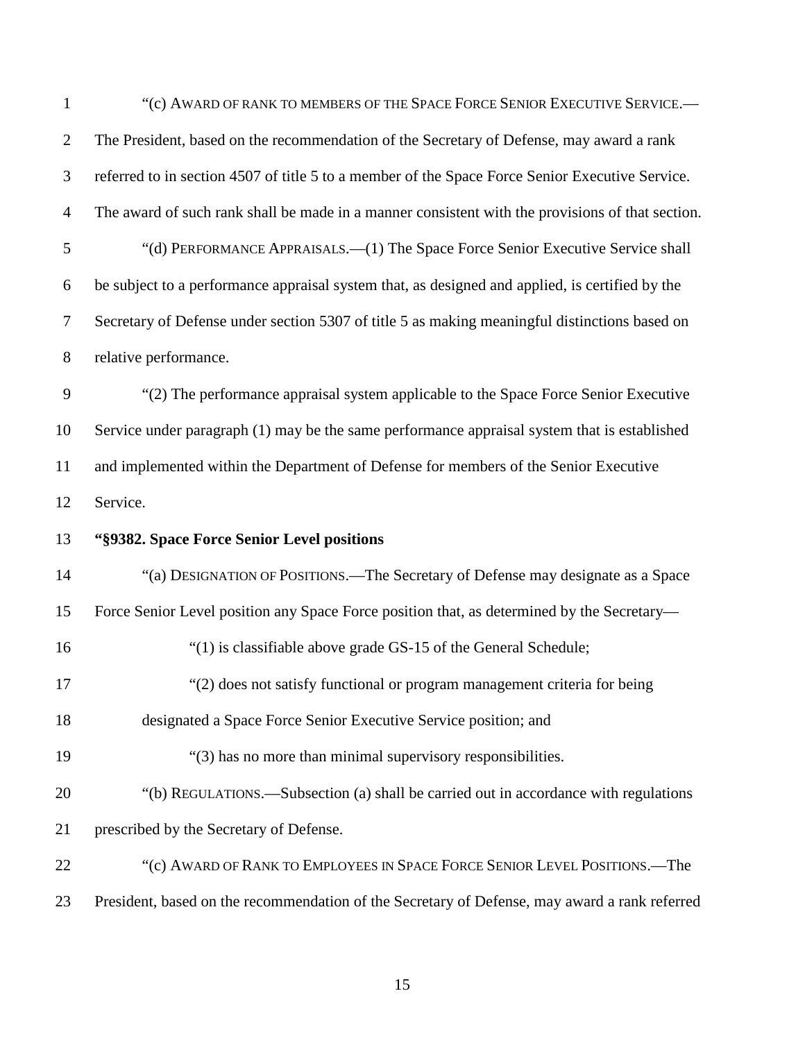"(c) AWARD OF RANK TO MEMBERS OF THE SPACE FORCE SENIOR EXECUTIVE SERVICE.—The President, based on the recommendation of the Secretary of Defense, may award a rank referred to in section 4507 of title 5 to a member of the Space Force Senior Executive Service. The award of such rank shall be made in a manner consistent with the provisions of that section.

"(d) PERFORMANCE APPRAISALS.—(1) The Space Force Senior Executive Service shall be subject to a performance appraisal system that, as designed and applied, is certified by the Secretary of Defense under section 5307 of title 5 as making meaningful distinctions based on relative performance.

"(2) The performance appraisal system applicable to the Space Force Senior Executive Service under paragraph (1) may be the same performance appraisal system that is established and implemented within the Department of Defense for members of the Senior Executive Service.

**"§9382. Space Force Senior Level positions**

"(a) DESIGNATION OF POSITIONS.—The Secretary of Defense may designate as a Space Force Senior Level position any Space Force position that, as determined by the Secretary—

"(1) is classifiable above grade GS-15 of the General Schedule;

"(2) does not satisfy functional or program management criteria for being designated a Space Force Senior Executive Service position; and

"(3) has no more than minimal supervisory responsibilities.

"(b) REGULATIONS.—Subsection (a) shall be carried out in accordance with regulations prescribed by the Secretary of Defense.

"(c) AWARD OF RANK TO EMPLOYEES IN SPACE FORCE SENIOR LEVEL POSITIONS.—The President, based on the recommendation of the Secretary of Defense, may award a rank referred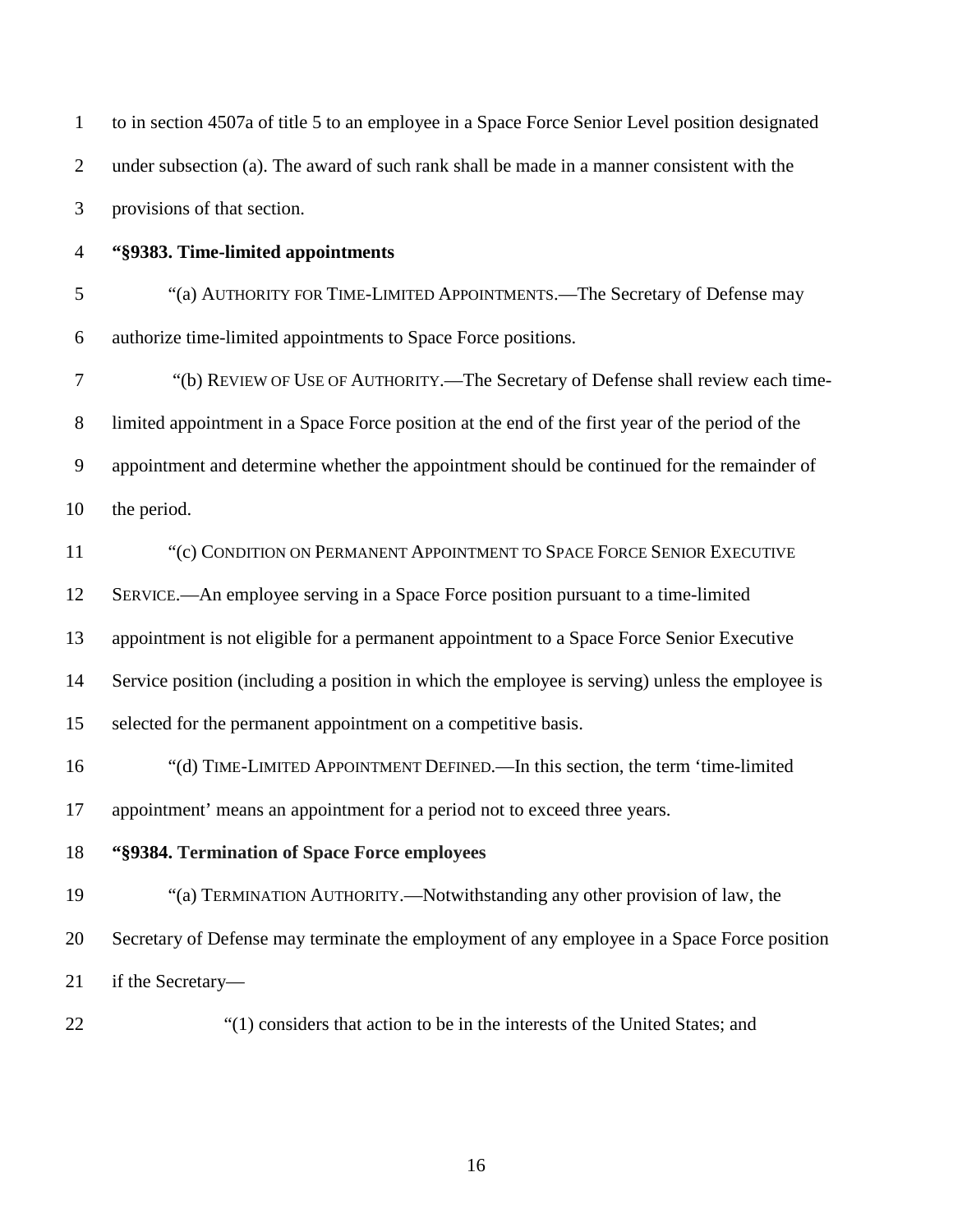to in section 4507a of title 5 to an employee in a Space Force Senior Level position designated under subsection (a). The award of such rank shall be made in a manner consistent with the provisions of that section.

**“§9383. Time-limited appointments**

“(a) AUTHORITY FOR TIME-LIMITED APPOINTMENTS.—The Secretary of Defense may authorize time-limited appointments to Space Force positions.

“(b) REVIEW OF USE OF AUTHORITY.—The Secretary of Defense shall review each time-limited appointment in a Space Force position at the end of the first year of the period of the appointment and determine whether the appointment should be continued for the remainder of the period.

“(c) CONDITION ON PERMANENT APPOINTMENT TO SPACE FORCE SENIOR EXECUTIVE SERVICE.—An employee serving in a Space Force position pursuant to a time-limited appointment is not eligible for a permanent appointment to a Space Force Senior Executive Service position (including a position in which the employee is serving) unless the employee is selected for the permanent appointment on a competitive basis.

“(d) TIME-LIMITED APPOINTMENT DEFINED.—In this section, the term ‘time-limited appointment’ means an appointment for a period not to exceed three years.

**“§9384. Termination of Space Force employees**

“(a) TERMINATION AUTHORITY.—Notwithstanding any other provision of law, the Secretary of Defense may terminate the employment of any employee in a Space Force position if the Secretary—

“(1) considers that action to be in the interests of the United States; and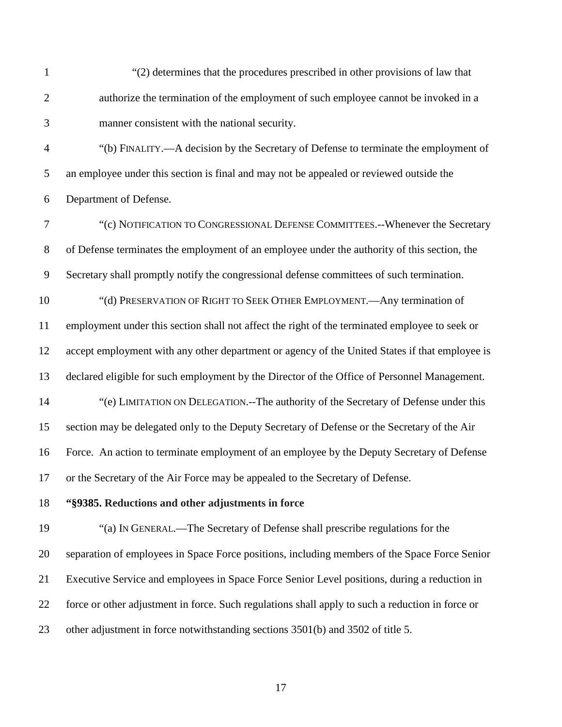"(2) determines that the procedures prescribed in other provisions of law that authorize the termination of the employment of such employee cannot be invoked in a manner consistent with the national security.

"(b) FINALITY.—A decision by the Secretary of Defense to terminate the employment of an employee under this section is final and may not be appealed or reviewed outside the Department of Defense.

"(c) NOTIFICATION TO CONGRESSIONAL DEFENSE COMMITTEES.--Whenever the Secretary of Defense terminates the employment of an employee under the authority of this section, the Secretary shall promptly notify the congressional defense committees of such termination.

"(d) PRESERVATION OF RIGHT TO SEEK OTHER EMPLOYMENT.—Any termination of employment under this section shall not affect the right of the terminated employee to seek or accept employment with any other department or agency of the United States if that employee is declared eligible for such employment by the Director of the Office of Personnel Management.

"(e) LIMITATION ON DELEGATION.--The authority of the Secretary of Defense under this section may be delegated only to the Deputy Secretary of Defense or the Secretary of the Air Force. An action to terminate employment of an employee by the Deputy Secretary of Defense or the Secretary of the Air Force may be appealed to the Secretary of Defense.

**"§9385. Reductions and other adjustments in force**

"(a) IN GENERAL.—The Secretary of Defense shall prescribe regulations for the separation of employees in Space Force positions, including members of the Space Force Senior Executive Service and employees in Space Force Senior Level positions, during a reduction in force or other adjustment in force. Such regulations shall apply to such a reduction in force or other adjustment in force notwithstanding sections 3501(b) and 3502 of title 5.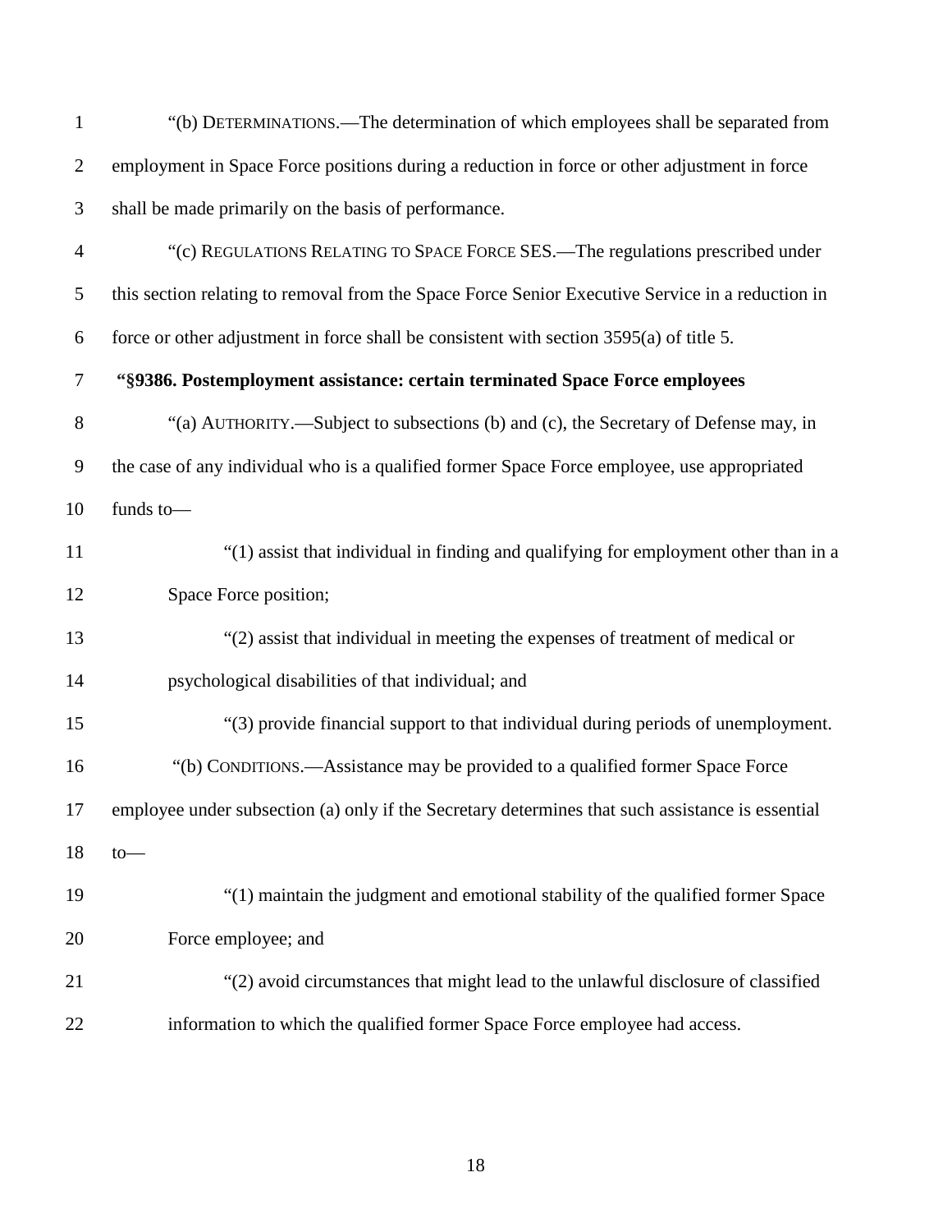"(b) DETERMINATIONS.—The determination of which employees shall be separated from employment in Space Force positions during a reduction in force or other adjustment in force shall be made primarily on the basis of performance.

"(c) REGULATIONS RELATING TO SPACE FORCE SES.—The regulations prescribed under this section relating to removal from the Space Force Senior Executive Service in a reduction in force or other adjustment in force shall be consistent with section 3595(a) of title 5.

**"§9386. Postemployment assistance: certain terminated Space Force employees**

"(a) AUTHORITY.—Subject to subsections (b) and (c), the Secretary of Defense may, in the case of any individual who is a qualified former Space Force employee, use appropriated funds to—

"(1) assist that individual in finding and qualifying for employment other than in a Space Force position;

"(2) assist that individual in meeting the expenses of treatment of medical or psychological disabilities of that individual; and

"(3) provide financial support to that individual during periods of unemployment.

"(b) CONDITIONS.—Assistance may be provided to a qualified former Space Force employee under subsection (a) only if the Secretary determines that such assistance is essential to—

"(1) maintain the judgment and emotional stability of the qualified former Space Force employee; and

"(2) avoid circumstances that might lead to the unlawful disclosure of classified information to which the qualified former Space Force employee had access.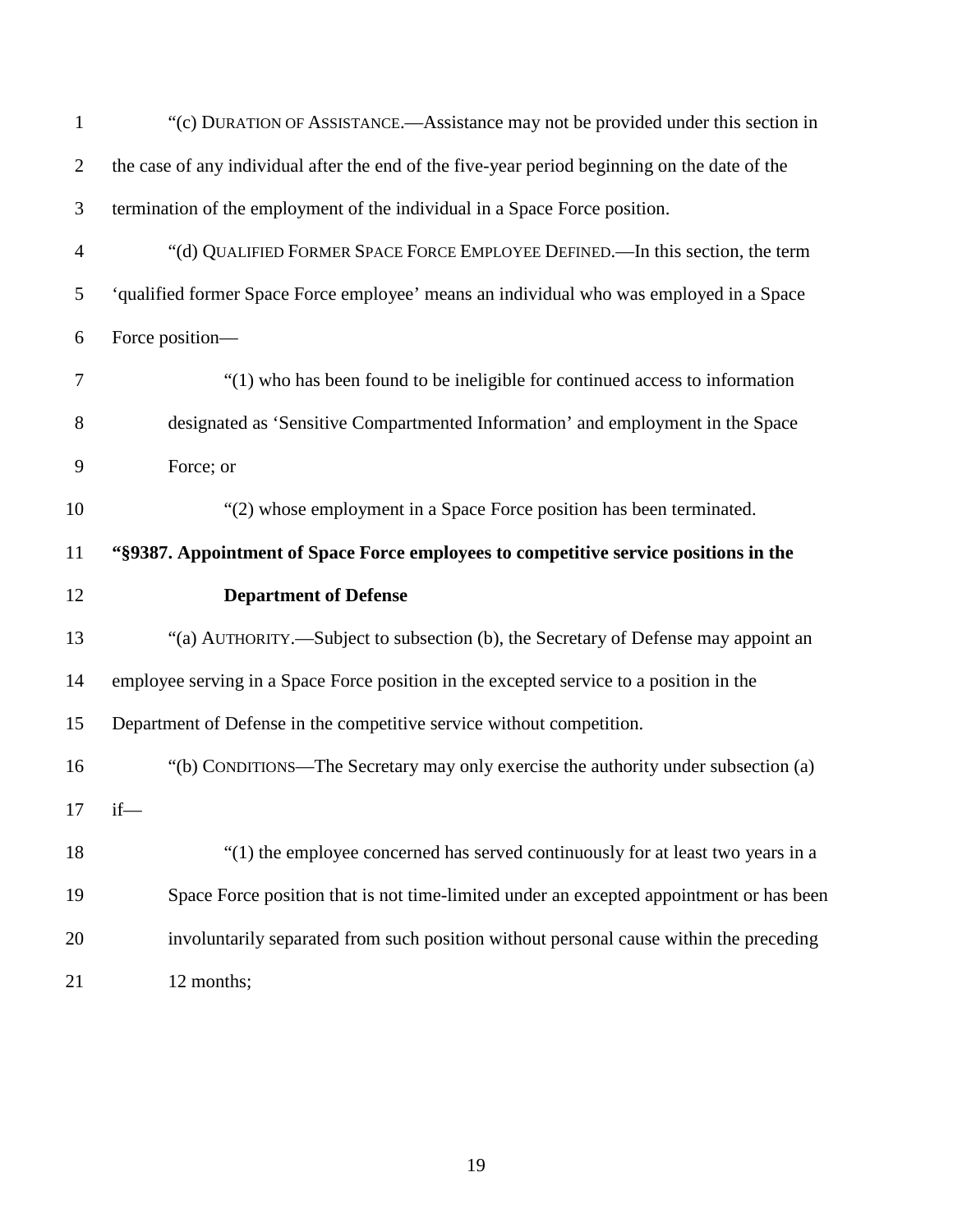"(c) DURATION OF ASSISTANCE.—Assistance may not be provided under this section in the case of any individual after the end of the five-year period beginning on the date of the termination of the employment of the individual in a Space Force position.

"(d) QUALIFIED FORMER SPACE FORCE EMPLOYEE DEFINED.—In this section, the term 'qualified former Space Force employee' means an individual who was employed in a Space Force position—

"(1) who has been found to be ineligible for continued access to information designated as 'Sensitive Compartmented Information' and employment in the Space Force; or

"(2) whose employment in a Space Force position has been terminated.

**"§9387. Appointment of Space Force employees to competitive service positions in the Department of Defense**

"(a) AUTHORITY.—Subject to subsection (b), the Secretary of Defense may appoint an employee serving in a Space Force position in the excepted service to a position in the Department of Defense in the competitive service without competition.

"(b) CONDITIONS—The Secretary may only exercise the authority under subsection (a) if—

"(1) the employee concerned has served continuously for at least two years in a Space Force position that is not time-limited under an excepted appointment or has been involuntarily separated from such position without personal cause within the preceding 12 months;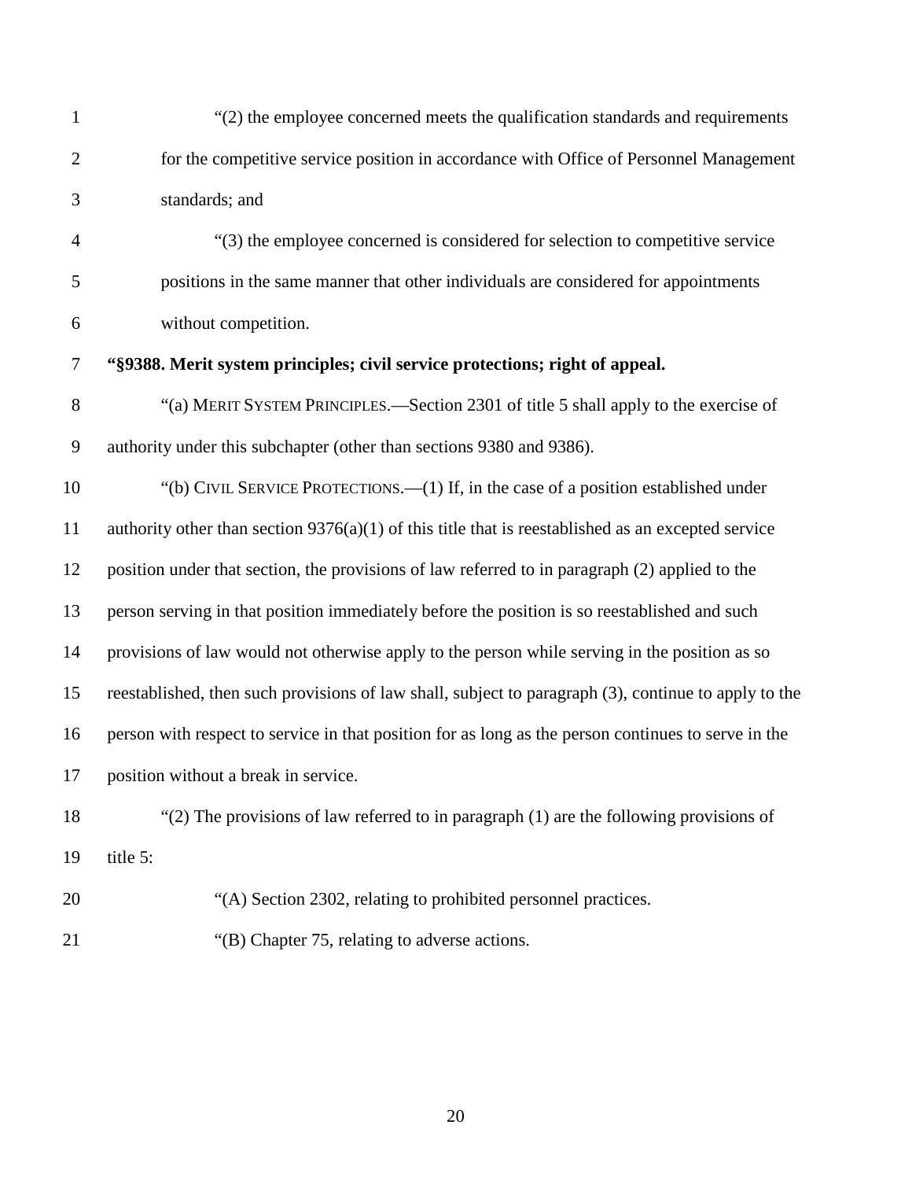“(2) the employee concerned meets the qualification standards and requirements for the competitive service position in accordance with Office of Personnel Management standards; and

“(3) the employee concerned is considered for selection to competitive service positions in the same manner that other individuals are considered for appointments without competition.

**“§9388. Merit system principles; civil service protections; right of appeal.**

“(a) MERIT SYSTEM PRINCIPLES.—Section 2301 of title 5 shall apply to the exercise of authority under this subchapter (other than sections 9380 and 9386).

“(b) CIVIL SERVICE PROTECTIONS.—(1) If, in the case of a position established under authority other than section 9376(a)(1) of this title that is reestablished as an excepted service position under that section, the provisions of law referred to in paragraph (2) applied to the person serving in that position immediately before the position is so reestablished and such provisions of law would not otherwise apply to the person while serving in the position as so reestablished, then such provisions of law shall, subject to paragraph (3), continue to apply to the person with respect to service in that position for as long as the person continues to serve in the position without a break in service.

“(2) The provisions of law referred to in paragraph (1) are the following provisions of title 5:

“(A) Section 2302, relating to prohibited personnel practices.

“(B) Chapter 75, relating to adverse actions.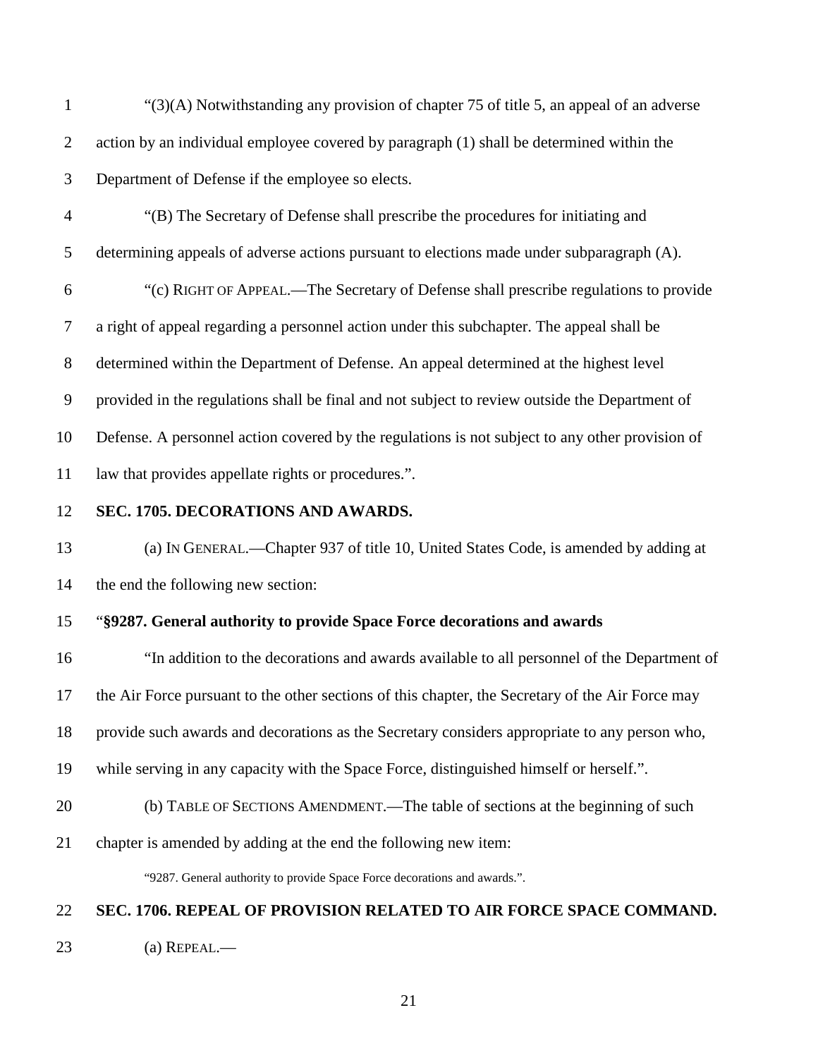“(3)(A) Notwithstanding any provision of chapter 75 of title 5, an appeal of an adverse action by an individual employee covered by paragraph (1) shall be determined within the Department of Defense if the employee so elects.

“(B) The Secretary of Defense shall prescribe the procedures for initiating and determining appeals of adverse actions pursuant to elections made under subparagraph (A).

“(c) RIGHT OF APPEAL.—The Secretary of Defense shall prescribe regulations to provide a right of appeal regarding a personnel action under this subchapter. The appeal shall be determined within the Department of Defense. An appeal determined at the highest level provided in the regulations shall be final and not subject to review outside the Department of Defense. A personnel action covered by the regulations is not subject to any other provision of law that provides appellate rights or procedures.”.

**SEC. 1705. DECORATIONS AND AWARDS.**

(a) IN GENERAL.—Chapter 937 of title 10, United States Code, is amended by adding at the end the following new section:

“**§9287. General authority to provide Space Force decorations and awards**

“In addition to the decorations and awards available to all personnel of the Department of the Air Force pursuant to the other sections of this chapter, the Secretary of the Air Force may provide such awards and decorations as the Secretary considers appropriate to any person who, while serving in any capacity with the Space Force, distinguished himself or herself.”.

(b) TABLE OF SECTIONS AMENDMENT.—The table of sections at the beginning of such chapter is amended by adding at the end the following new item:

“9287. General authority to provide Space Force decorations and awards.”.

**SEC. 1706. REPEAL OF PROVISION RELATED TO AIR FORCE SPACE COMMAND.**

(a) REPEAL.—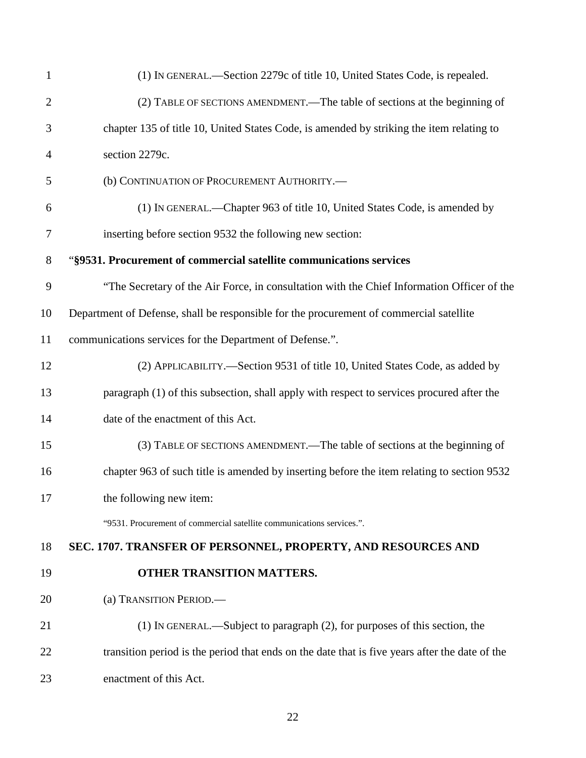(1) IN GENERAL.—Section 2279c of title 10, United States Code, is repealed.

(2) TABLE OF SECTIONS AMENDMENT.—The table of sections at the beginning of chapter 135 of title 10, United States Code, is amended by striking the item relating to section 2279c.

(b) CONTINUATION OF PROCUREMENT AUTHORITY.—

(1) IN GENERAL.—Chapter 963 of title 10, United States Code, is amended by inserting before section 9532 the following new section:

"**§9531. Procurement of commercial satellite communications services**

"The Secretary of the Air Force, in consultation with the Chief Information Officer of the Department of Defense, shall be responsible for the procurement of commercial satellite communications services for the Department of Defense.".

(2) APPLICABILITY.—Section 9531 of title 10, United States Code, as added by paragraph (1) of this subsection, shall apply with respect to services procured after the date of the enactment of this Act.

(3) TABLE OF SECTIONS AMENDMENT.—The table of sections at the beginning of chapter 963 of such title is amended by inserting before the item relating to section 9532 the following new item:

"9531. Procurement of commercial satellite communications services.".

**SEC. 1707. TRANSFER OF PERSONNEL, PROPERTY, AND RESOURCES AND OTHER TRANSITION MATTERS.**

(a) TRANSITION PERIOD.—

(1) IN GENERAL.—Subject to paragraph (2), for purposes of this section, the transition period is the period that ends on the date that is five years after the date of the enactment of this Act.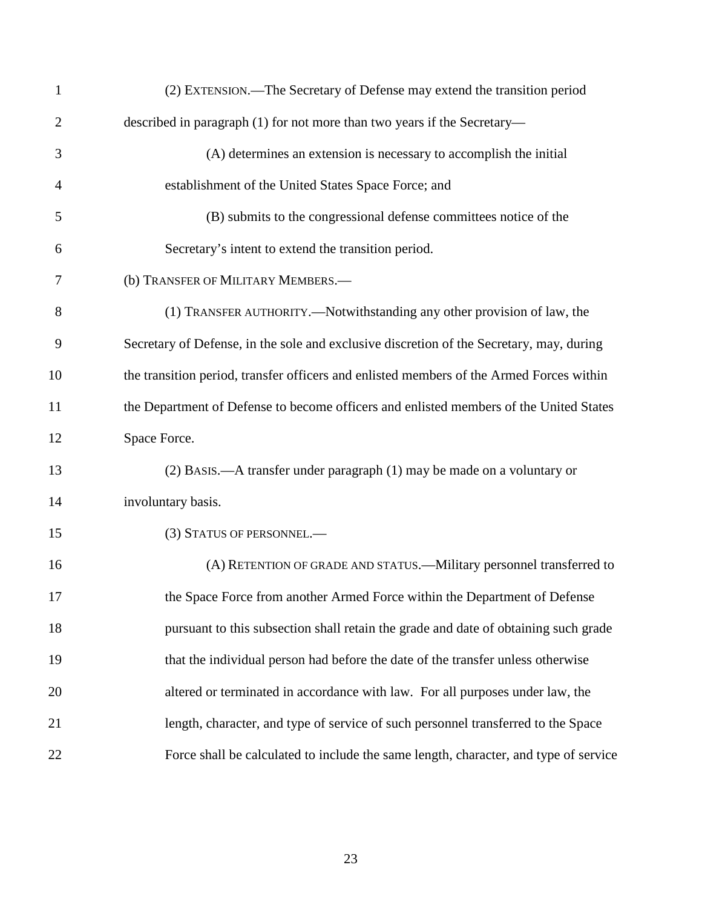(2) EXTENSION.—The Secretary of Defense may extend the transition period described in paragraph (1) for not more than two years if the Secretary—

(A) determines an extension is necessary to accomplish the initial establishment of the United States Space Force; and

(B) submits to the congressional defense committees notice of the Secretary's intent to extend the transition period.

(b) TRANSFER OF MILITARY MEMBERS.—

(1) TRANSFER AUTHORITY.—Notwithstanding any other provision of law, the Secretary of Defense, in the sole and exclusive discretion of the Secretary, may, during the transition period, transfer officers and enlisted members of the Armed Forces within the Department of Defense to become officers and enlisted members of the United States Space Force.

(2) BASIS.—A transfer under paragraph (1) may be made on a voluntary or involuntary basis.

(3) STATUS OF PERSONNEL.—

(A) RETENTION OF GRADE AND STATUS.—Military personnel transferred to the Space Force from another Armed Force within the Department of Defense pursuant to this subsection shall retain the grade and date of obtaining such grade that the individual person had before the date of the transfer unless otherwise altered or terminated in accordance with law. For all purposes under law, the length, character, and type of service of such personnel transferred to the Space Force shall be calculated to include the same length, character, and type of service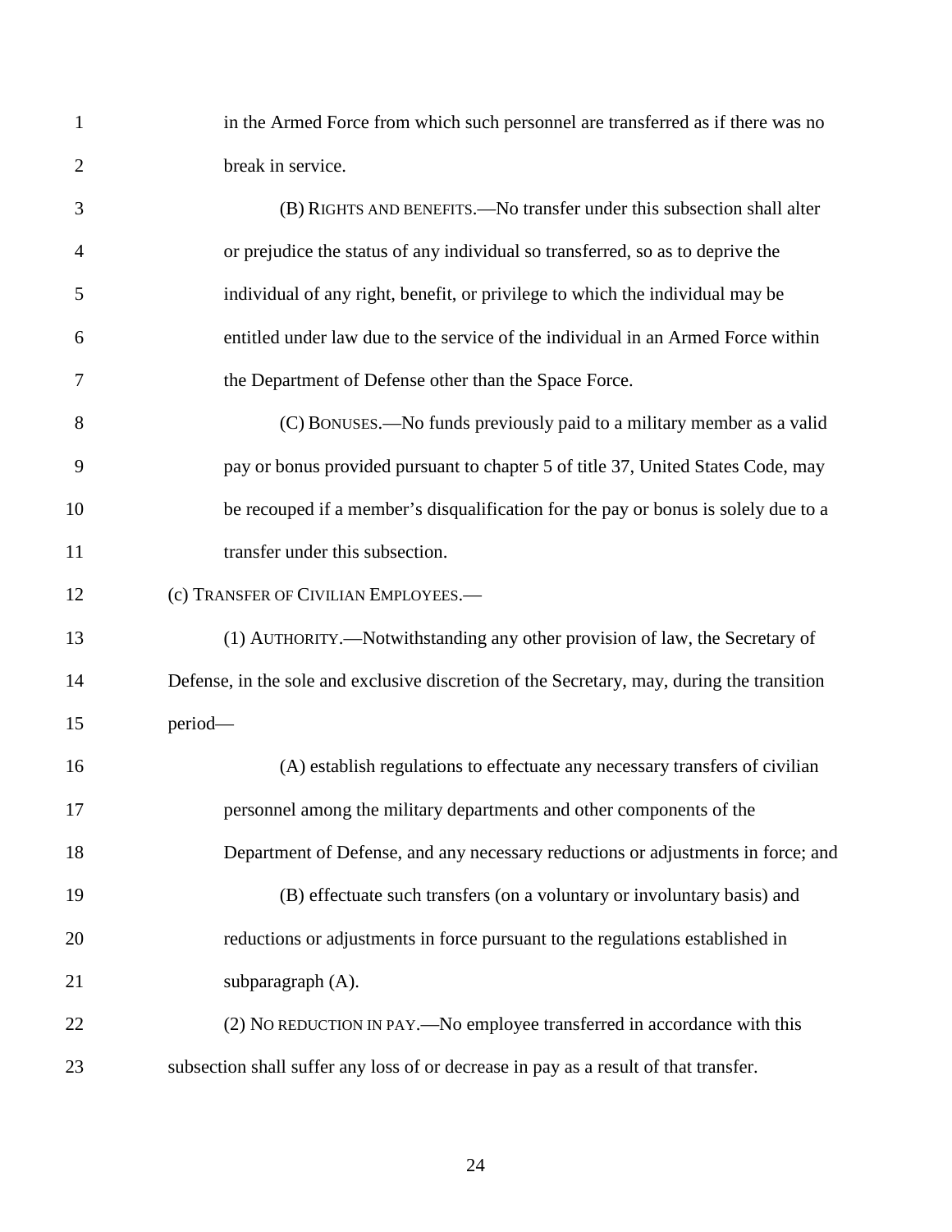in the Armed Force from which such personnel are transferred as if there was no break in service.

(B) RIGHTS AND BENEFITS.—No transfer under this subsection shall alter or prejudice the status of any individual so transferred, so as to deprive the individual of any right, benefit, or privilege to which the individual may be entitled under law due to the service of the individual in an Armed Force within the Department of Defense other than the Space Force.

(C) BONUSES.—No funds previously paid to a military member as a valid pay or bonus provided pursuant to chapter 5 of title 37, United States Code, may be recouped if a member's disqualification for the pay or bonus is solely due to a transfer under this subsection.

(c) TRANSFER OF CIVILIAN EMPLOYEES.—

(1) AUTHORITY.—Notwithstanding any other provision of law, the Secretary of Defense, in the sole and exclusive discretion of the Secretary, may, during the transition period—

(A) establish regulations to effectuate any necessary transfers of civilian personnel among the military departments and other components of the Department of Defense, and any necessary reductions or adjustments in force; and

(B) effectuate such transfers (on a voluntary or involuntary basis) and reductions or adjustments in force pursuant to the regulations established in subparagraph (A).

(2) NO REDUCTION IN PAY.—No employee transferred in accordance with this subsection shall suffer any loss of or decrease in pay as a result of that transfer.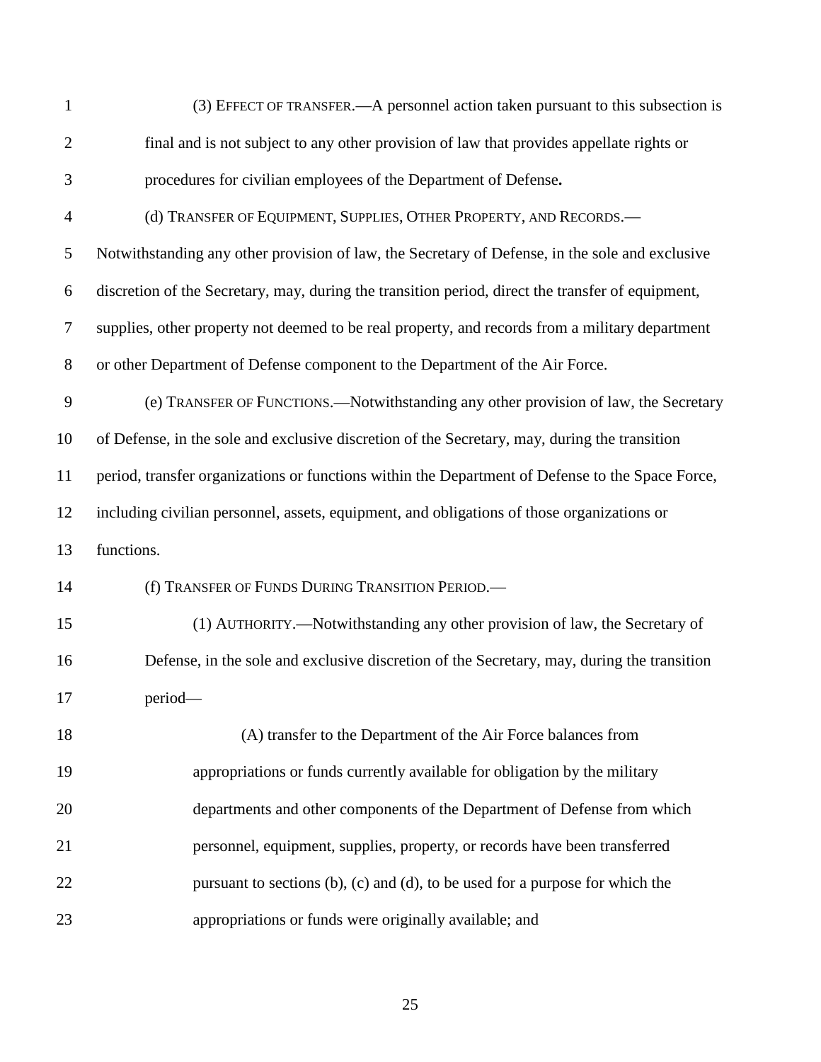(3) EFFECT OF TRANSFER.—A personnel action taken pursuant to this subsection is final and is not subject to any other provision of law that provides appellate rights or procedures for civilian employees of the Department of Defense**.**

(d) TRANSFER OF EQUIPMENT, SUPPLIES, OTHER PROPERTY, AND RECORDS.—Notwithstanding any other provision of law, the Secretary of Defense, in the sole and exclusive discretion of the Secretary, may, during the transition period, direct the transfer of equipment, supplies, other property not deemed to be real property, and records from a military department or other Department of Defense component to the Department of the Air Force.

(e) TRANSFER OF FUNCTIONS.—Notwithstanding any other provision of law, the Secretary of Defense, in the sole and exclusive discretion of the Secretary, may, during the transition period, transfer organizations or functions within the Department of Defense to the Space Force, including civilian personnel, assets, equipment, and obligations of those organizations or functions.

(f) TRANSFER OF FUNDS DURING TRANSITION PERIOD.—

(1) AUTHORITY.—Notwithstanding any other provision of law, the Secretary of Defense, in the sole and exclusive discretion of the Secretary, may, during the transition period—

(A) transfer to the Department of the Air Force balances from appropriations or funds currently available for obligation by the military departments and other components of the Department of Defense from which personnel, equipment, supplies, property, or records have been transferred pursuant to sections (b), (c) and (d), to be used for a purpose for which the appropriations or funds were originally available; and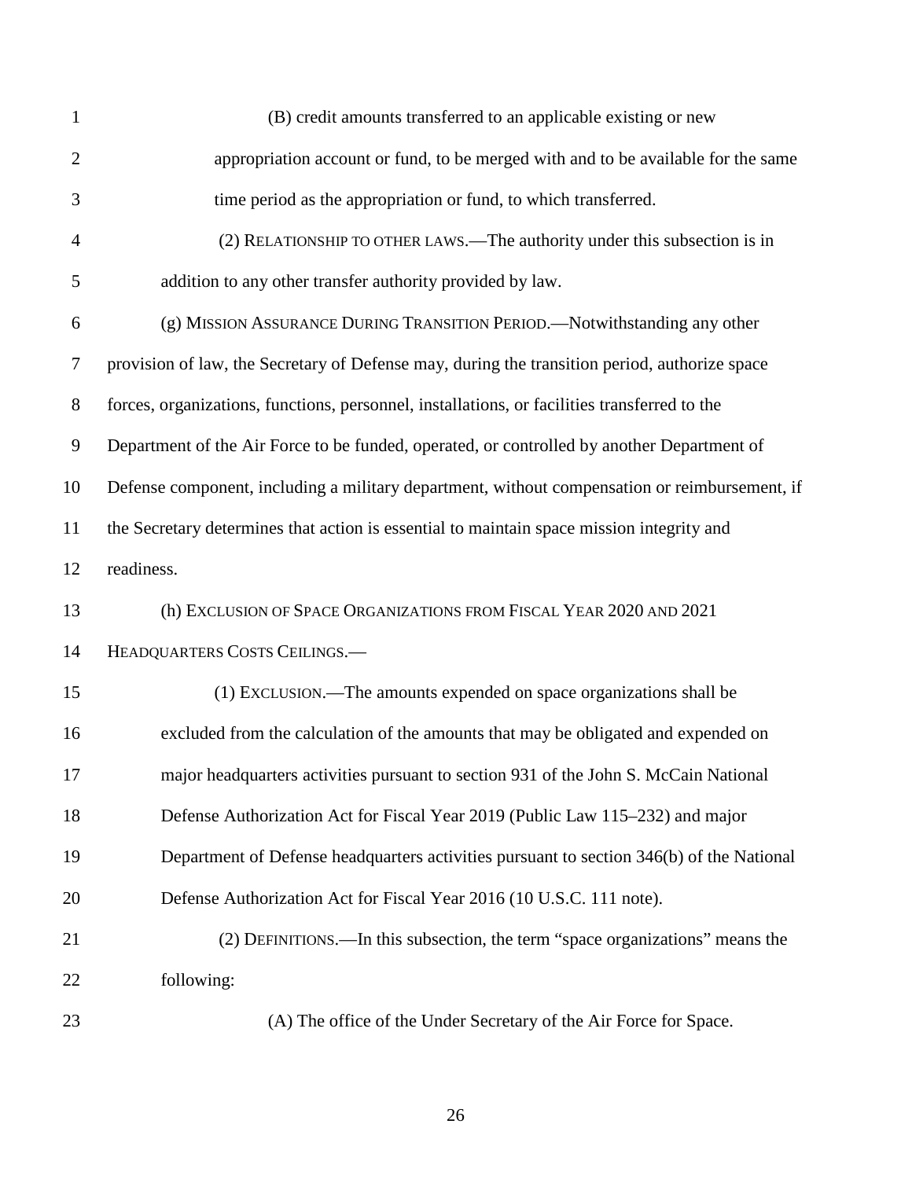(B) credit amounts transferred to an applicable existing or new appropriation account or fund, to be merged with and to be available for the same time period as the appropriation or fund, to which transferred.

(2) RELATIONSHIP TO OTHER LAWS.—The authority under this subsection is in addition to any other transfer authority provided by law.

(g) MISSION ASSURANCE DURING TRANSITION PERIOD.—Notwithstanding any other provision of law, the Secretary of Defense may, during the transition period, authorize space forces, organizations, functions, personnel, installations, or facilities transferred to the Department of the Air Force to be funded, operated, or controlled by another Department of Defense component, including a military department, without compensation or reimbursement, if the Secretary determines that action is essential to maintain space mission integrity and readiness.

(h) EXCLUSION OF SPACE ORGANIZATIONS FROM FISCAL YEAR 2020 AND 2021 HEADQUARTERS COSTS CEILINGS.—

(1) EXCLUSION.—The amounts expended on space organizations shall be excluded from the calculation of the amounts that may be obligated and expended on major headquarters activities pursuant to section 931 of the John S. McCain National Defense Authorization Act for Fiscal Year 2019 (Public Law 115–232) and major Department of Defense headquarters activities pursuant to section 346(b) of the National Defense Authorization Act for Fiscal Year 2016 (10 U.S.C. 111 note).

(2) DEFINITIONS.—In this subsection, the term "space organizations" means the following:

(A) The office of the Under Secretary of the Air Force for Space.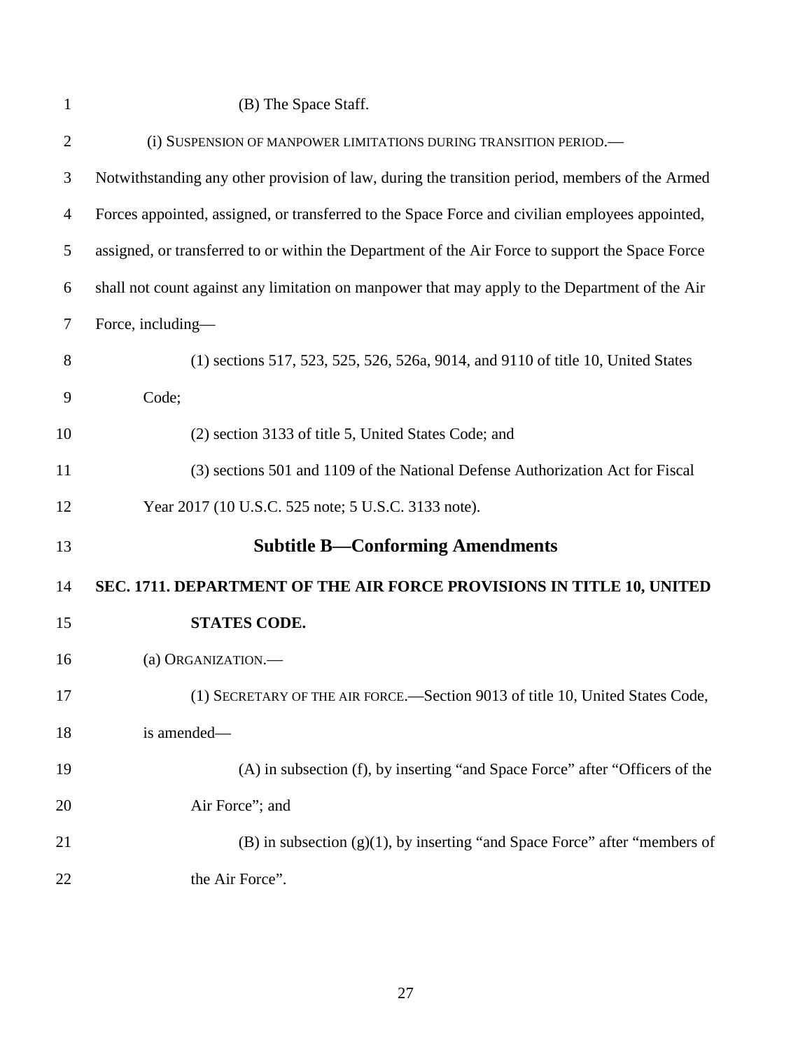(B) The Space Staff.

(i) SUSPENSION OF MANPOWER LIMITATIONS DURING TRANSITION PERIOD.—Notwithstanding any other provision of law, during the transition period, members of the Armed Forces appointed, assigned, or transferred to the Space Force and civilian employees appointed, assigned, or transferred to or within the Department of the Air Force to support the Space Force shall not count against any limitation on manpower that may apply to the Department of the Air Force, including—

(1) sections 517, 523, 525, 526, 526a, 9014, and 9110 of title 10, United States Code;

(2) section 3133 of title 5, United States Code; and

(3) sections 501 and 1109 of the National Defense Authorization Act for Fiscal Year 2017 (10 U.S.C. 525 note; 5 U.S.C. 3133 note).

## Subtitle B—Conforming Amendments

### SEC. 1711. DEPARTMENT OF THE AIR FORCE PROVISIONS IN TITLE 10, UNITED STATES CODE.

(a) ORGANIZATION.—

(1) SECRETARY OF THE AIR FORCE.—Section 9013 of title 10, United States Code, is amended—

(A) in subsection (f), by inserting "and Space Force" after "Officers of the Air Force"; and

(B) in subsection (g)(1), by inserting "and Space Force" after "members of the Air Force".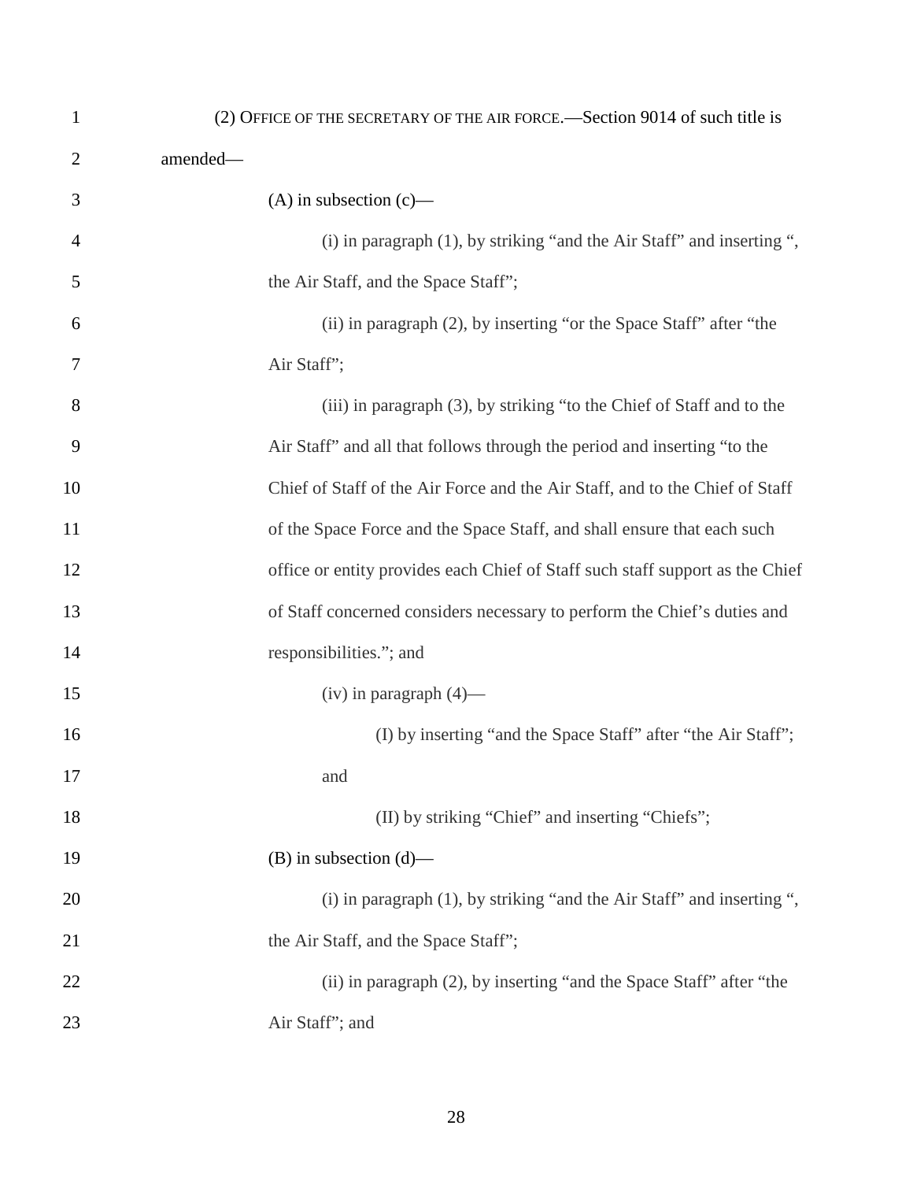(2) OFFICE OF THE SECRETARY OF THE AIR FORCE.—Section 9014 of such title is amended—

(A) in subsection (c)—

(i) in paragraph (1), by striking "and the Air Staff" and inserting ", the Air Staff, and the Space Staff";

(ii) in paragraph (2), by inserting "or the Space Staff" after "the Air Staff";

(iii) in paragraph (3), by striking "to the Chief of Staff and to the Air Staff" and all that follows through the period and inserting "to the Chief of Staff of the Air Force and the Air Staff, and to the Chief of Staff of the Space Force and the Space Staff, and shall ensure that each such office or entity provides each Chief of Staff such staff support as the Chief of Staff concerned considers necessary to perform the Chief's duties and responsibilities."; and

(iv) in paragraph (4)—

(I) by inserting "and the Space Staff" after "the Air Staff"; and

(II) by striking "Chief" and inserting "Chiefs";

(B) in subsection (d)—

(i) in paragraph (1), by striking "and the Air Staff" and inserting ", the Air Staff, and the Space Staff";

(ii) in paragraph (2), by inserting "and the Space Staff" after "the Air Staff"; and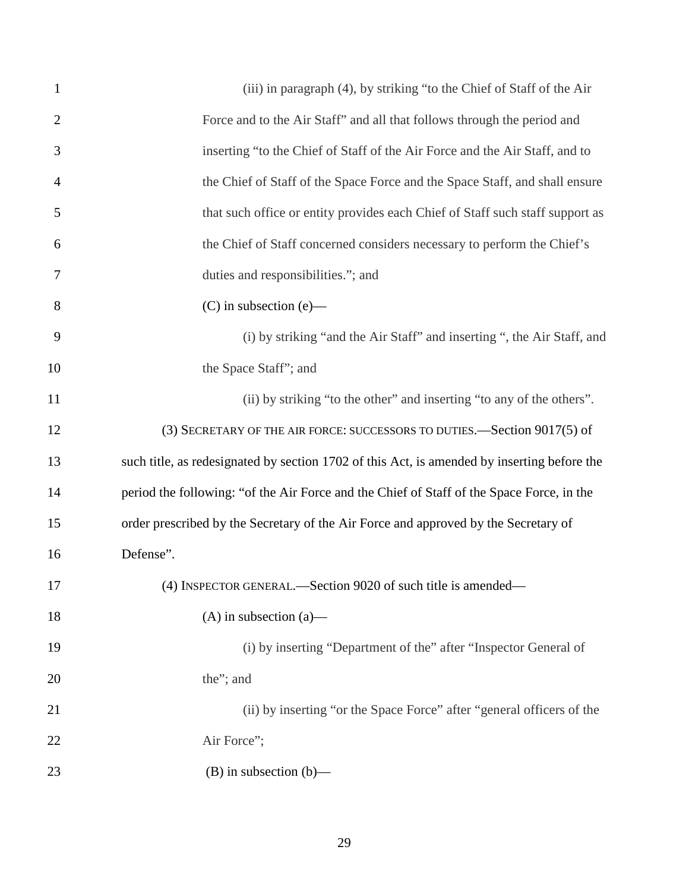(iii) in paragraph (4), by striking "to the Chief of Staff of the Air Force and to the Air Staff" and all that follows through the period and inserting "to the Chief of Staff of the Air Force and the Air Staff, and to the Chief of Staff of the Space Force and the Space Staff, and shall ensure that such office or entity provides each Chief of Staff such staff support as the Chief of Staff concerned considers necessary to perform the Chief's duties and responsibilities."; and

(C) in subsection (e)—

(i) by striking "and the Air Staff" and inserting ", the Air Staff, and the Space Staff"; and

(ii) by striking "to the other" and inserting "to any of the others".

(3) SECRETARY OF THE AIR FORCE: SUCCESSORS TO DUTIES.—Section 9017(5) of such title, as redesignated by section 1702 of this Act, is amended by inserting before the period the following: "of the Air Force and the Chief of Staff of the Space Force, in the order prescribed by the Secretary of the Air Force and approved by the Secretary of Defense".

(4) INSPECTOR GENERAL.—Section 9020 of such title is amended—

(A) in subsection (a)—

(i) by inserting "Department of the" after "Inspector General of the"; and

(ii) by inserting "or the Space Force" after "general officers of the Air Force";

(B) in subsection (b)—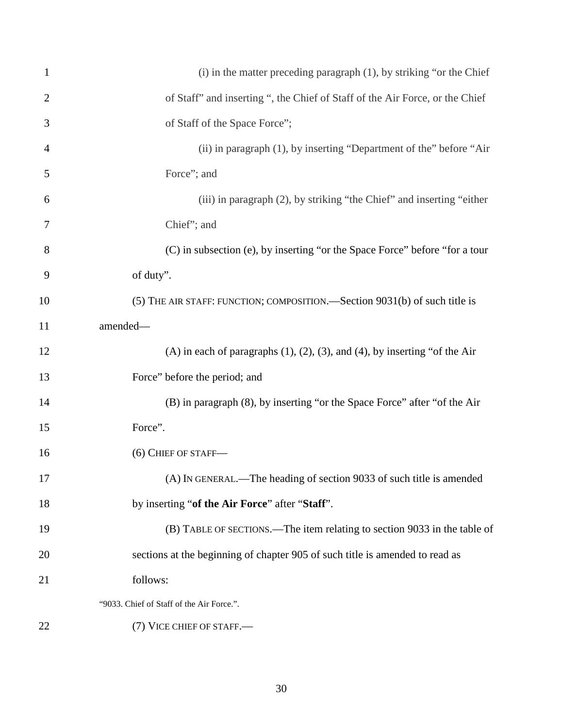(i) in the matter preceding paragraph (1), by striking "or the Chief of Staff" and inserting ", the Chief of Staff of the Air Force, or the Chief of Staff of the Space Force";

(ii) in paragraph (1), by inserting "Department of the" before "Air Force"; and

(iii) in paragraph (2), by striking "the Chief" and inserting "either Chief"; and

(C) in subsection (e), by inserting "or the Space Force" before "for a tour of duty".

(5) THE AIR STAFF: FUNCTION; COMPOSITION.—Section 9031(b) of such title is amended—

(A) in each of paragraphs (1), (2), (3), and (4), by inserting "of the Air Force" before the period; and

(B) in paragraph (8), by inserting "or the Space Force" after "of the Air Force".

(6) CHIEF OF STAFF—

(A) IN GENERAL.—The heading of section 9033 of such title is amended by inserting "**of the Air Force**" after "**Staff**".

(B) TABLE OF SECTIONS.—The item relating to section 9033 in the table of sections at the beginning of chapter 905 of such title is amended to read as follows:

"9033. Chief of Staff of the Air Force.".

(7) VICE CHIEF OF STAFF.—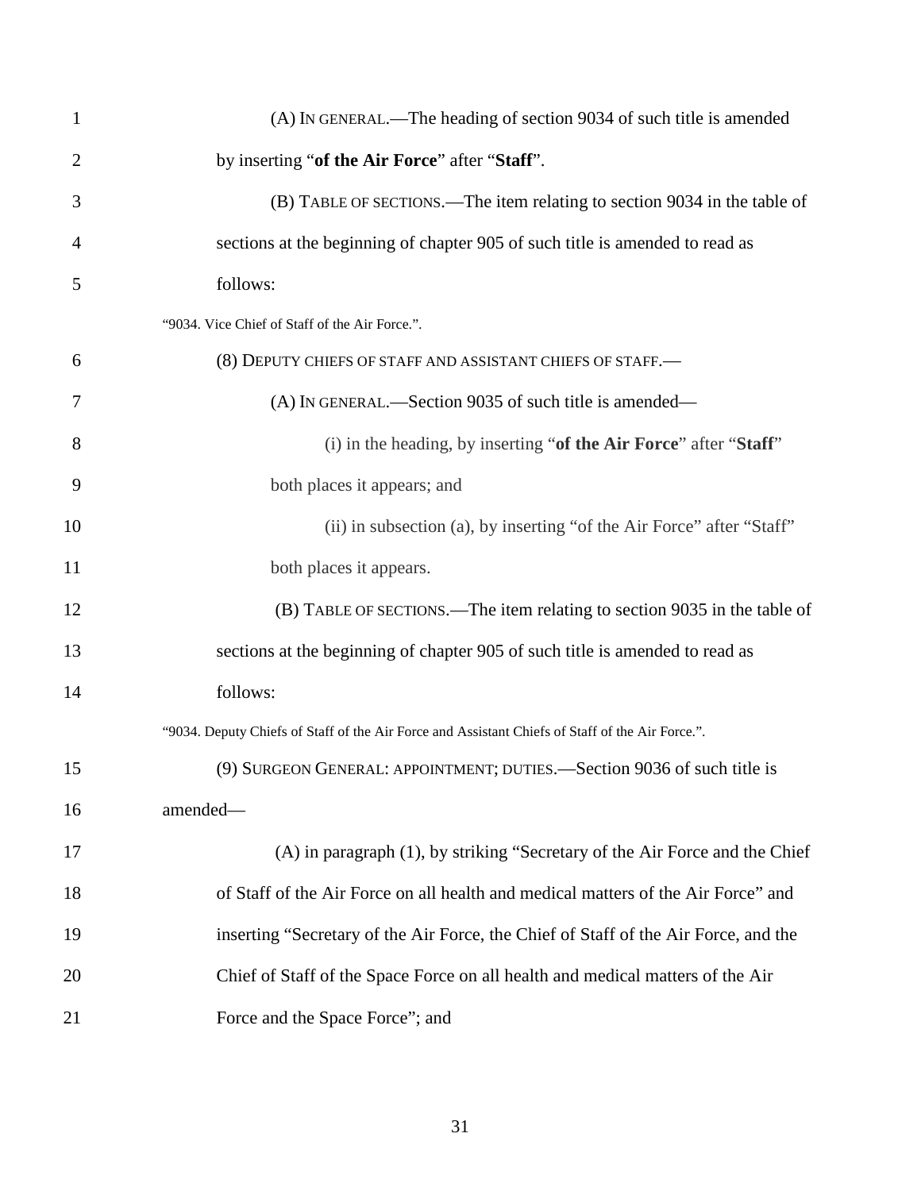(A) IN GENERAL.—The heading of section 9034 of such title is amended by inserting "**of the Air Force**" after "**Staff**".

(B) TABLE OF SECTIONS.—The item relating to section 9034 in the table of sections at the beginning of chapter 905 of such title is amended to read as follows:

"9034. Vice Chief of Staff of the Air Force.".

(8) DEPUTY CHIEFS OF STAFF AND ASSISTANT CHIEFS OF STAFF.—

(A) IN GENERAL.—Section 9035 of such title is amended—

(i) in the heading, by inserting "**of the Air Force**" after "**Staff**" both places it appears; and

(ii) in subsection (a), by inserting "of the Air Force" after "Staff" both places it appears.

(B) TABLE OF SECTIONS.—The item relating to section 9035 in the table of sections at the beginning of chapter 905 of such title is amended to read as follows:

"9034. Deputy Chiefs of Staff of the Air Force and Assistant Chiefs of Staff of the Air Force.".

(9) SURGEON GENERAL: APPOINTMENT; DUTIES.—Section 9036 of such title is amended—

(A) in paragraph (1), by striking "Secretary of the Air Force and the Chief of Staff of the Air Force on all health and medical matters of the Air Force" and inserting "Secretary of the Air Force, the Chief of Staff of the Air Force, and the Chief of Staff of the Space Force on all health and medical matters of the Air Force and the Space Force"; and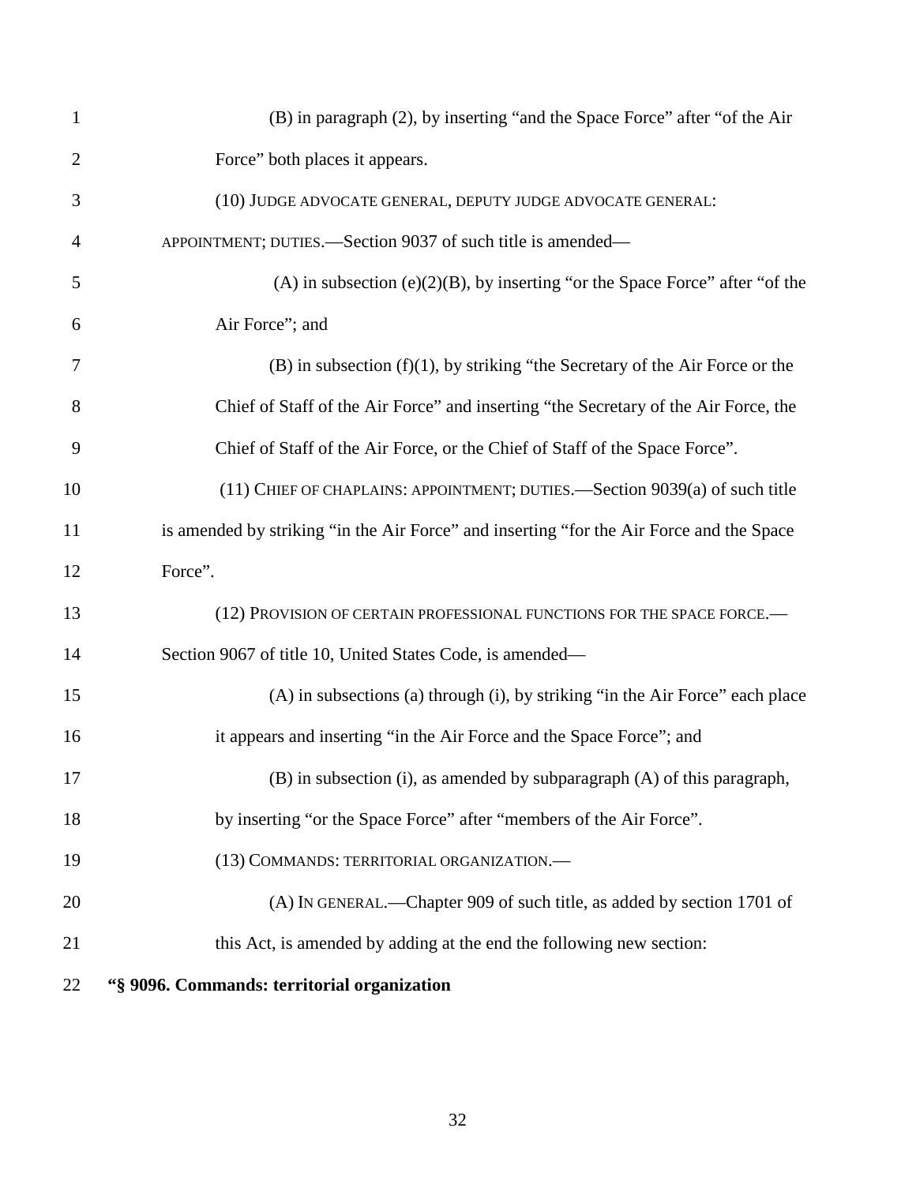(B) in paragraph (2), by inserting "and the Space Force" after "of the Air Force" both places it appears.

(10) JUDGE ADVOCATE GENERAL, DEPUTY JUDGE ADVOCATE GENERAL: APPOINTMENT; DUTIES.—Section 9037 of such title is amended—

(A) in subsection (e)(2)(B), by inserting "or the Space Force" after "of the Air Force"; and

(B) in subsection (f)(1), by striking "the Secretary of the Air Force or the Chief of Staff of the Air Force" and inserting "the Secretary of the Air Force, the Chief of Staff of the Air Force, or the Chief of Staff of the Space Force".

(11) CHIEF OF CHAPLAINS: APPOINTMENT; DUTIES.—Section 9039(a) of such title is amended by striking "in the Air Force" and inserting "for the Air Force and the Space Force".

(12) PROVISION OF CERTAIN PROFESSIONAL FUNCTIONS FOR THE SPACE FORCE.—Section 9067 of title 10, United States Code, is amended—

(A) in subsections (a) through (i), by striking "in the Air Force" each place it appears and inserting "in the Air Force and the Space Force"; and

(B) in subsection (i), as amended by subparagraph (A) of this paragraph, by inserting "or the Space Force" after "members of the Air Force".

(13) COMMANDS: TERRITORIAL ORGANIZATION.—

(A) IN GENERAL.—Chapter 909 of such title, as added by section 1701 of this Act, is amended by adding at the end the following new section:

**"§ 9096. Commands: territorial organization**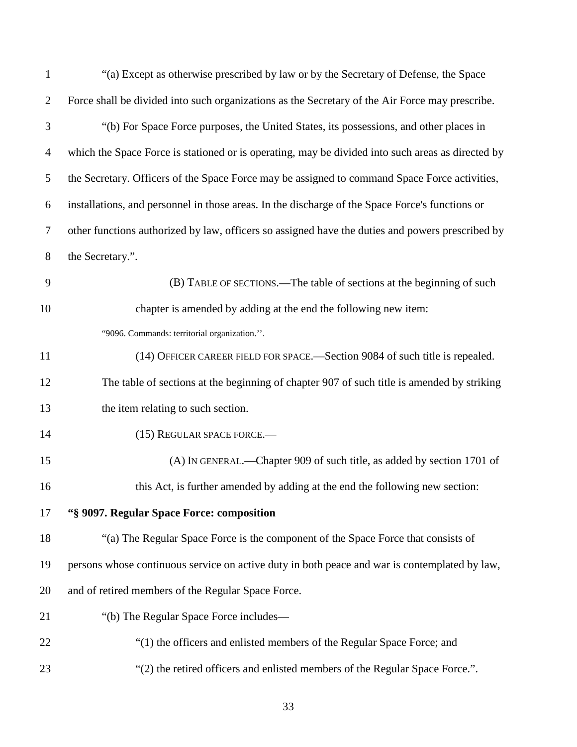"(a) Except as otherwise prescribed by law or by the Secretary of Defense, the Space Force shall be divided into such organizations as the Secretary of the Air Force may prescribe.

"(b) For Space Force purposes, the United States, its possessions, and other places in which the Space Force is stationed or is operating, may be divided into such areas as directed by the Secretary. Officers of the Space Force may be assigned to command Space Force activities, installations, and personnel in those areas. In the discharge of the Space Force's functions or other functions authorized by law, officers so assigned have the duties and powers prescribed by the Secretary.".

(B) TABLE OF SECTIONS.—The table of sections at the beginning of such chapter is amended by adding at the end the following new item:

"9096. Commands: territorial organization.''.

(14) OFFICER CAREER FIELD FOR SPACE.—Section 9084 of such title is repealed. The table of sections at the beginning of chapter 907 of such title is amended by striking the item relating to such section.

(15) REGULAR SPACE FORCE.—

(A) IN GENERAL.—Chapter 909 of such title, as added by section 1701 of this Act, is further amended by adding at the end the following new section:

**"§ 9097. Regular Space Force: composition**

"(a) The Regular Space Force is the component of the Space Force that consists of persons whose continuous service on active duty in both peace and war is contemplated by law, and of retired members of the Regular Space Force.

"(b) The Regular Space Force includes—

"(1) the officers and enlisted members of the Regular Space Force; and

"(2) the retired officers and enlisted members of the Regular Space Force.".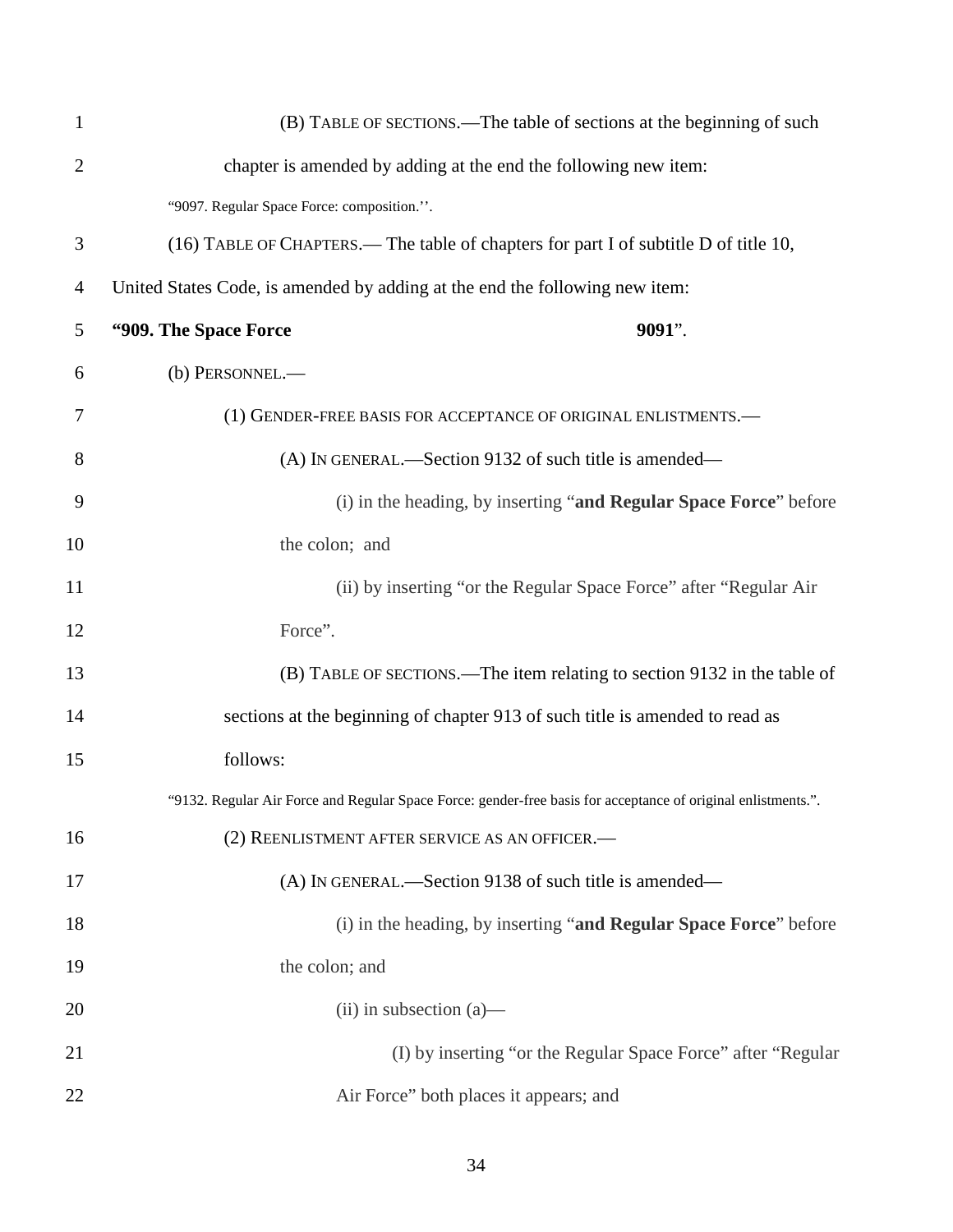(B) TABLE OF SECTIONS.—The table of sections at the beginning of such chapter is amended by adding at the end the following new item:

"9097. Regular Space Force: composition.''.

(16) TABLE OF CHAPTERS.— The table of chapters for part I of subtitle D of title 10, United States Code, is amended by adding at the end the following new item:

**"909. The Space Force 9091**".

(b) PERSONNEL.—

(1) GENDER-FREE BASIS FOR ACCEPTANCE OF ORIGINAL ENLISTMENTS.—

(A) IN GENERAL.—Section 9132 of such title is amended—

(i) in the heading, by inserting "**and Regular Space Force**" before the colon; and

(ii) by inserting "or the Regular Space Force" after "Regular Air Force".

(B) TABLE OF SECTIONS.—The item relating to section 9132 in the table of sections at the beginning of chapter 913 of such title is amended to read as follows:

"9132. Regular Air Force and Regular Space Force: gender-free basis for acceptance of original enlistments.".

(2) REENLISTMENT AFTER SERVICE AS AN OFFICER.—

(A) IN GENERAL.—Section 9138 of such title is amended—

(i) in the heading, by inserting "**and Regular Space Force**" before the colon; and

(ii) in subsection (a)—

(I) by inserting "or the Regular Space Force" after "Regular Air Force" both places it appears; and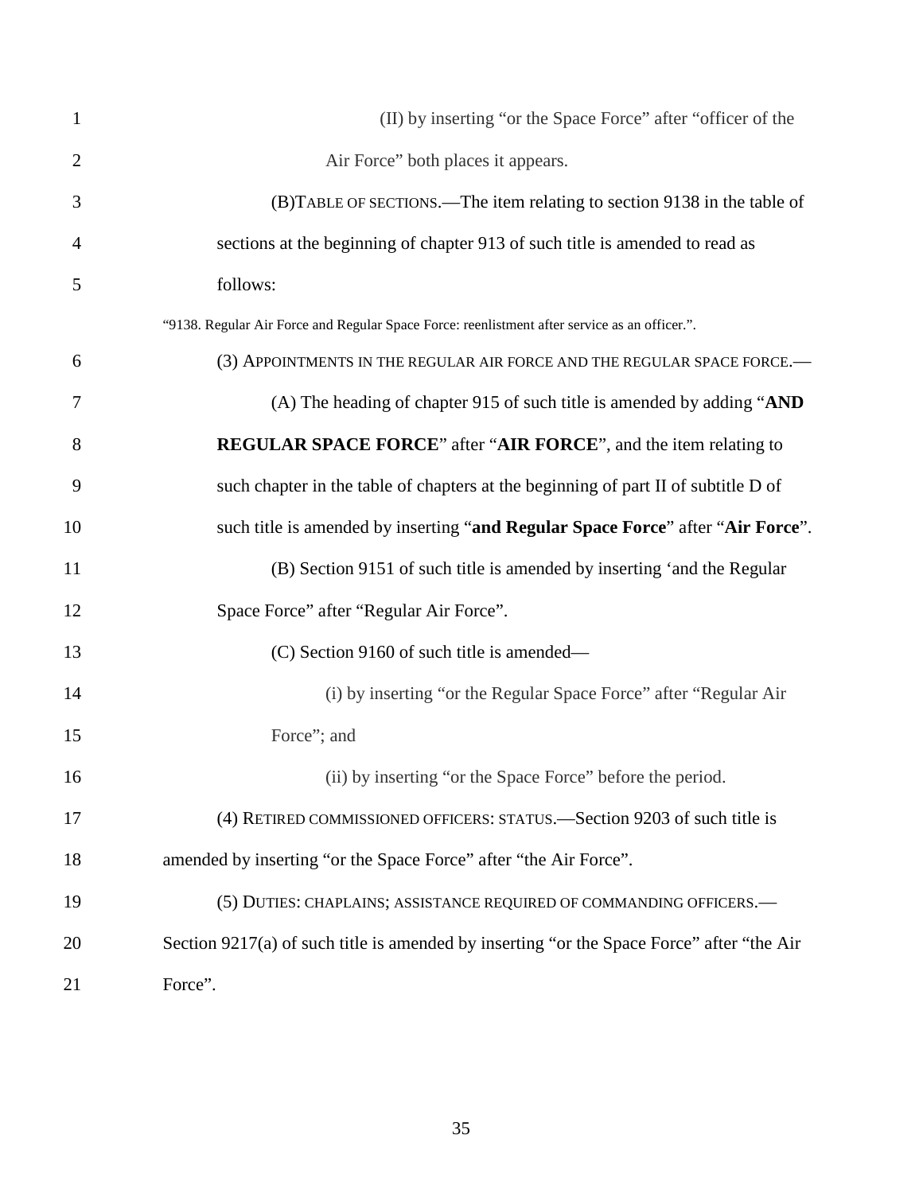(II) by inserting “or the Space Force” after “officer of the Air Force” both places it appears.

(B) TABLE OF SECTIONS.—The item relating to section 9138 in the table of sections at the beginning of chapter 913 of such title is amended to read as follows:

“9138. Regular Air Force and Regular Space Force: reenlistment after service as an officer.”.

(3) APPOINTMENTS IN THE REGULAR AIR FORCE AND THE REGULAR SPACE FORCE.—

(A) The heading of chapter 915 of such title is amended by adding “**AND REGULAR SPACE FORCE**” after “**AIR FORCE**”, and the item relating to such chapter in the table of chapters at the beginning of part II of subtitle D of such title is amended by inserting “**and Regular Space Force**” after “**Air Force**”.

(B) Section 9151 of such title is amended by inserting ‘and the Regular Space Force” after “Regular Air Force”.

(C) Section 9160 of such title is amended—

(i) by inserting “or the Regular Space Force” after “Regular Air Force”; and

(ii) by inserting “or the Space Force” before the period.

(4) RETIRED COMMISSIONED OFFICERS: STATUS.—Section 9203 of such title is amended by inserting “or the Space Force” after “the Air Force”.

(5) DUTIES: CHAPLAINS; ASSISTANCE REQUIRED OF COMMANDING OFFICERS.—Section 9217(a) of such title is amended by inserting “or the Space Force” after “the Air Force”.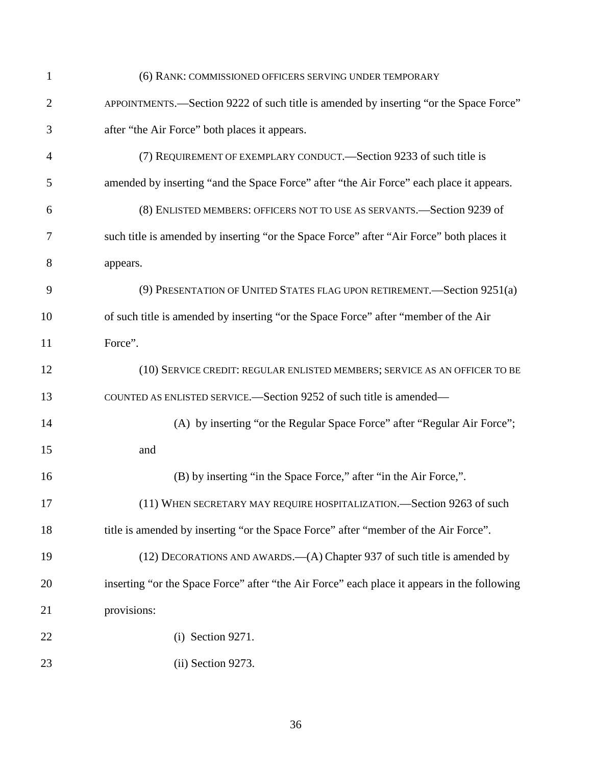(6) RANK: COMMISSIONED OFFICERS SERVING UNDER TEMPORARY APPOINTMENTS.—Section 9222 of such title is amended by inserting "or the Space Force" after "the Air Force" both places it appears.

(7) REQUIREMENT OF EXEMPLARY CONDUCT.—Section 9233 of such title is amended by inserting "and the Space Force" after "the Air Force" each place it appears.

(8) ENLISTED MEMBERS: OFFICERS NOT TO USE AS SERVANTS.—Section 9239 of such title is amended by inserting "or the Space Force" after "Air Force" both places it appears.

(9) PRESENTATION OF UNITED STATES FLAG UPON RETIREMENT.—Section 9251(a) of such title is amended by inserting "or the Space Force" after "member of the Air Force".

(10) SERVICE CREDIT: REGULAR ENLISTED MEMBERS; SERVICE AS AN OFFICER TO BE COUNTED AS ENLISTED SERVICE.—Section 9252 of such title is amended—

(A) by inserting "or the Regular Space Force" after "Regular Air Force"; and

(B) by inserting "in the Space Force," after "in the Air Force,".

(11) WHEN SECRETARY MAY REQUIRE HOSPITALIZATION.—Section 9263 of such title is amended by inserting "or the Space Force" after "member of the Air Force".

(12) DECORATIONS AND AWARDS.—(A) Chapter 937 of such title is amended by inserting "or the Space Force" after "the Air Force" each place it appears in the following provisions:

(i) Section 9271.

(ii) Section 9273.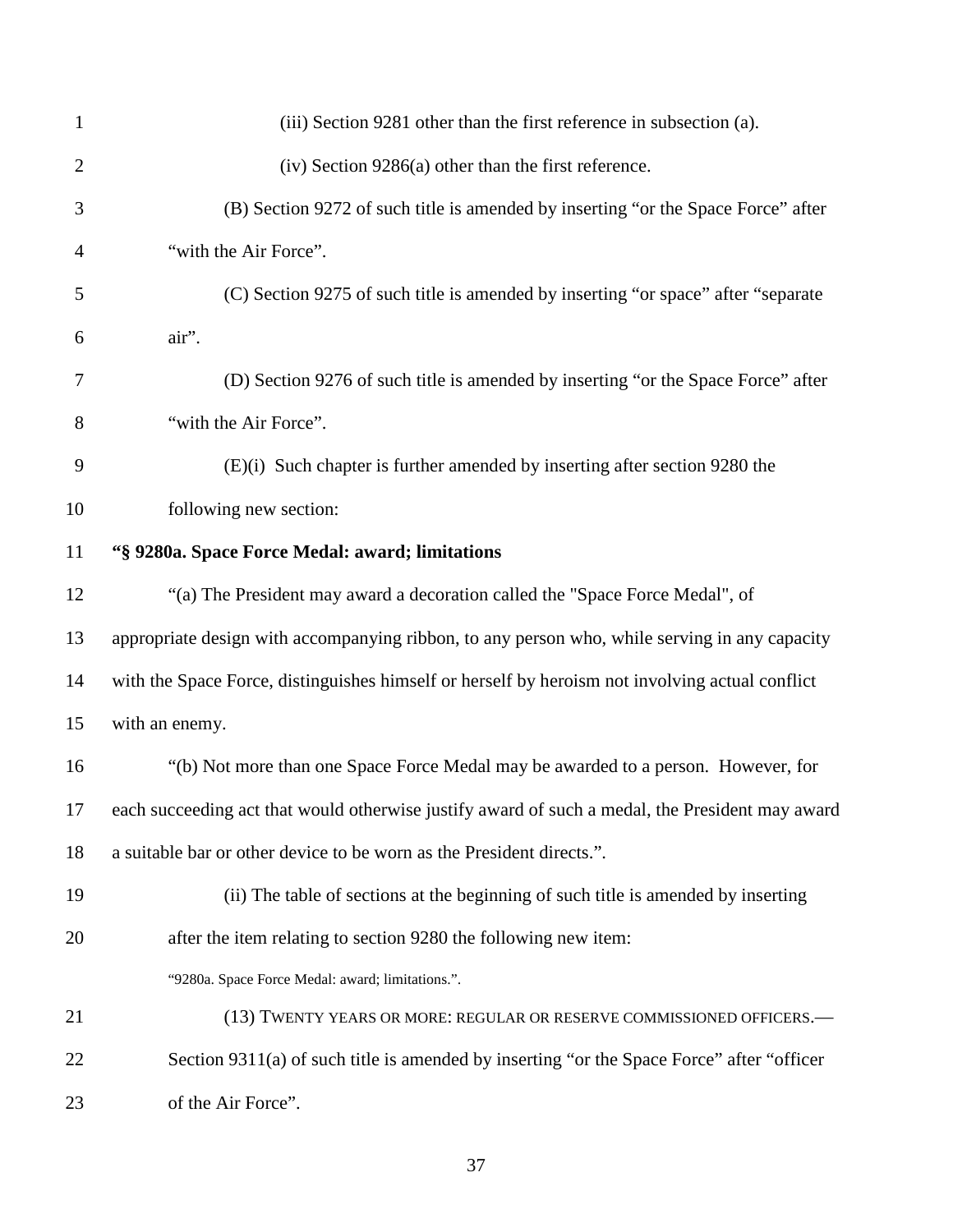(iii) Section 9281 other than the first reference in subsection (a).

(iv) Section 9286(a) other than the first reference.

(B) Section 9272 of such title is amended by inserting “or the Space Force” after “with the Air Force”.

(C) Section 9275 of such title is amended by inserting “or space” after “separate air”.

(D) Section 9276 of such title is amended by inserting “or the Space Force” after “with the Air Force”.

(E)(i) Such chapter is further amended by inserting after section 9280 the following new section:

**“§ 9280a. Space Force Medal: award; limitations**

“(a) The President may award a decoration called the "Space Force Medal", of appropriate design with accompanying ribbon, to any person who, while serving in any capacity with the Space Force, distinguishes himself or herself by heroism not involving actual conflict with an enemy.

“(b) Not more than one Space Force Medal may be awarded to a person. However, for each succeeding act that would otherwise justify award of such a medal, the President may award a suitable bar or other device to be worn as the President directs.”.

(ii) The table of sections at the beginning of such title is amended by inserting after the item relating to section 9280 the following new item:

“9280a. Space Force Medal: award; limitations.”.

(13) TWENTY YEARS OR MORE: REGULAR OR RESERVE COMMISSIONED OFFICERS.— Section 9311(a) of such title is amended by inserting “or the Space Force” after “officer of the Air Force”.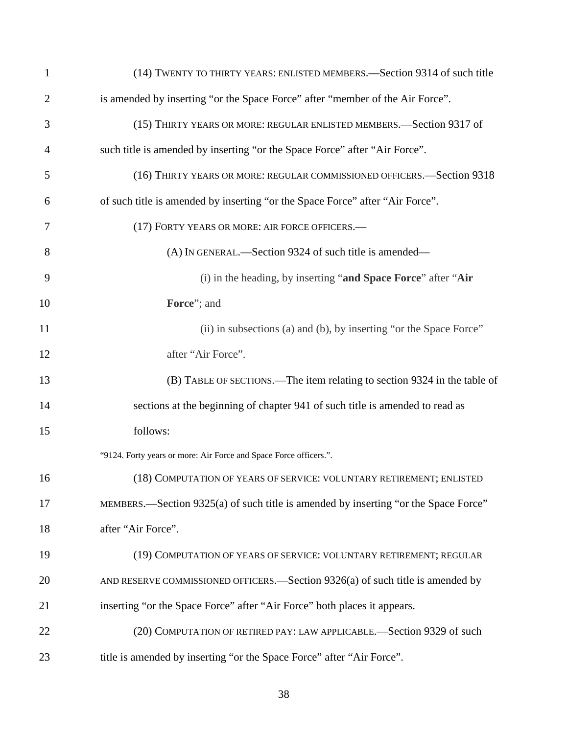(14) TWENTY TO THIRTY YEARS: ENLISTED MEMBERS.—Section 9314 of such title is amended by inserting "or the Space Force" after "member of the Air Force".

(15) THIRTY YEARS OR MORE: REGULAR ENLISTED MEMBERS.—Section 9317 of such title is amended by inserting "or the Space Force" after "Air Force".

(16) THIRTY YEARS OR MORE: REGULAR COMMISSIONED OFFICERS.—Section 9318 of such title is amended by inserting "or the Space Force" after "Air Force".

(17) FORTY YEARS OR MORE: AIR FORCE OFFICERS.—

(A) IN GENERAL.—Section 9324 of such title is amended—

(i) in the heading, by inserting "**and Space Force**" after "**Air Force**"; and

(ii) in subsections (a) and (b), by inserting "or the Space Force" after "Air Force".

(B) TABLE OF SECTIONS.—The item relating to section 9324 in the table of sections at the beginning of chapter 941 of such title is amended to read as follows:

"9124. Forty years or more: Air Force and Space Force officers.".

(18) COMPUTATION OF YEARS OF SERVICE: VOLUNTARY RETIREMENT; ENLISTED MEMBERS.—Section 9325(a) of such title is amended by inserting "or the Space Force" after "Air Force".

(19) COMPUTATION OF YEARS OF SERVICE: VOLUNTARY RETIREMENT; REGULAR AND RESERVE COMMISSIONED OFFICERS.—Section 9326(a) of such title is amended by inserting "or the Space Force" after "Air Force" both places it appears.

(20) COMPUTATION OF RETIRED PAY: LAW APPLICABLE.—Section 9329 of such title is amended by inserting "or the Space Force" after "Air Force".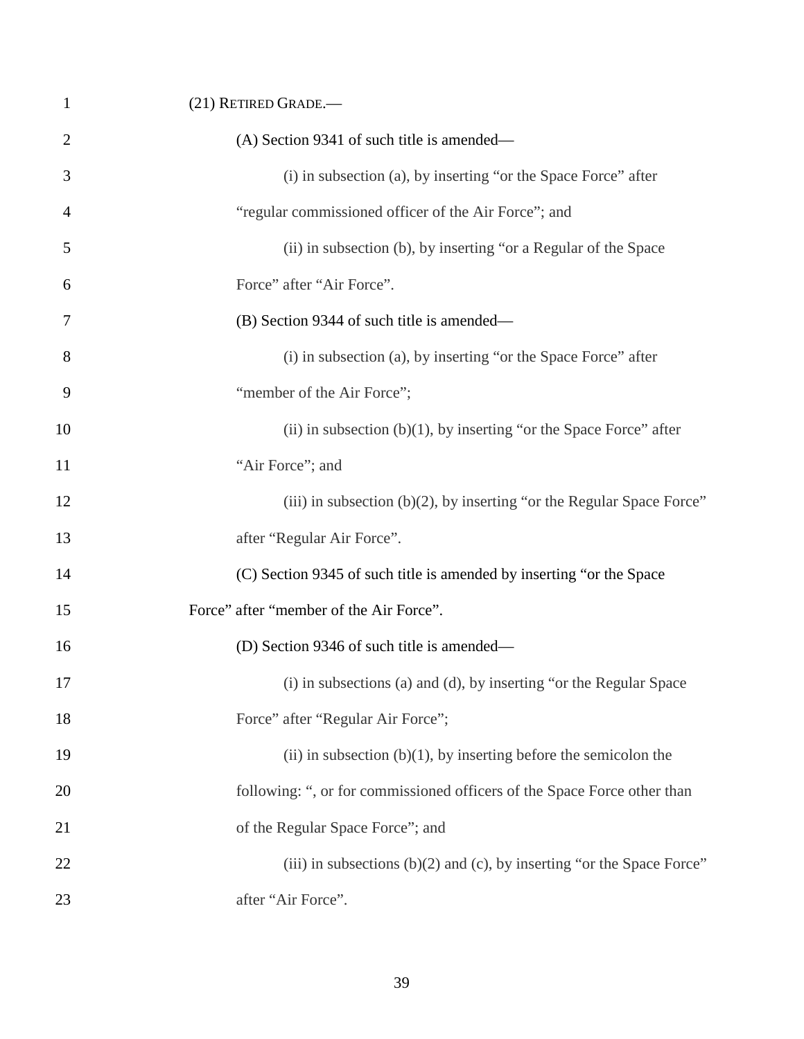(21) RETIRED GRADE.—

(A) Section 9341 of such title is amended—

(i) in subsection (a), by inserting "or the Space Force" after "regular commissioned officer of the Air Force"; and

(ii) in subsection (b), by inserting "or a Regular of the Space Force" after "Air Force".

(B) Section 9344 of such title is amended—

(i) in subsection (a), by inserting "or the Space Force" after "member of the Air Force";

(ii) in subsection (b)(1), by inserting "or the Space Force" after "Air Force"; and

(iii) in subsection (b)(2), by inserting "or the Regular Space Force" after "Regular Air Force".

(C) Section 9345 of such title is amended by inserting "or the Space Force" after "member of the Air Force".

(D) Section 9346 of such title is amended—

(i) in subsections (a) and (d), by inserting "or the Regular Space Force" after "Regular Air Force";

(ii) in subsection (b)(1), by inserting before the semicolon the following: ", or for commissioned officers of the Space Force other than of the Regular Space Force"; and

(iii) in subsections (b)(2) and (c), by inserting "or the Space Force" after "Air Force".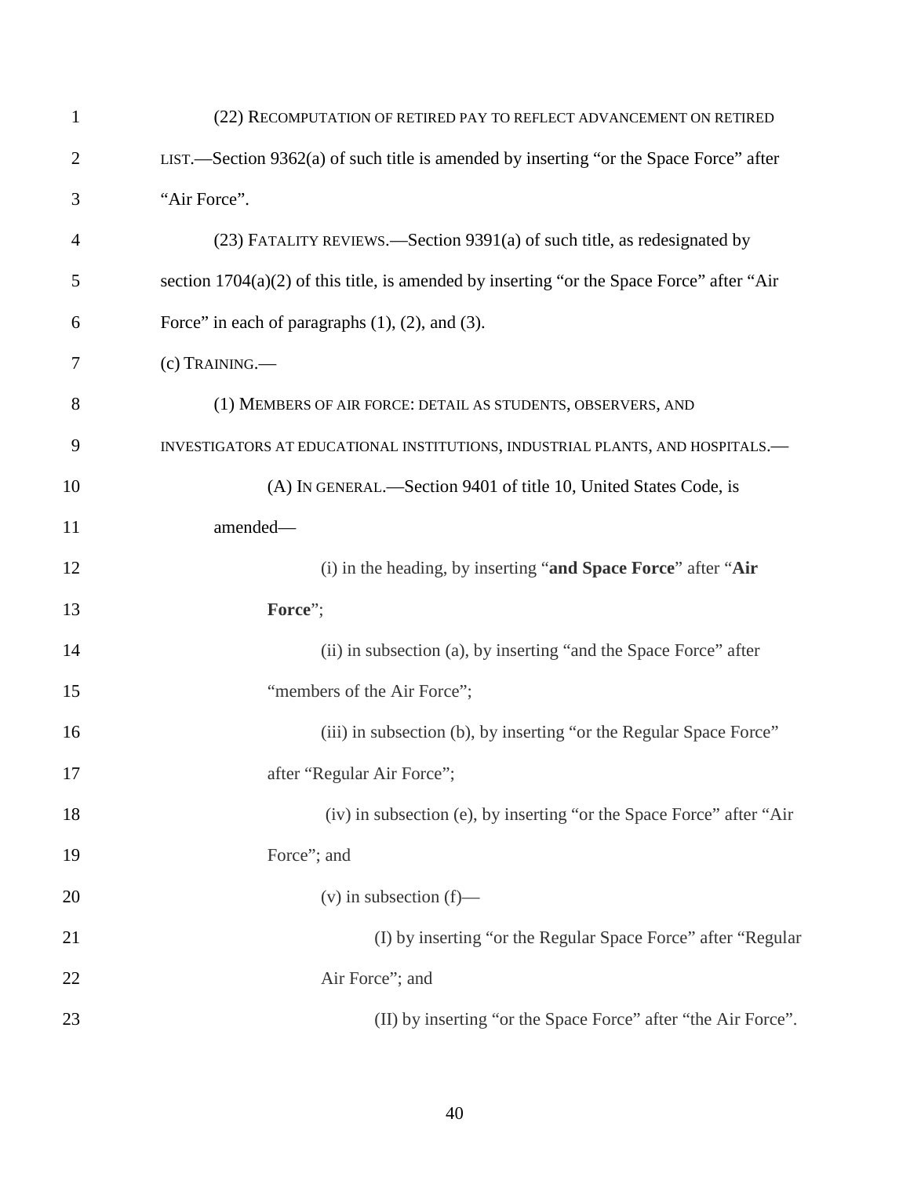(22) RECOMPUTATION OF RETIRED PAY TO REFLECT ADVANCEMENT ON RETIRED LIST.—Section 9362(a) of such title is amended by inserting "or the Space Force" after "Air Force".

(23) FATALITY REVIEWS.—Section 9391(a) of such title, as redesignated by section 1704(a)(2) of this title, is amended by inserting "or the Space Force" after "Air Force" in each of paragraphs (1), (2), and (3).

(c) TRAINING.—

(1) MEMBERS OF AIR FORCE: DETAIL AS STUDENTS, OBSERVERS, AND INVESTIGATORS AT EDUCATIONAL INSTITUTIONS, INDUSTRIAL PLANTS, AND HOSPITALS.—

(A) IN GENERAL.—Section 9401 of title 10, United States Code, is amended—

(i) in the heading, by inserting "**and Space Force**" after "**Air Force**";

(ii) in subsection (a), by inserting "and the Space Force" after "members of the Air Force";

(iii) in subsection (b), by inserting "or the Regular Space Force" after "Regular Air Force";

(iv) in subsection (e), by inserting "or the Space Force" after "Air Force"; and

(v) in subsection (f)—

(I) by inserting "or the Regular Space Force" after "Regular Air Force"; and

(II) by inserting "or the Space Force" after "the Air Force".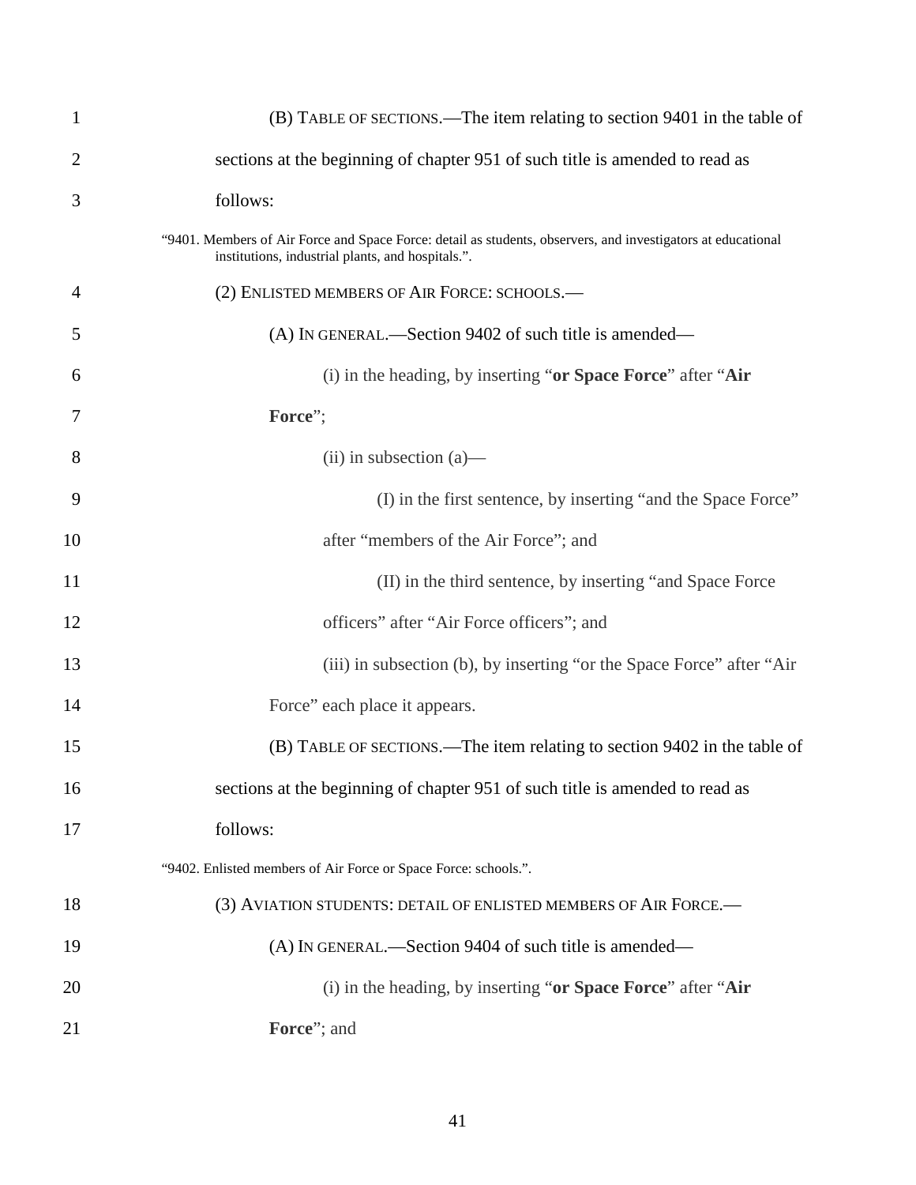(B) TABLE OF SECTIONS.—The item relating to section 9401 in the table of sections at the beginning of chapter 951 of such title is amended to read as follows:

"9401. Members of Air Force and Space Force: detail as students, observers, and investigators at educational institutions, industrial plants, and hospitals.".

(2) ENLISTED MEMBERS OF AIR FORCE: SCHOOLS.—

(A) IN GENERAL.—Section 9402 of such title is amended—

(i) in the heading, by inserting "**or Space Force**" after "**Air Force**";

(ii) in subsection (a)—

(I) in the first sentence, by inserting "and the Space Force" after "members of the Air Force"; and

(II) in the third sentence, by inserting "and Space Force officers" after "Air Force officers"; and

(iii) in subsection (b), by inserting "or the Space Force" after "Air Force" each place it appears.

(B) TABLE OF SECTIONS.—The item relating to section 9402 in the table of sections at the beginning of chapter 951 of such title is amended to read as follows:

"9402. Enlisted members of Air Force or Space Force: schools.".

(3) AVIATION STUDENTS: DETAIL OF ENLISTED MEMBERS OF AIR FORCE.—

(A) IN GENERAL.—Section 9404 of such title is amended—

(i) in the heading, by inserting "**or Space Force**" after "**Air Force**"; and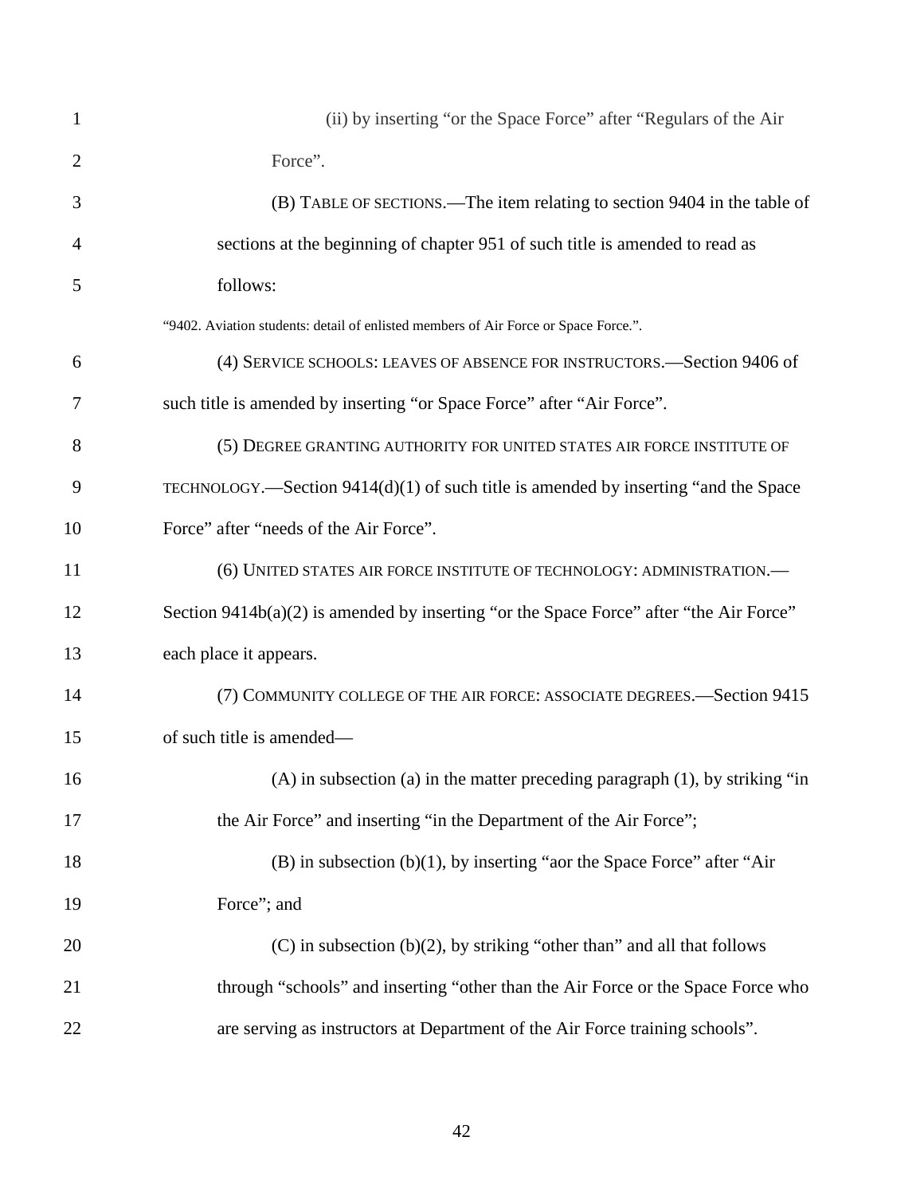(ii) by inserting "or the Space Force" after "Regulars of the Air Force".

(B) TABLE OF SECTIONS.—The item relating to section 9404 in the table of sections at the beginning of chapter 951 of such title is amended to read as follows:

"9402. Aviation students: detail of enlisted members of Air Force or Space Force.".

(4) SERVICE SCHOOLS: LEAVES OF ABSENCE FOR INSTRUCTORS.—Section 9406 of such title is amended by inserting "or Space Force" after "Air Force".

(5) DEGREE GRANTING AUTHORITY FOR UNITED STATES AIR FORCE INSTITUTE OF TECHNOLOGY.—Section 9414(d)(1) of such title is amended by inserting "and the Space Force" after "needs of the Air Force".

(6) UNITED STATES AIR FORCE INSTITUTE OF TECHNOLOGY: ADMINISTRATION.—Section 9414b(a)(2) is amended by inserting "or the Space Force" after "the Air Force" each place it appears.

(7) COMMUNITY COLLEGE OF THE AIR FORCE: ASSOCIATE DEGREES.—Section 9415 of such title is amended—

(A) in subsection (a) in the matter preceding paragraph (1), by striking "in the Air Force" and inserting "in the Department of the Air Force";

(B) in subsection (b)(1), by inserting "aor the Space Force" after "Air Force"; and

(C) in subsection (b)(2), by striking "other than" and all that follows through "schools" and inserting "other than the Air Force or the Space Force who are serving as instructors at Department of the Air Force training schools".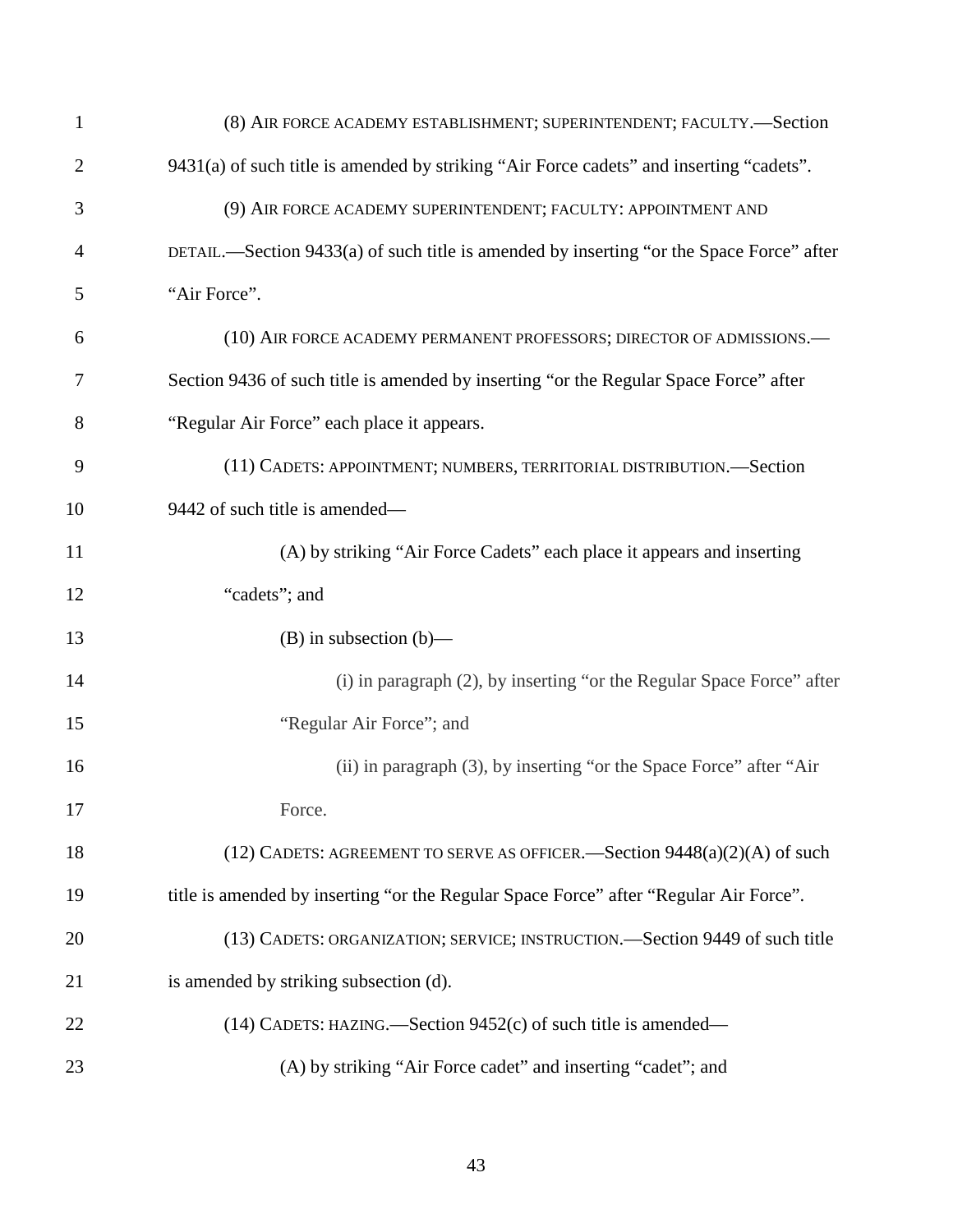(8) AIR FORCE ACADEMY ESTABLISHMENT; SUPERINTENDENT; FACULTY.—Section 9431(a) of such title is amended by striking "Air Force cadets" and inserting "cadets".

(9) AIR FORCE ACADEMY SUPERINTENDENT; FACULTY: APPOINTMENT AND DETAIL.—Section 9433(a) of such title is amended by inserting "or the Space Force" after "Air Force".

(10) AIR FORCE ACADEMY PERMANENT PROFESSORS; DIRECTOR OF ADMISSIONS.—Section 9436 of such title is amended by inserting "or the Regular Space Force" after "Regular Air Force" each place it appears.

(11) CADETS: APPOINTMENT; NUMBERS, TERRITORIAL DISTRIBUTION.—Section 9442 of such title is amended—

(A) by striking "Air Force Cadets" each place it appears and inserting "cadets"; and

(B) in subsection (b)—

(i) in paragraph (2), by inserting "or the Regular Space Force" after "Regular Air Force"; and

(ii) in paragraph (3), by inserting "or the Space Force" after "Air Force.

(12) CADETS: AGREEMENT TO SERVE AS OFFICER.—Section 9448(a)(2)(A) of such title is amended by inserting "or the Regular Space Force" after "Regular Air Force".

(13) CADETS: ORGANIZATION; SERVICE; INSTRUCTION.—Section 9449 of such title is amended by striking subsection (d).

(14) CADETS: HAZING.—Section 9452(c) of such title is amended—

(A) by striking "Air Force cadet" and inserting "cadet"; and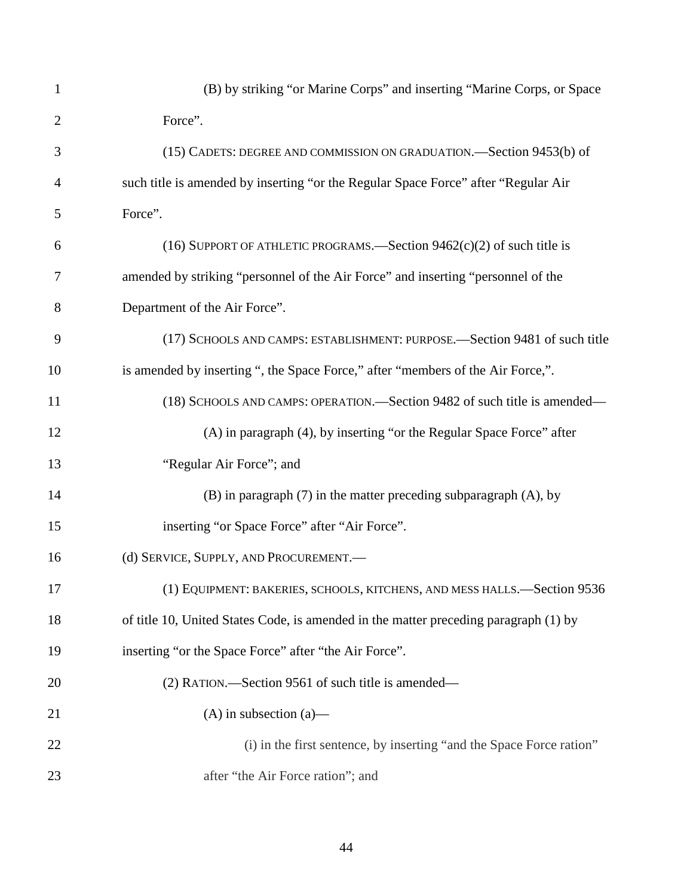(B) by striking "or Marine Corps" and inserting "Marine Corps, or Space Force".

(15) CADETS: DEGREE AND COMMISSION ON GRADUATION.—Section 9453(b) of such title is amended by inserting "or the Regular Space Force" after "Regular Air Force".

(16) SUPPORT OF ATHLETIC PROGRAMS.—Section 9462(c)(2) of such title is amended by striking "personnel of the Air Force" and inserting "personnel of the Department of the Air Force".

(17) SCHOOLS AND CAMPS: ESTABLISHMENT: PURPOSE.—Section 9481 of such title is amended by inserting ", the Space Force," after "members of the Air Force,".

(18) SCHOOLS AND CAMPS: OPERATION.—Section 9482 of such title is amended—

(A) in paragraph (4), by inserting "or the Regular Space Force" after "Regular Air Force"; and

(B) in paragraph (7) in the matter preceding subparagraph (A), by inserting "or Space Force" after "Air Force".

(d) SERVICE, SUPPLY, AND PROCUREMENT.—

(1) EQUIPMENT: BAKERIES, SCHOOLS, KITCHENS, AND MESS HALLS.—Section 9536 of title 10, United States Code, is amended in the matter preceding paragraph (1) by inserting "or the Space Force" after "the Air Force".

(2) RATION.—Section 9561 of such title is amended—

(A) in subsection (a)—

(i) in the first sentence, by inserting "and the Space Force ration" after "the Air Force ration"; and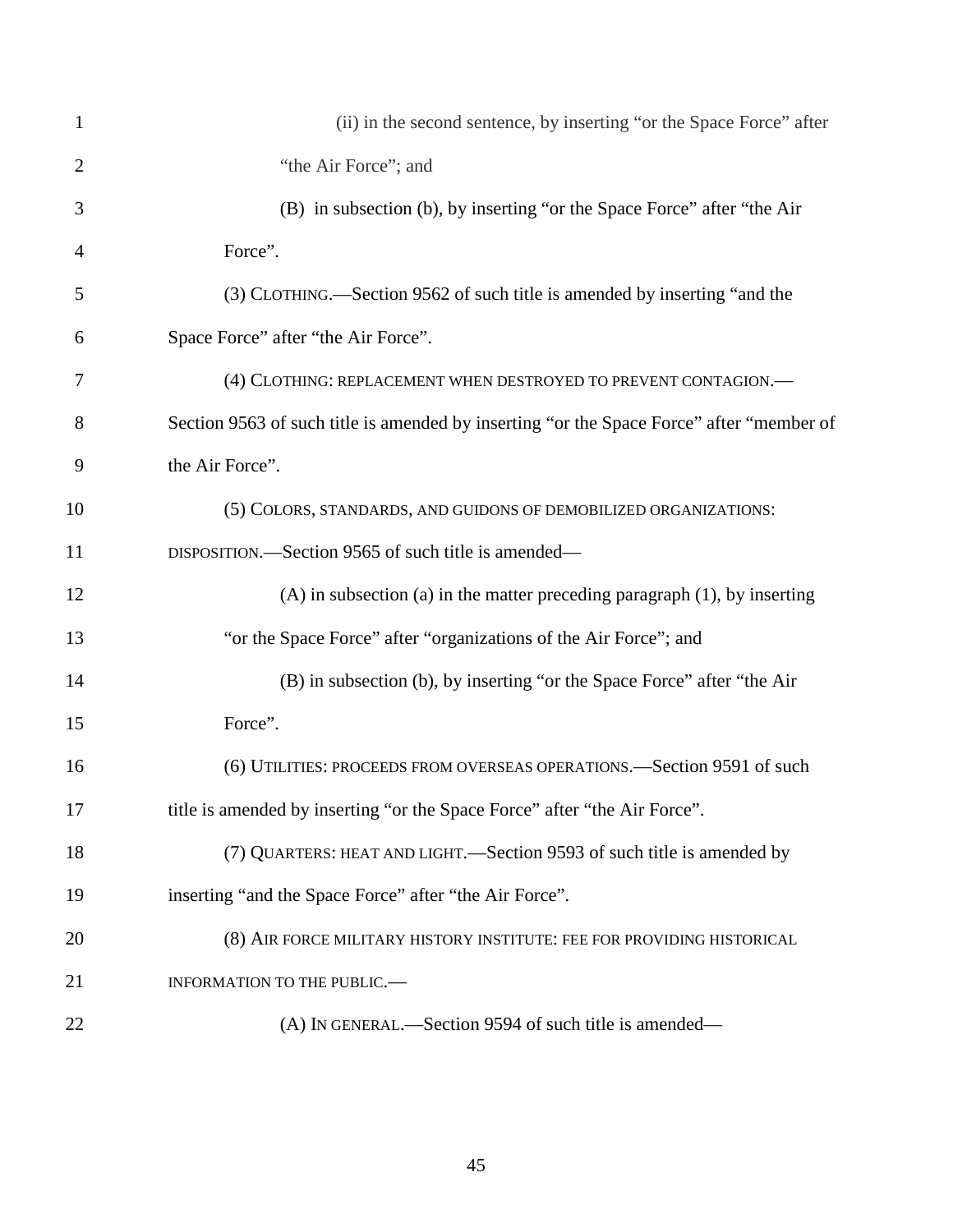(ii) in the second sentence, by inserting "or the Space Force" after "the Air Force"; and

(B) in subsection (b), by inserting "or the Space Force" after "the Air Force".

(3) CLOTHING.—Section 9562 of such title is amended by inserting "and the Space Force" after "the Air Force".

(4) CLOTHING: REPLACEMENT WHEN DESTROYED TO PREVENT CONTAGION.—Section 9563 of such title is amended by inserting "or the Space Force" after "member of the Air Force".

(5) COLORS, STANDARDS, AND GUIDONS OF DEMOBILIZED ORGANIZATIONS: DISPOSITION.—Section 9565 of such title is amended—

(A) in subsection (a) in the matter preceding paragraph (1), by inserting "or the Space Force" after "organizations of the Air Force"; and

(B) in subsection (b), by inserting "or the Space Force" after "the Air Force".

(6) UTILITIES: PROCEEDS FROM OVERSEAS OPERATIONS.—Section 9591 of such title is amended by inserting "or the Space Force" after "the Air Force".

(7) QUARTERS: HEAT AND LIGHT.—Section 9593 of such title is amended by inserting "and the Space Force" after "the Air Force".

(8) AIR FORCE MILITARY HISTORY INSTITUTE: FEE FOR PROVIDING HISTORICAL INFORMATION TO THE PUBLIC.—

(A) IN GENERAL.—Section 9594 of such title is amended—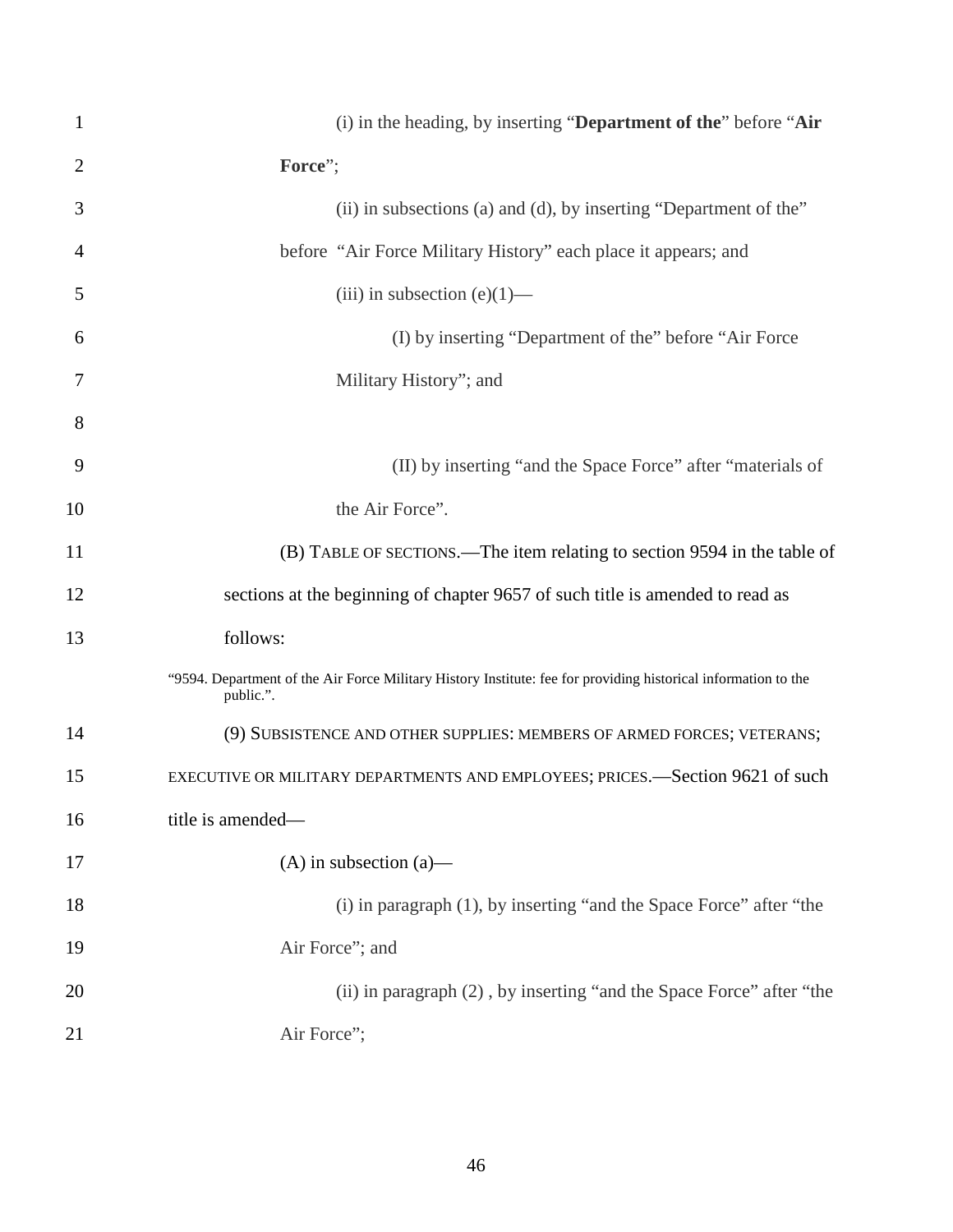(i) in the heading, by inserting "**Department of the**" before "**Air Force**";

(ii) in subsections (a) and (d), by inserting "Department of the" before "Air Force Military History" each place it appears; and

(iii) in subsection (e)(1)—

(I) by inserting "Department of the" before "Air Force Military History"; and

(II) by inserting "and the Space Force" after "materials of the Air Force".

(B) TABLE OF SECTIONS.—The item relating to section 9594 in the table of sections at the beginning of chapter 9657 of such title is amended to read as follows:

"9594. Department of the Air Force Military History Institute: fee for providing historical information to the public.".

(9) SUBSISTENCE AND OTHER SUPPLIES: MEMBERS OF ARMED FORCES; VETERANS; EXECUTIVE OR MILITARY DEPARTMENTS AND EMPLOYEES; PRICES.—Section 9621 of such title is amended—

(A) in subsection (a)—

(i) in paragraph (1), by inserting "and the Space Force" after "the Air Force"; and

(ii) in paragraph (2) , by inserting "and the Space Force" after "the Air Force";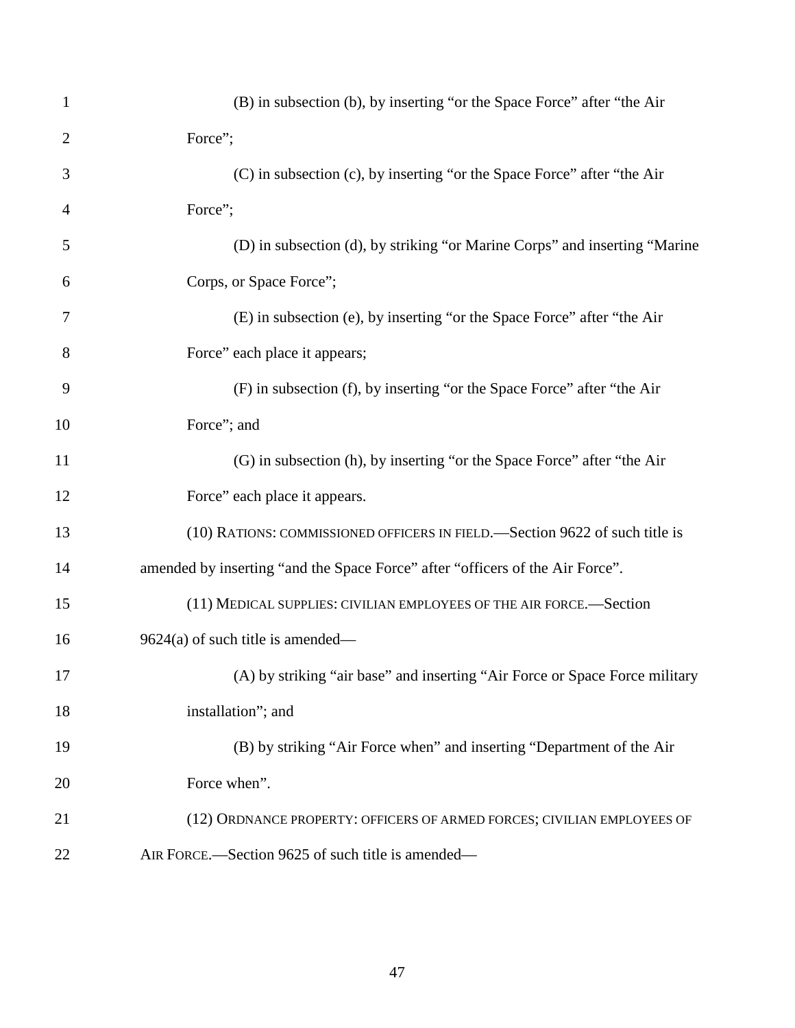(B) in subsection (b), by inserting “or the Space Force” after “the Air Force”;

(C) in subsection (c), by inserting “or the Space Force” after “the Air Force”;

(D) in subsection (d), by striking “or Marine Corps” and inserting “Marine Corps, or Space Force”;

(E) in subsection (e), by inserting “or the Space Force” after “the Air Force” each place it appears;

(F) in subsection (f), by inserting “or the Space Force” after “the Air Force”; and

(G) in subsection (h), by inserting “or the Space Force” after “the Air Force” each place it appears.

(10) RATIONS: COMMISSIONED OFFICERS IN FIELD.—Section 9622 of such title is amended by inserting “and the Space Force” after “officers of the Air Force”.

(11) MEDICAL SUPPLIES: CIVILIAN EMPLOYEES OF THE AIR FORCE.—Section 9624(a) of such title is amended—

(A) by striking “air base” and inserting “Air Force or Space Force military installation”; and

(B) by striking “Air Force when” and inserting “Department of the Air Force when”.

(12) ORDNANCE PROPERTY: OFFICERS OF ARMED FORCES; CIVILIAN EMPLOYEES OF AIR FORCE.—Section 9625 of such title is amended—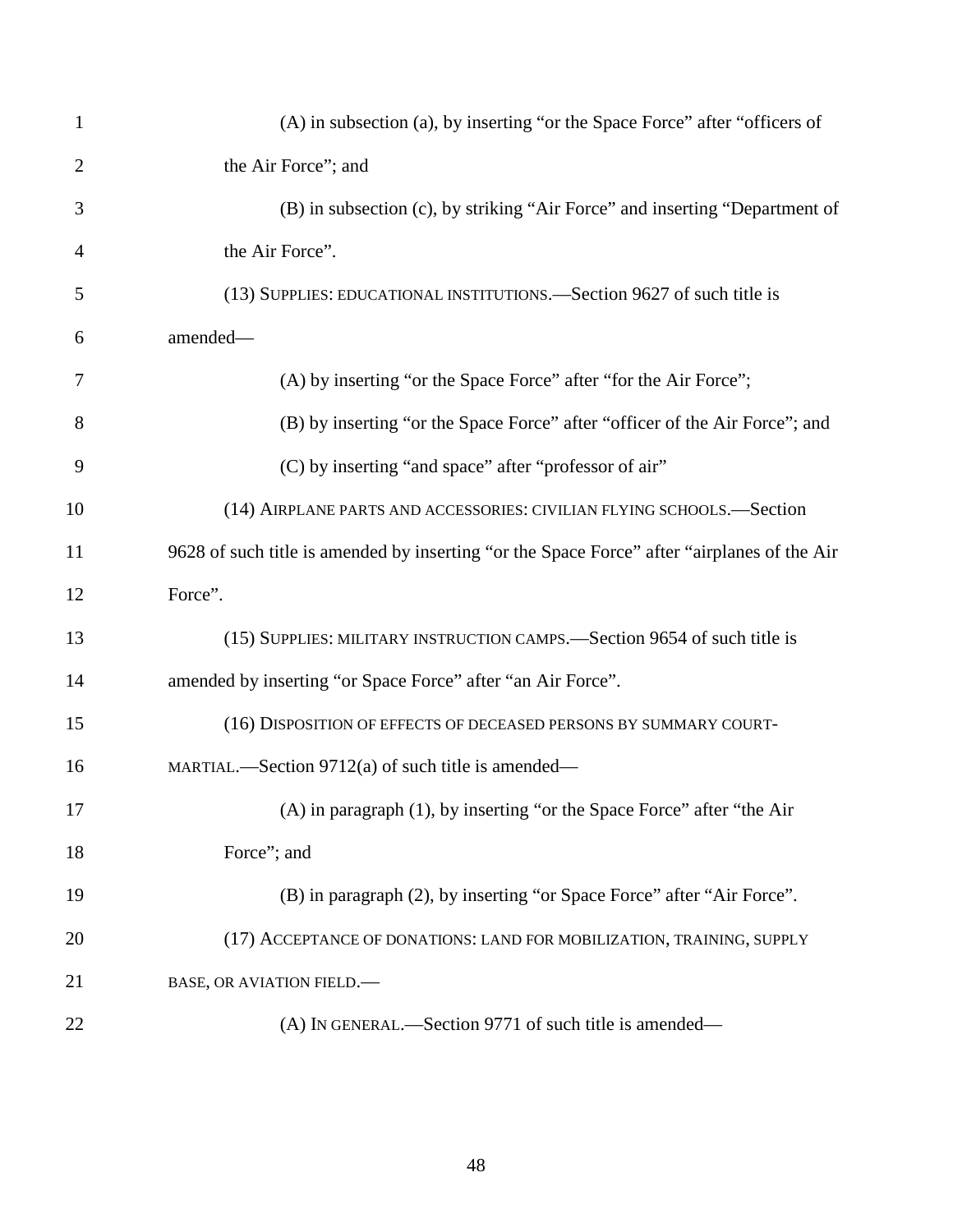(A) in subsection (a), by inserting “or the Space Force” after “officers of the Air Force”; and

(B) in subsection (c), by striking “Air Force” and inserting “Department of the Air Force”.

(13) SUPPLIES: EDUCATIONAL INSTITUTIONS.—Section 9627 of such title is amended—

(A) by inserting “or the Space Force” after “for the Air Force”;

(B) by inserting “or the Space Force” after “officer of the Air Force”; and

(C) by inserting “and space” after “professor of air”

(14) AIRPLANE PARTS AND ACCESSORIES: CIVILIAN FLYING SCHOOLS.—Section 9628 of such title is amended by inserting “or the Space Force” after “airplanes of the Air Force”.

(15) SUPPLIES: MILITARY INSTRUCTION CAMPS.—Section 9654 of such title is amended by inserting “or Space Force” after “an Air Force”.

(16) DISPOSITION OF EFFECTS OF DECEASED PERSONS BY SUMMARY COURT-MARTIAL.—Section 9712(a) of such title is amended—

(A) in paragraph (1), by inserting “or the Space Force” after “the Air Force”; and

(B) in paragraph (2), by inserting “or Space Force” after “Air Force”.

(17) ACCEPTANCE OF DONATIONS: LAND FOR MOBILIZATION, TRAINING, SUPPLY BASE, OR AVIATION FIELD.—

(A) IN GENERAL.—Section 9771 of such title is amended—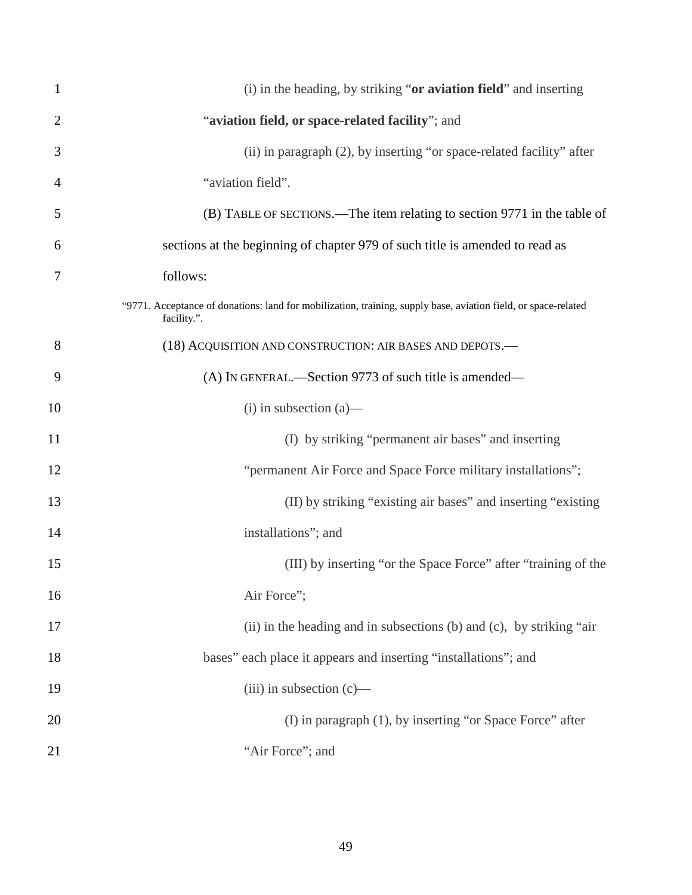(i) in the heading, by striking "**or aviation field**" and inserting "**aviation field, or space-related facility**"; and

(ii) in paragraph (2), by inserting "or space-related facility" after "aviation field".

(B) TABLE OF SECTIONS.—The item relating to section 9771 in the table of sections at the beginning of chapter 979 of such title is amended to read as follows:

"9771. Acceptance of donations: land for mobilization, training, supply base, aviation field, or space-related facility.".

(18) ACQUISITION AND CONSTRUCTION: AIR BASES AND DEPOTS.—

(A) IN GENERAL.—Section 9773 of such title is amended—

(i) in subsection (a)—

(I) by striking "permanent air bases" and inserting "permanent Air Force and Space Force military installations";

(II) by striking "existing air bases" and inserting "existing installations"; and

(III) by inserting "or the Space Force" after "training of the Air Force";

(ii) in the heading and in subsections (b) and (c), by striking "air bases" each place it appears and inserting "installations"; and

(iii) in subsection (c)—

(I) in paragraph (1), by inserting "or Space Force" after "Air Force"; and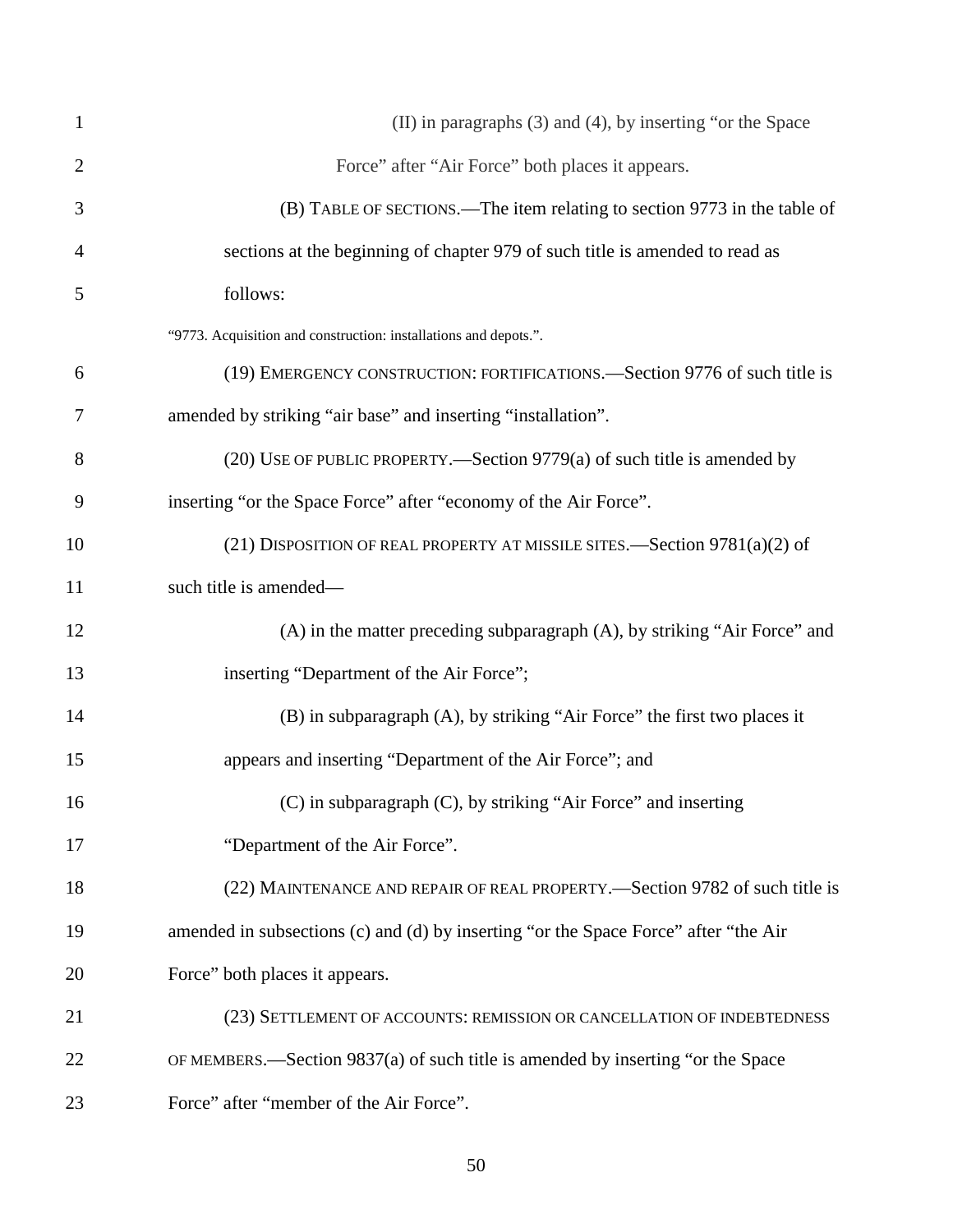(II) in paragraphs (3) and (4), by inserting "or the Space Force" after "Air Force" both places it appears.

(B) TABLE OF SECTIONS.—The item relating to section 9773 in the table of sections at the beginning of chapter 979 of such title is amended to read as follows:

"9773. Acquisition and construction: installations and depots.".

(19) EMERGENCY CONSTRUCTION: FORTIFICATIONS.—Section 9776 of such title is amended by striking "air base" and inserting "installation".

(20) USE OF PUBLIC PROPERTY.—Section 9779(a) of such title is amended by inserting "or the Space Force" after "economy of the Air Force".

(21) DISPOSITION OF REAL PROPERTY AT MISSILE SITES.—Section 9781(a)(2) of such title is amended—

(A) in the matter preceding subparagraph (A), by striking "Air Force" and inserting "Department of the Air Force";

(B) in subparagraph (A), by striking "Air Force" the first two places it appears and inserting "Department of the Air Force"; and

(C) in subparagraph (C), by striking "Air Force" and inserting "Department of the Air Force".

(22) MAINTENANCE AND REPAIR OF REAL PROPERTY.—Section 9782 of such title is amended in subsections (c) and (d) by inserting "or the Space Force" after "the Air Force" both places it appears.

(23) SETTLEMENT OF ACCOUNTS: REMISSION OR CANCELLATION OF INDEBTEDNESS OF MEMBERS.—Section 9837(a) of such title is amended by inserting "or the Space Force" after "member of the Air Force".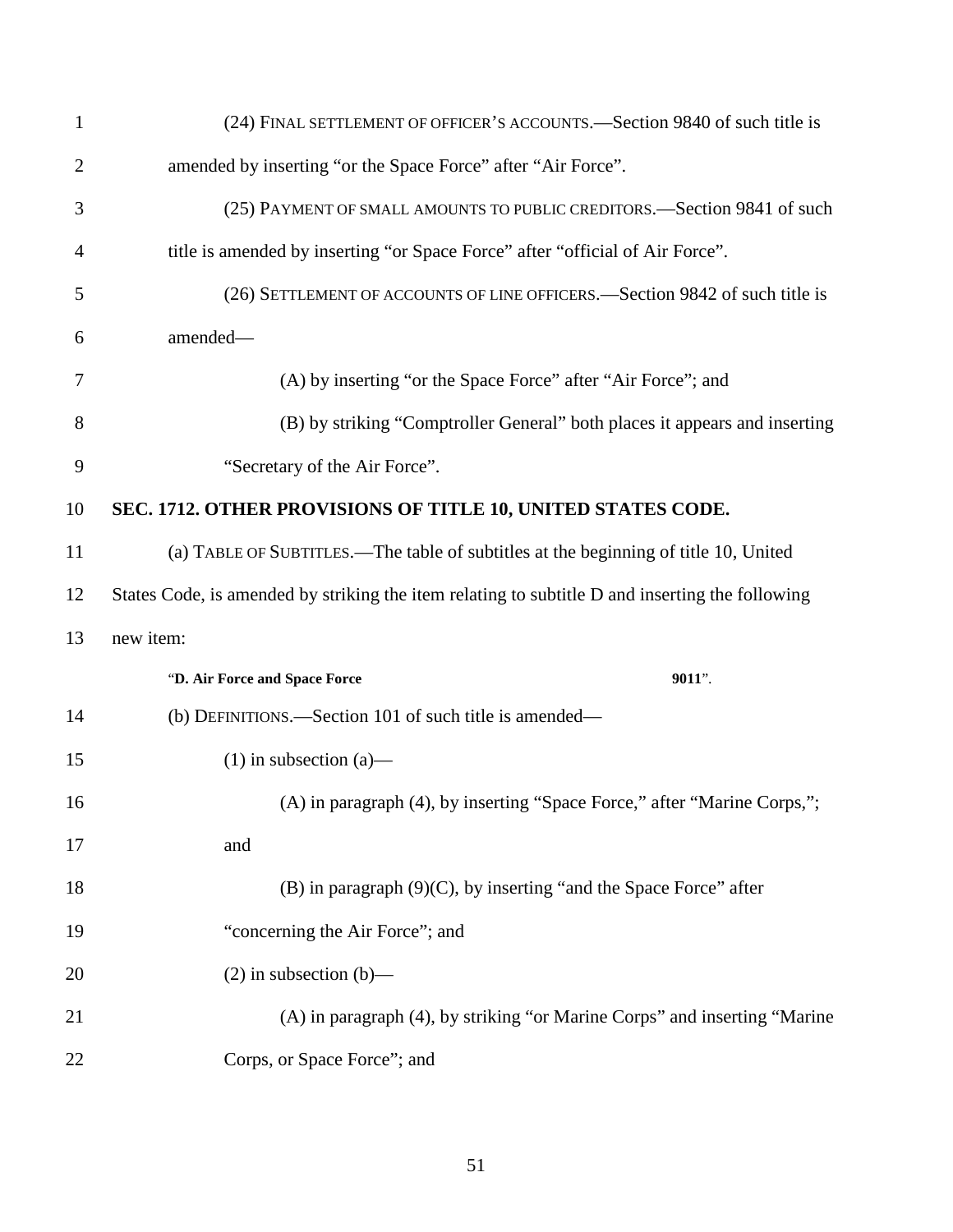(24) FINAL SETTLEMENT OF OFFICER'S ACCOUNTS.—Section 9840 of such title is amended by inserting "or the Space Force" after "Air Force".

(25) PAYMENT OF SMALL AMOUNTS TO PUBLIC CREDITORS.—Section 9841 of such title is amended by inserting "or Space Force" after "official of Air Force".

(26) SETTLEMENT OF ACCOUNTS OF LINE OFFICERS.—Section 9842 of such title is amended—

(A) by inserting "or the Space Force" after "Air Force"; and

(B) by striking "Comptroller General" both places it appears and inserting "Secretary of the Air Force".

**SEC. 1712. OTHER PROVISIONS OF TITLE 10, UNITED STATES CODE.**

(a) TABLE OF SUBTITLES.—The table of subtitles at the beginning of title 10, United States Code, is amended by striking the item relating to subtitle D and inserting the following new item:

"**D. Air Force and Space Force** **9011**".

(b) DEFINITIONS.—Section 101 of such title is amended—

(1) in subsection (a)—

(A) in paragraph (4), by inserting "Space Force," after "Marine Corps,"; and

(B) in paragraph (9)(C), by inserting "and the Space Force" after "concerning the Air Force"; and

(2) in subsection (b)—

(A) in paragraph (4), by striking "or Marine Corps" and inserting "Marine Corps, or Space Force"; and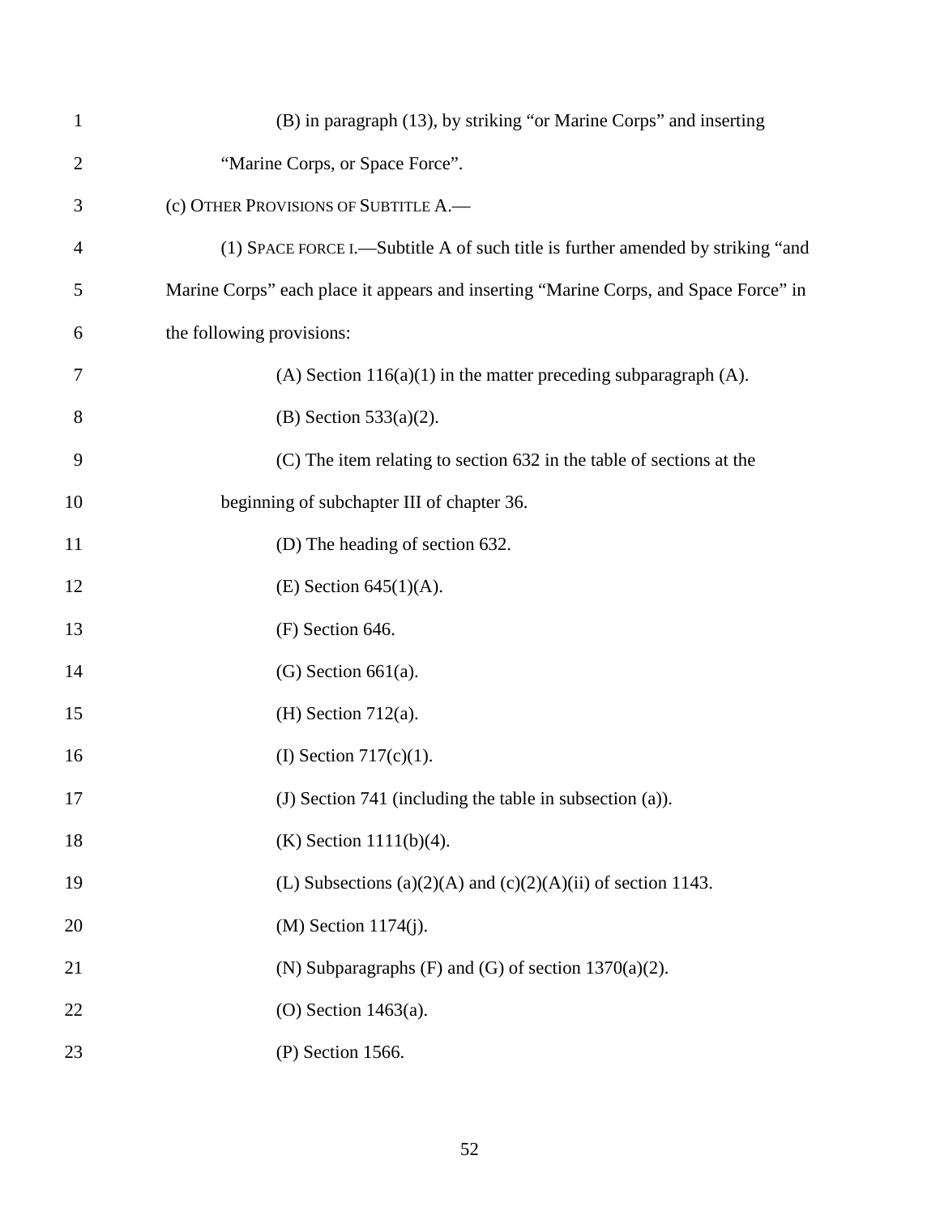(B) in paragraph (13), by striking “or Marine Corps” and inserting “Marine Corps, or Space Force”.

(c) OTHER PROVISIONS OF SUBTITLE A.—

(1) SPACE FORCE I.—Subtitle A of such title is further amended by striking “and Marine Corps” each place it appears and inserting “Marine Corps, and Space Force” in the following provisions:

(A) Section 116(a)(1) in the matter preceding subparagraph (A).

(B) Section 533(a)(2).

(C) The item relating to section 632 in the table of sections at the beginning of subchapter III of chapter 36.

(D) The heading of section 632.

(E) Section 645(1)(A).

(F) Section 646.

(G) Section 661(a).

(H) Section 712(a).

(I) Section 717(c)(1).

(J) Section 741 (including the table in subsection (a)).

(K) Section 1111(b)(4).

(L) Subsections (a)(2)(A) and (c)(2)(A)(ii) of section 1143.

(M) Section 1174(j).

(N) Subparagraphs (F) and (G) of section 1370(a)(2).

(O) Section 1463(a).

(P) Section 1566.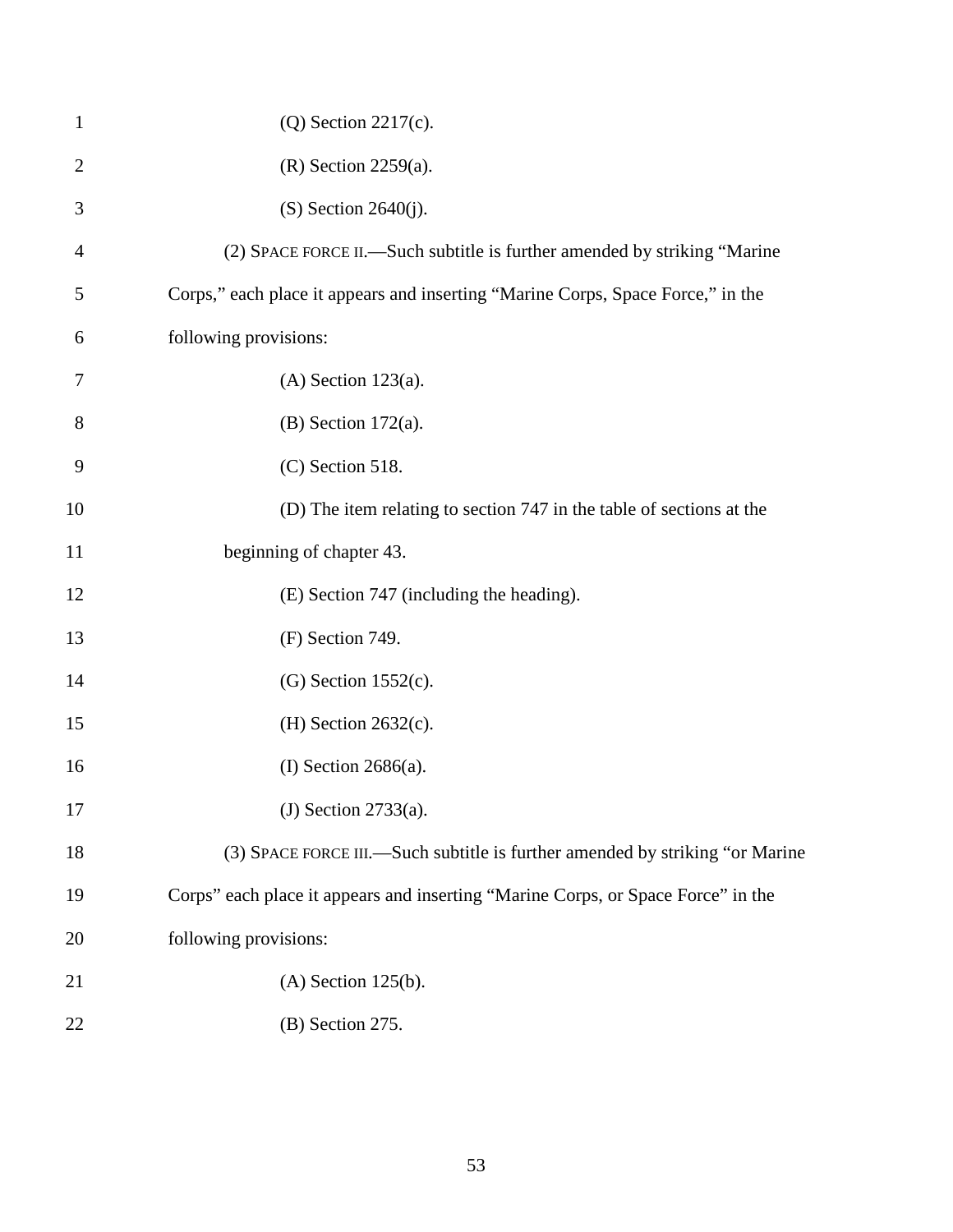(Q) Section 2217(c).

(R) Section 2259(a).

(S) Section 2640(j).

(2) SPACE FORCE II.—Such subtitle is further amended by striking “Marine Corps,” each place it appears and inserting “Marine Corps, Space Force,” in the following provisions:

(A) Section 123(a).

(B) Section 172(a).

(C) Section 518.

(D) The item relating to section 747 in the table of sections at the beginning of chapter 43.

(E) Section 747 (including the heading).

(F) Section 749.

(G) Section 1552(c).

(H) Section 2632(c).

(I) Section 2686(a).

(J) Section 2733(a).

(3) SPACE FORCE III.—Such subtitle is further amended by striking “or Marine Corps” each place it appears and inserting “Marine Corps, or Space Force” in the following provisions:

(A) Section 125(b).

(B) Section 275.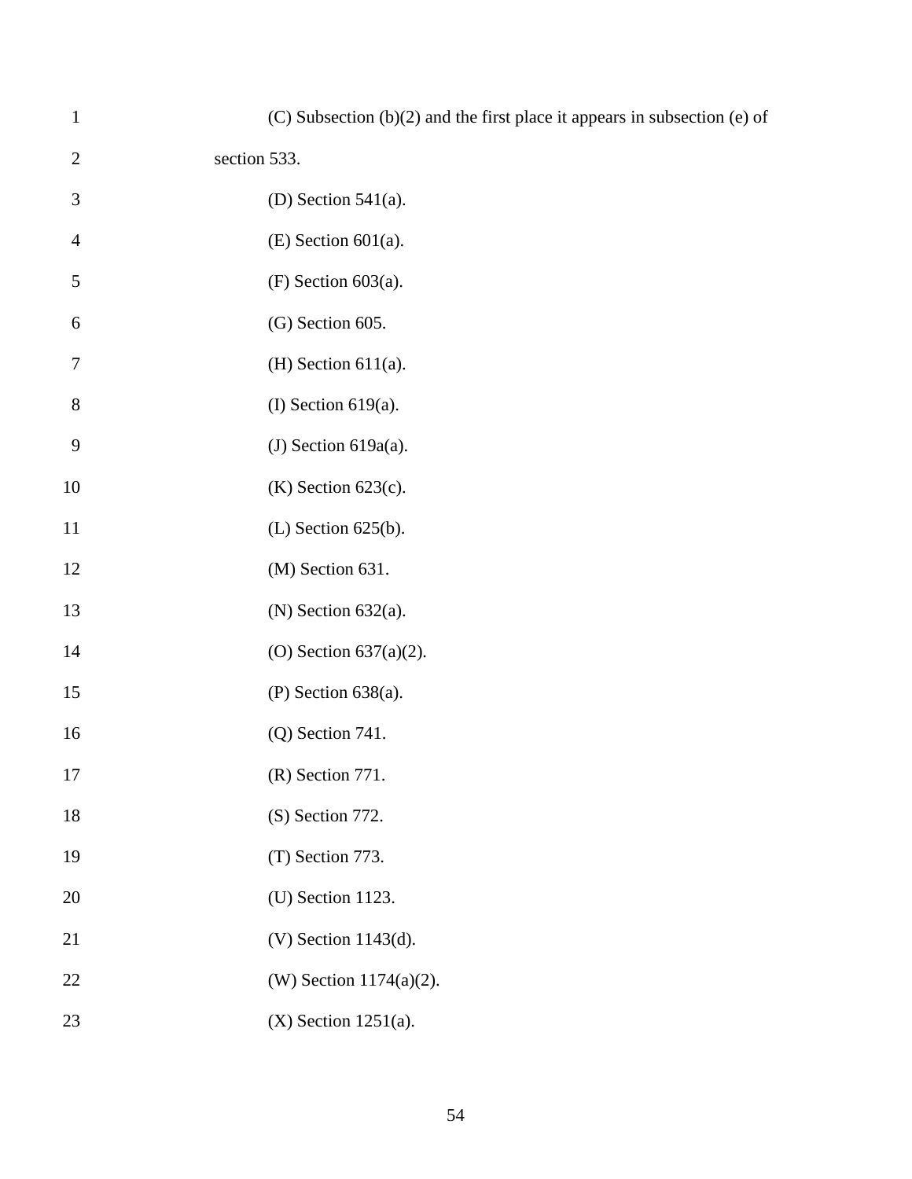(C) Subsection (b)(2) and the first place it appears in subsection (e) of section 533.

(D) Section 541(a).

(E) Section 601(a).

(F) Section 603(a).

(G) Section 605.

(H) Section 611(a).

(I) Section 619(a).

(J) Section 619a(a).

(K) Section 623(c).

(L) Section 625(b).

(M) Section 631.

(N) Section 632(a).

(O) Section 637(a)(2).

(P) Section 638(a).

(Q) Section 741.

(R) Section 771.

(S) Section 772.

(T) Section 773.

(U) Section 1123.

(V) Section 1143(d).

(W) Section 1174(a)(2).

(X) Section 1251(a).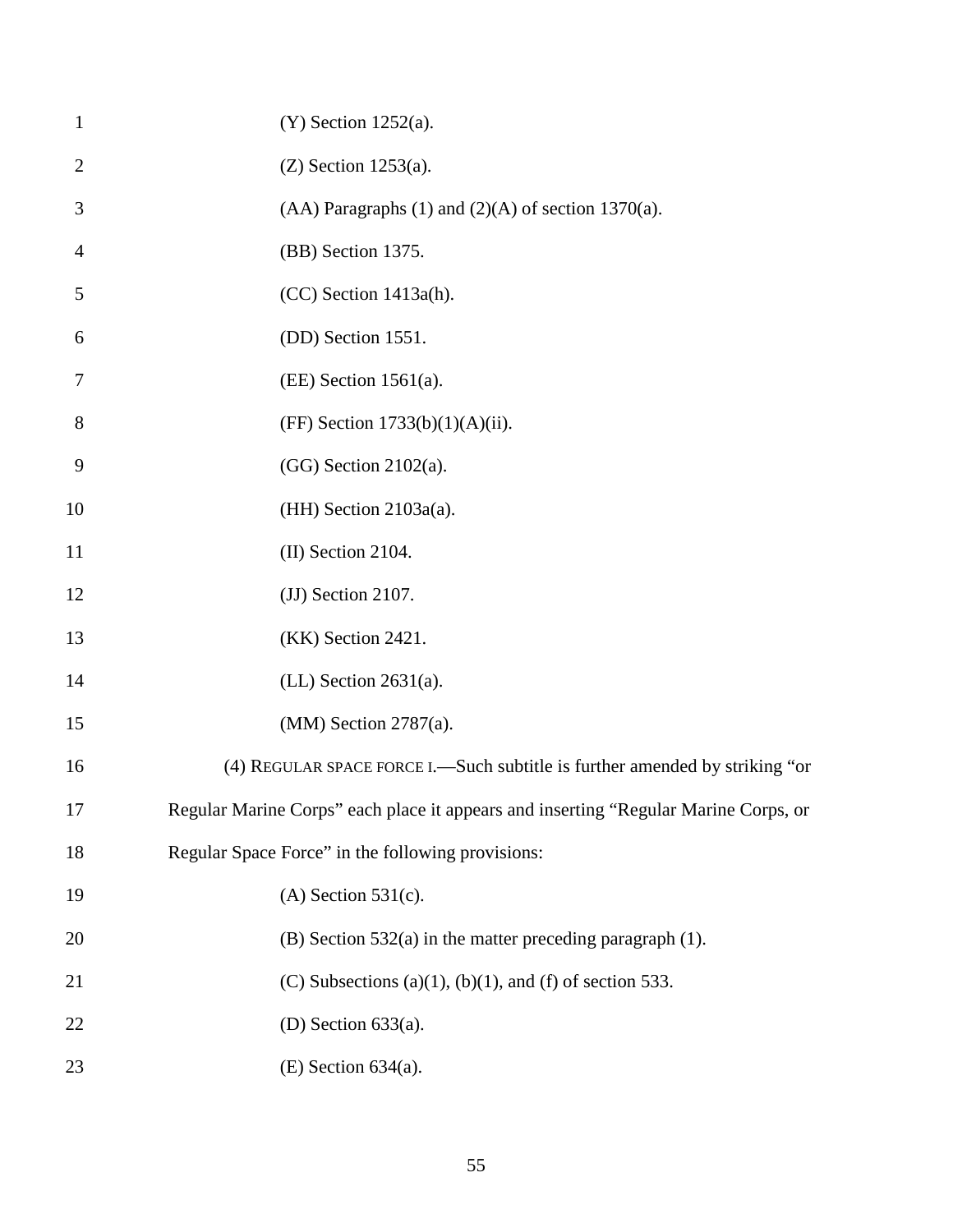(Y) Section 1252(a).

(Z) Section 1253(a).

(AA) Paragraphs (1) and (2)(A) of section 1370(a).

(BB) Section 1375.

(CC) Section 1413a(h).

(DD) Section 1551.

(EE) Section 1561(a).

(FF) Section 1733(b)(1)(A)(ii).

(GG) Section 2102(a).

(HH) Section 2103a(a).

(II) Section 2104.

(JJ) Section 2107.

(KK) Section 2421.

(LL) Section 2631(a).

(MM) Section 2787(a).

(4) REGULAR SPACE FORCE I.—Such subtitle is further amended by striking "or Regular Marine Corps" each place it appears and inserting "Regular Marine Corps, or Regular Space Force" in the following provisions:

(A) Section 531(c).

(B) Section 532(a) in the matter preceding paragraph (1).

(C) Subsections (a)(1), (b)(1), and (f) of section 533.

(D) Section 633(a).

(E) Section 634(a).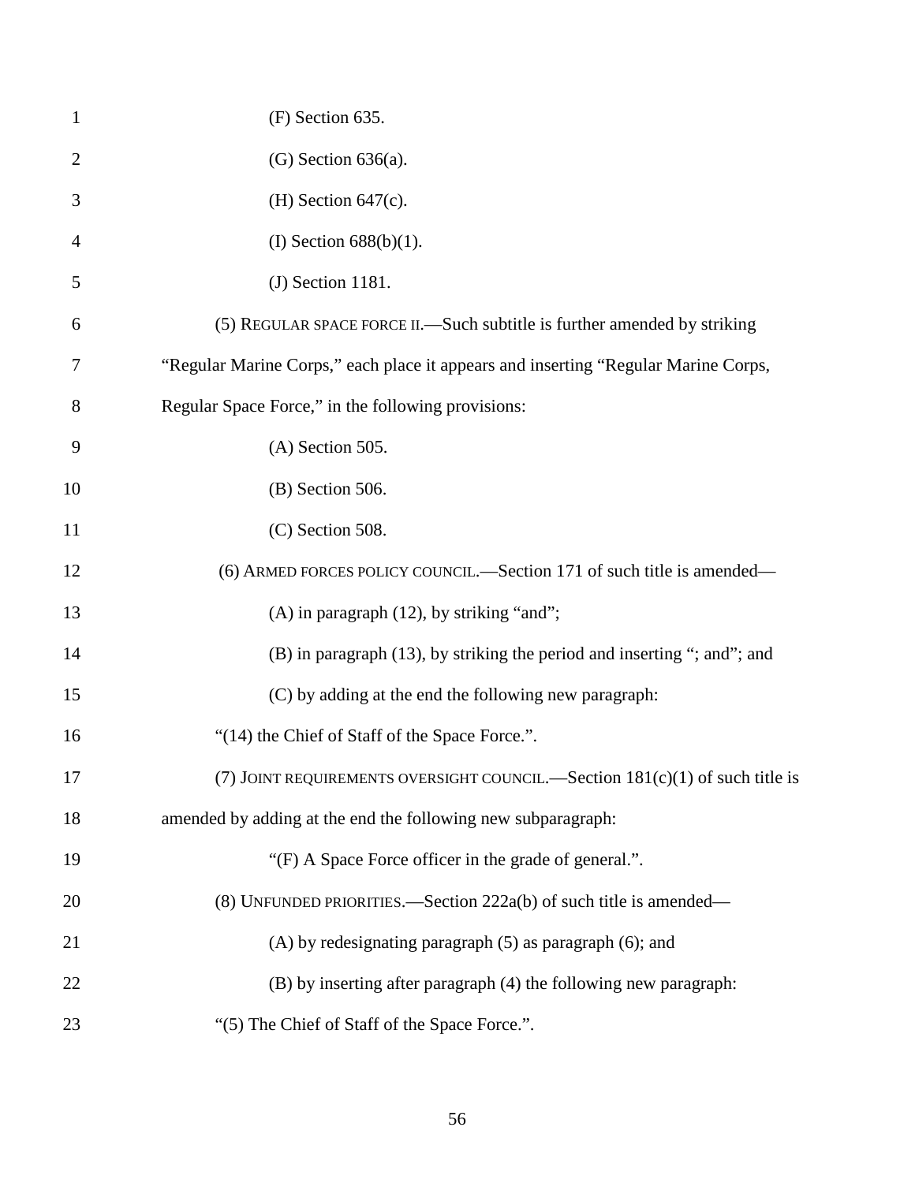(F) Section 635.

(G) Section 636(a).

(H) Section 647(c).

(I) Section 688(b)(1).

(J) Section 1181.

(5) REGULAR SPACE FORCE II.—Such subtitle is further amended by striking "Regular Marine Corps," each place it appears and inserting "Regular Marine Corps, Regular Space Force," in the following provisions:

(A) Section 505.

(B) Section 506.

(C) Section 508.

(6) ARMED FORCES POLICY COUNCIL.—Section 171 of such title is amended—

(A) in paragraph (12), by striking "and";

(B) in paragraph (13), by striking the period and inserting "; and"; and

(C) by adding at the end the following new paragraph:

"(14) the Chief of Staff of the Space Force.".

(7) JOINT REQUIREMENTS OVERSIGHT COUNCIL.—Section 181(c)(1) of such title is amended by adding at the end the following new subparagraph:

"(F) A Space Force officer in the grade of general.".

(8) UNFUNDED PRIORITIES.—Section 222a(b) of such title is amended—

(A) by redesignating paragraph (5) as paragraph (6); and

(B) by inserting after paragraph (4) the following new paragraph:

"(5) The Chief of Staff of the Space Force.".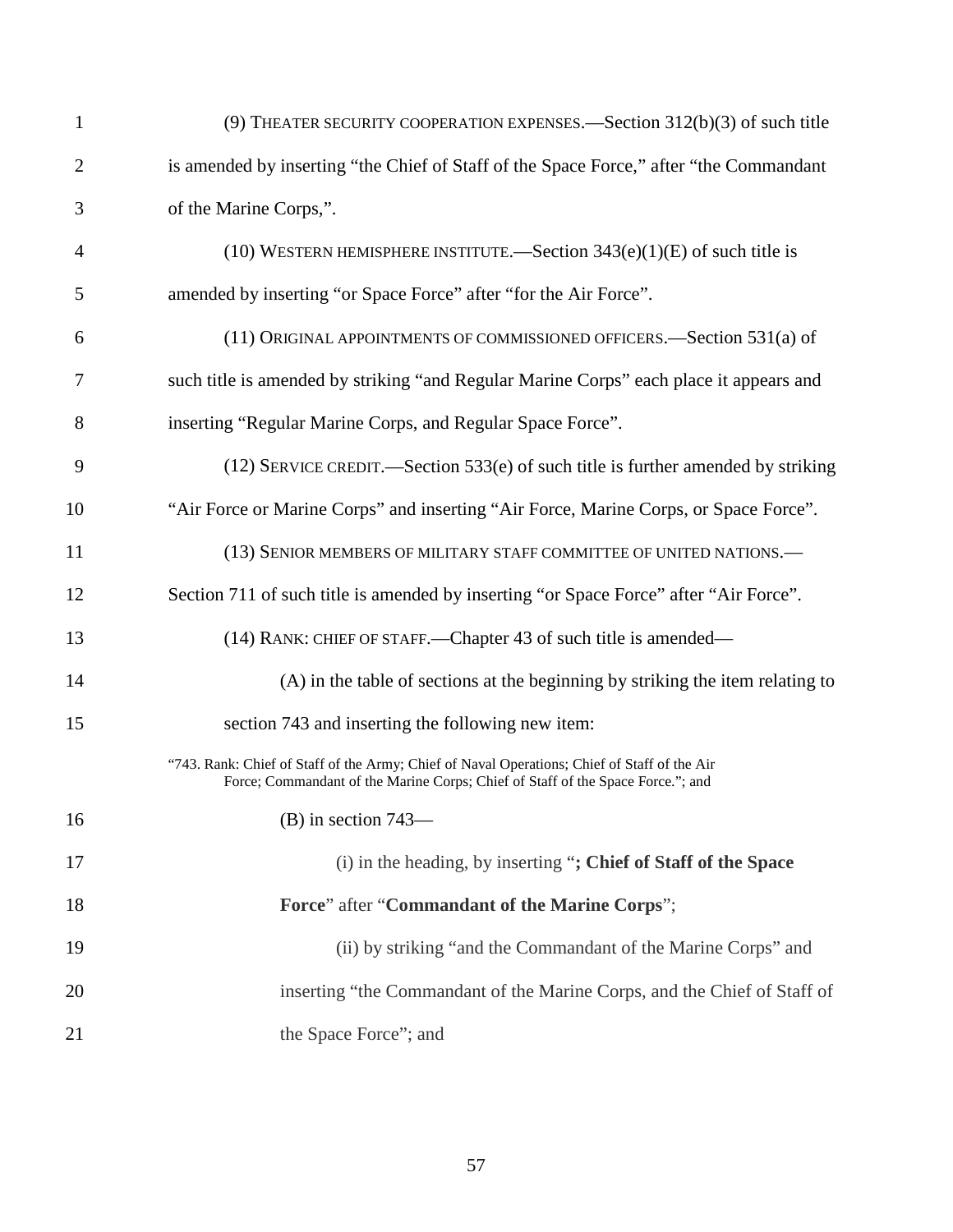(9) THEATER SECURITY COOPERATION EXPENSES.—Section 312(b)(3) of such title is amended by inserting "the Chief of Staff of the Space Force," after "the Commandant of the Marine Corps,".

(10) WESTERN HEMISPHERE INSTITUTE.—Section 343(e)(1)(E) of such title is amended by inserting "or Space Force" after "for the Air Force".

(11) ORIGINAL APPOINTMENTS OF COMMISSIONED OFFICERS.—Section 531(a) of such title is amended by striking "and Regular Marine Corps" each place it appears and inserting "Regular Marine Corps, and Regular Space Force".

(12) SERVICE CREDIT.—Section 533(e) of such title is further amended by striking "Air Force or Marine Corps" and inserting "Air Force, Marine Corps, or Space Force".

(13) SENIOR MEMBERS OF MILITARY STAFF COMMITTEE OF UNITED NATIONS.—Section 711 of such title is amended by inserting "or Space Force" after "Air Force".

(14) RANK: CHIEF OF STAFF.—Chapter 43 of such title is amended—

(A) in the table of sections at the beginning by striking the item relating to section 743 and inserting the following new item:

"743. Rank: Chief of Staff of the Army; Chief of Naval Operations; Chief of Staff of the Air Force; Commandant of the Marine Corps; Chief of Staff of the Space Force."; and

(B) in section 743—

(i) in the heading, by inserting "**; Chief of Staff of the Space Force**" after "**Commandant of the Marine Corps**";

(ii) by striking "and the Commandant of the Marine Corps" and inserting "the Commandant of the Marine Corps, and the Chief of Staff of the Space Force"; and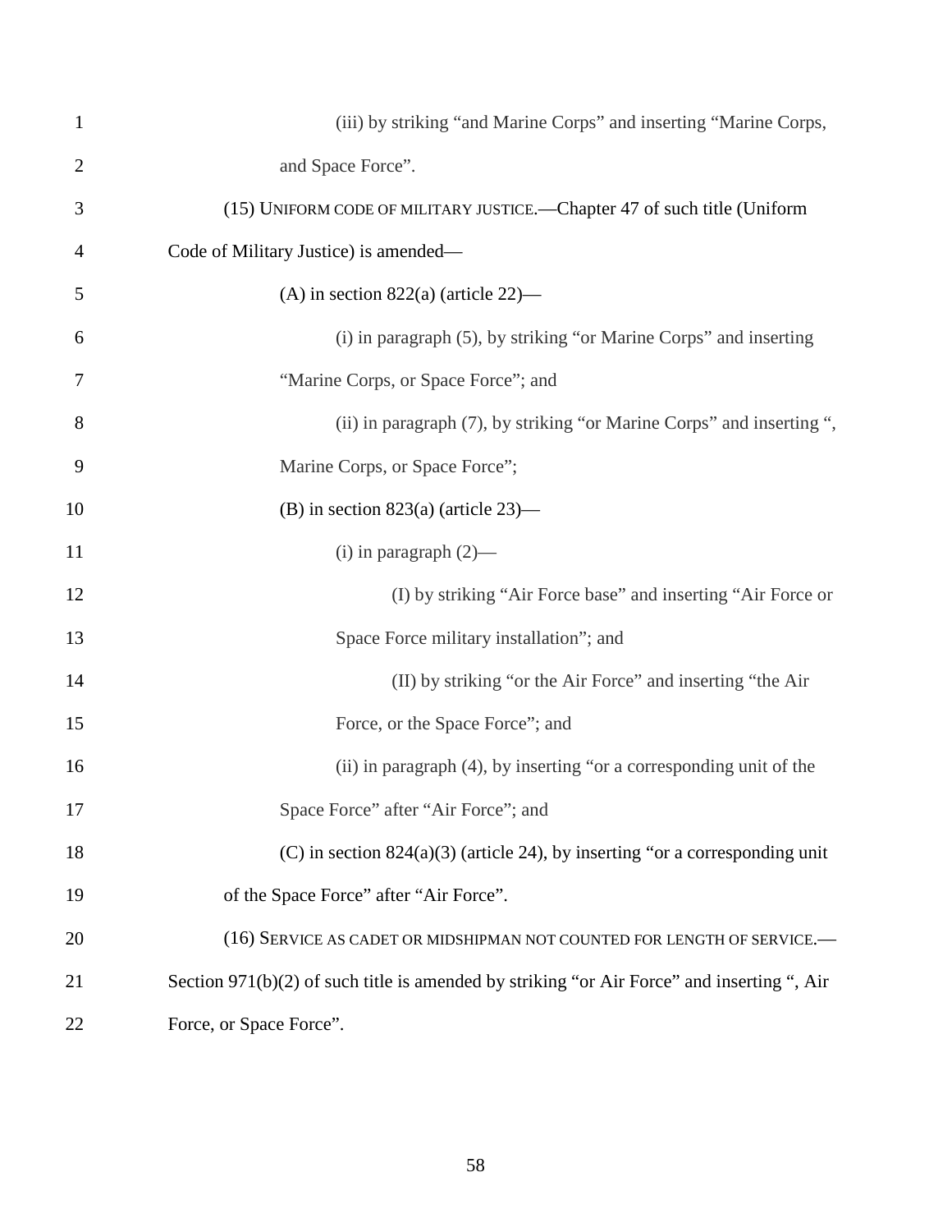(iii) by striking "and Marine Corps" and inserting "Marine Corps, and Space Force".

(15) UNIFORM CODE OF MILITARY JUSTICE.—Chapter 47 of such title (Uniform Code of Military Justice) is amended—

(A) in section 822(a) (article 22)—

(i) in paragraph (5), by striking "or Marine Corps" and inserting "Marine Corps, or Space Force"; and

(ii) in paragraph (7), by striking "or Marine Corps" and inserting ", Marine Corps, or Space Force";

(B) in section 823(a) (article 23)—

(i) in paragraph (2)—

(I) by striking "Air Force base" and inserting "Air Force or Space Force military installation"; and

(II) by striking "or the Air Force" and inserting "the Air Force, or the Space Force"; and

(ii) in paragraph (4), by inserting "or a corresponding unit of the Space Force" after "Air Force"; and

(C) in section 824(a)(3) (article 24), by inserting "or a corresponding unit of the Space Force" after "Air Force".

(16) SERVICE AS CADET OR MIDSHIPMAN NOT COUNTED FOR LENGTH OF SERVICE.—Section 971(b)(2) of such title is amended by striking "or Air Force" and inserting ", Air Force, or Space Force".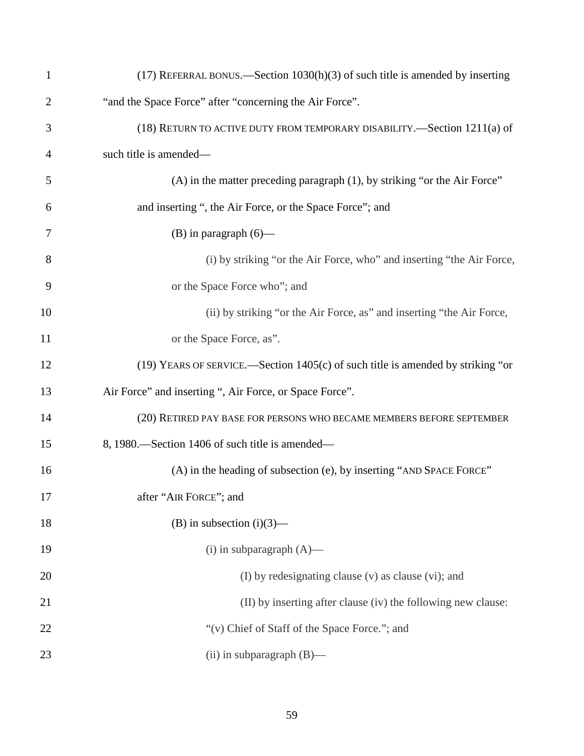(17) REFERRAL BONUS.—Section 1030(h)(3) of such title is amended by inserting "and the Space Force" after "concerning the Air Force".

(18) RETURN TO ACTIVE DUTY FROM TEMPORARY DISABILITY.—Section 1211(a) of such title is amended—

(A) in the matter preceding paragraph (1), by striking "or the Air Force" and inserting ", the Air Force, or the Space Force"; and

(B) in paragraph (6)—

(i) by striking "or the Air Force, who" and inserting "the Air Force, or the Space Force who"; and

(ii) by striking "or the Air Force, as" and inserting "the Air Force, or the Space Force, as".

(19) YEARS OF SERVICE.—Section 1405(c) of such title is amended by striking "or Air Force" and inserting ", Air Force, or Space Force".

(20) RETIRED PAY BASE FOR PERSONS WHO BECAME MEMBERS BEFORE SEPTEMBER 8, 1980.—Section 1406 of such title is amended—

(A) in the heading of subsection (e), by inserting "AND SPACE FORCE" after "AIR FORCE"; and

(B) in subsection (i)(3)—

(i) in subparagraph (A)—

(I) by redesignating clause (v) as clause (vi); and

(II) by inserting after clause (iv) the following new clause:

"(v) Chief of Staff of the Space Force."; and

(ii) in subparagraph (B)—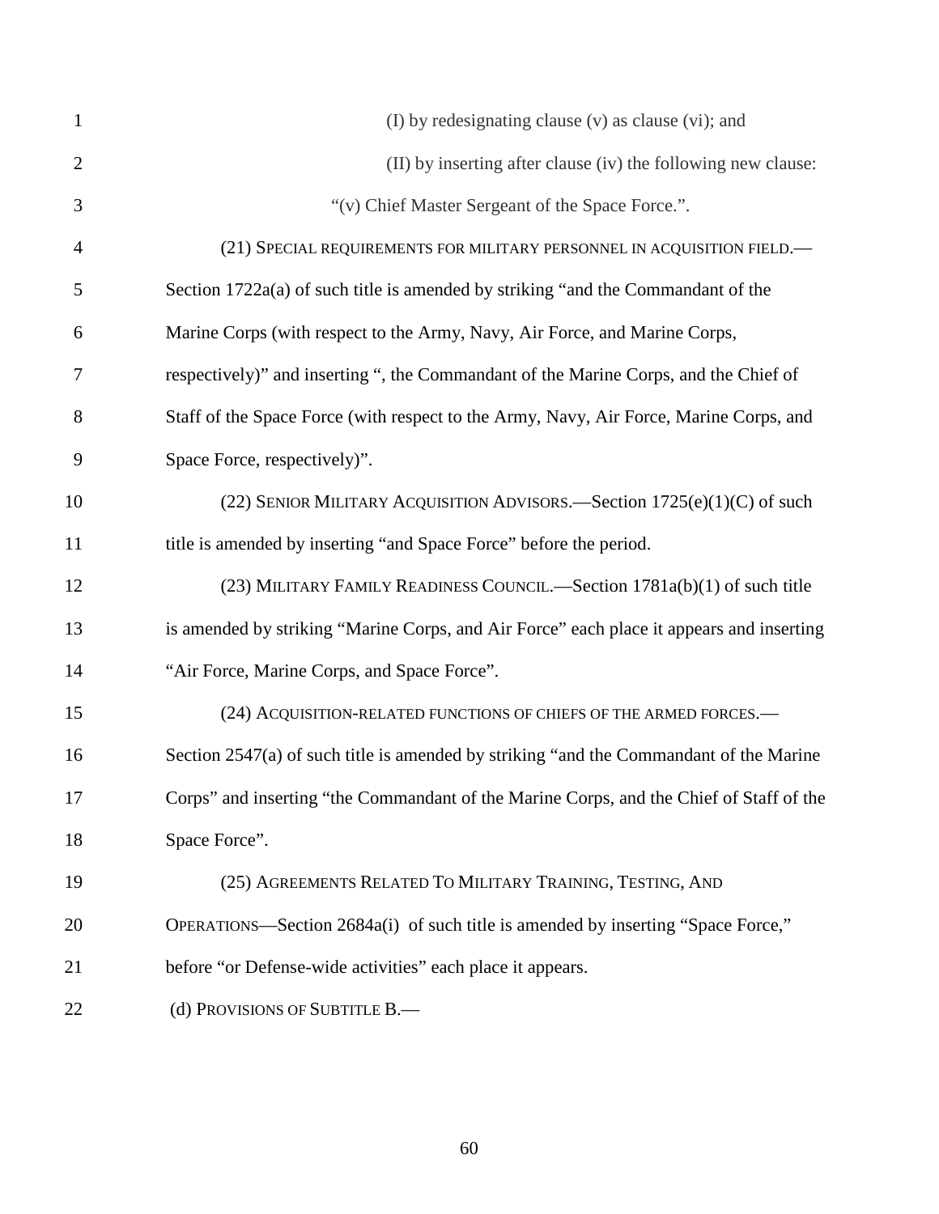(I) by redesignating clause (v) as clause (vi); and

(II) by inserting after clause (iv) the following new clause:

"(v) Chief Master Sergeant of the Space Force.".

(21) SPECIAL REQUIREMENTS FOR MILITARY PERSONNEL IN ACQUISITION FIELD.—Section 1722a(a) of such title is amended by striking "and the Commandant of the Marine Corps (with respect to the Army, Navy, Air Force, and Marine Corps, respectively)" and inserting ", the Commandant of the Marine Corps, and the Chief of Staff of the Space Force (with respect to the Army, Navy, Air Force, Marine Corps, and Space Force, respectively)".

(22) SENIOR MILITARY ACQUISITION ADVISORS.—Section 1725(e)(1)(C) of such title is amended by inserting "and Space Force" before the period.

(23) MILITARY FAMILY READINESS COUNCIL.—Section 1781a(b)(1) of such title is amended by striking "Marine Corps, and Air Force" each place it appears and inserting "Air Force, Marine Corps, and Space Force".

(24) ACQUISITION-RELATED FUNCTIONS OF CHIEFS OF THE ARMED FORCES.—Section 2547(a) of such title is amended by striking "and the Commandant of the Marine Corps" and inserting "the Commandant of the Marine Corps, and the Chief of Staff of the Space Force".

(25) AGREEMENTS RELATED TO MILITARY TRAINING, TESTING, AND OPERATIONS—Section 2684a(i) of such title is amended by inserting "Space Force," before "or Defense-wide activities" each place it appears.

(d) PROVISIONS OF SUBTITLE B.—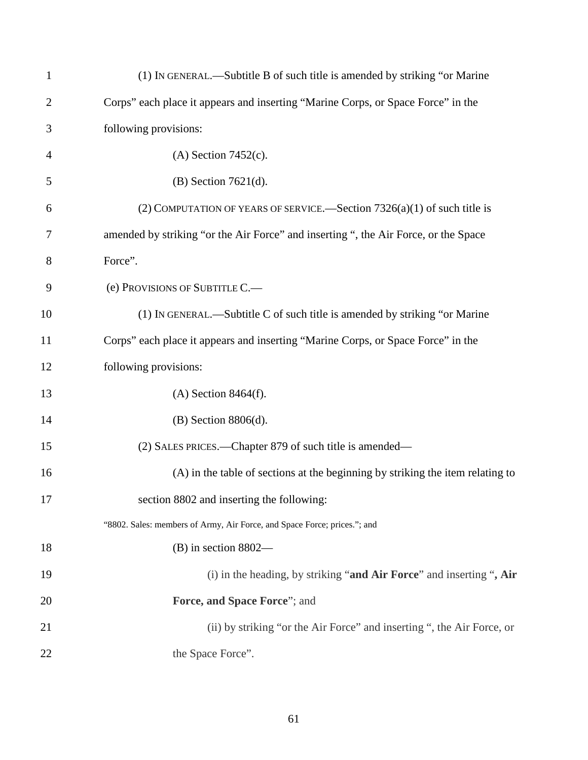(1) IN GENERAL.—Subtitle B of such title is amended by striking “or Marine Corps” each place it appears and inserting “Marine Corps, or Space Force” in the following provisions:

(A) Section 7452(c).

(B) Section 7621(d).

(2) COMPUTATION OF YEARS OF SERVICE.—Section 7326(a)(1) of such title is amended by striking “or the Air Force” and inserting “, the Air Force, or the Space Force”.

(e) PROVISIONS OF SUBTITLE C.—

(1) IN GENERAL.—Subtitle C of such title is amended by striking “or Marine Corps” each place it appears and inserting “Marine Corps, or Space Force” in the following provisions:

(A) Section 8464(f).

(B) Section 8806(d).

(2) SALES PRICES.—Chapter 879 of such title is amended—

(A) in the table of sections at the beginning by striking the item relating to section 8802 and inserting the following:

“8802. Sales: members of Army, Air Force, and Space Force; prices.”; and

(B) in section 8802—

(i) in the heading, by striking “**and Air Force**” and inserting “**, Air Force, and Space Force**”; and

(ii) by striking “or the Air Force” and inserting “, the Air Force, or the Space Force”.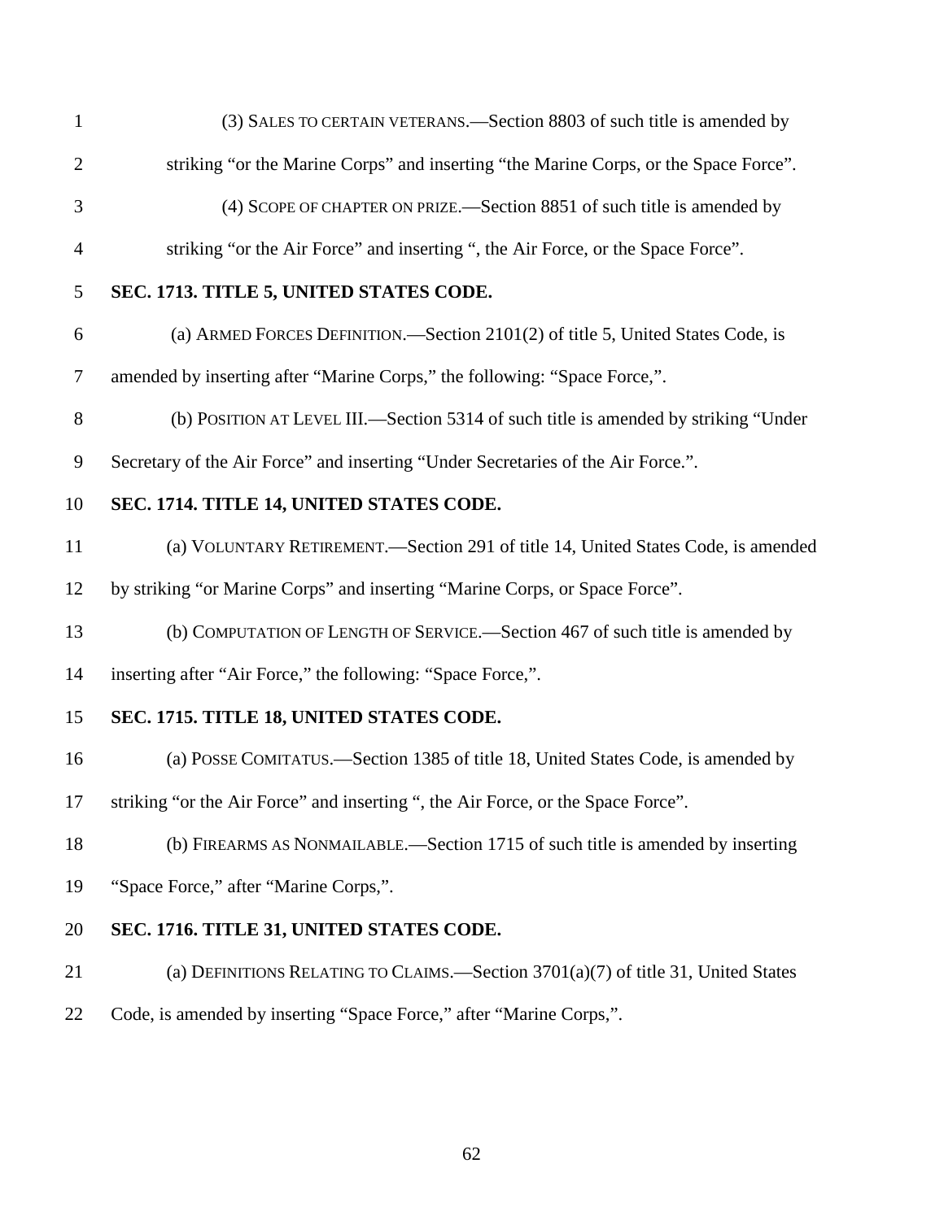(3) SALES TO CERTAIN VETERANS.—Section 8803 of such title is amended by striking “or the Marine Corps” and inserting “the Marine Corps, or the Space Force”.

(4) SCOPE OF CHAPTER ON PRIZE.—Section 8851 of such title is amended by striking “or the Air Force” and inserting “, the Air Force, or the Space Force”.

**SEC. 1713. TITLE 5, UNITED STATES CODE.**

(a) ARMED FORCES DEFINITION.—Section 2101(2) of title 5, United States Code, is amended by inserting after “Marine Corps,” the following: “Space Force,”.

(b) POSITION AT LEVEL III.—Section 5314 of such title is amended by striking “Under Secretary of the Air Force” and inserting “Under Secretaries of the Air Force.”.

**SEC. 1714. TITLE 14, UNITED STATES CODE.**

(a) VOLUNTARY RETIREMENT.—Section 291 of title 14, United States Code, is amended by striking “or Marine Corps” and inserting “Marine Corps, or Space Force”.

(b) COMPUTATION OF LENGTH OF SERVICE.—Section 467 of such title is amended by inserting after “Air Force,” the following: “Space Force,”.

**SEC. 1715. TITLE 18, UNITED STATES CODE.**

(a) POSSE COMITATUS.—Section 1385 of title 18, United States Code, is amended by striking “or the Air Force” and inserting “, the Air Force, or the Space Force”.

(b) FIREARMS AS NONMAILABLE.—Section 1715 of such title is amended by inserting “Space Force,” after “Marine Corps,”.

**SEC. 1716. TITLE 31, UNITED STATES CODE.**

(a) DEFINITIONS RELATING TO CLAIMS.—Section 3701(a)(7) of title 31, United States Code, is amended by inserting “Space Force,” after “Marine Corps,”.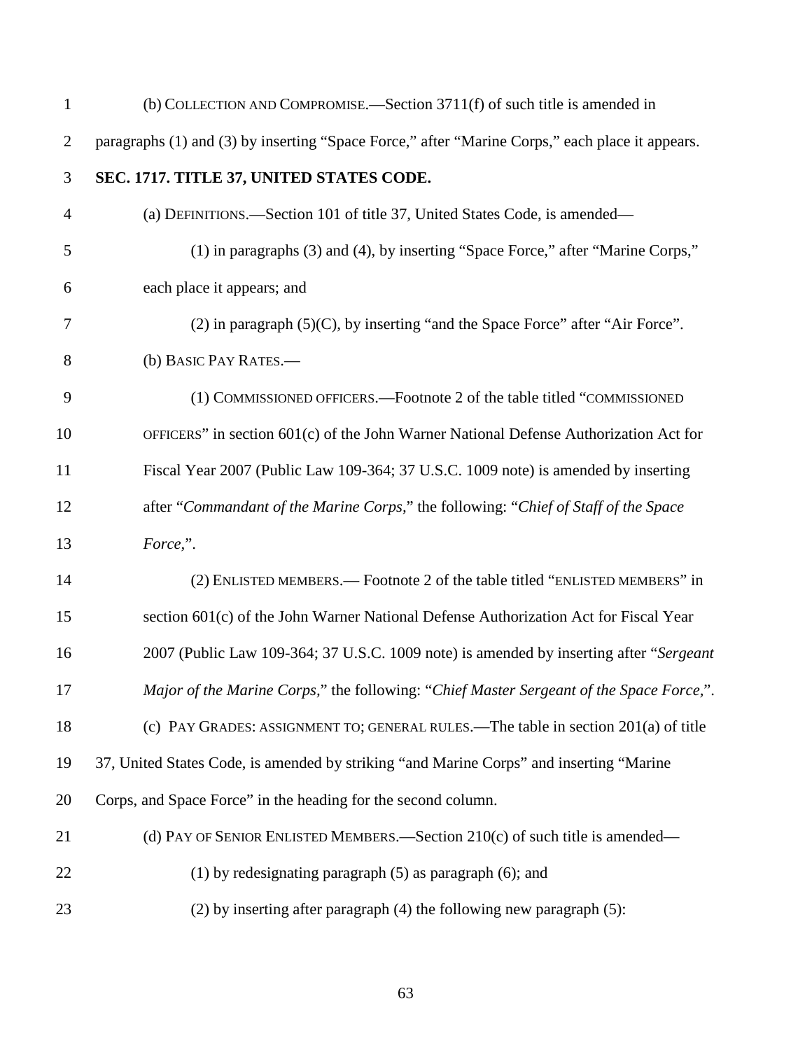(b) COLLECTION AND COMPROMISE.—Section 3711(f) of such title is amended in paragraphs (1) and (3) by inserting "Space Force," after "Marine Corps," each place it appears.

**SEC. 1717. TITLE 37, UNITED STATES CODE.**

(a) DEFINITIONS.—Section 101 of title 37, United States Code, is amended—

(1) in paragraphs (3) and (4), by inserting "Space Force," after "Marine Corps," each place it appears; and

(2) in paragraph (5)(C), by inserting "and the Space Force" after "Air Force".

(b) BASIC PAY RATES.—

(1) COMMISSIONED OFFICERS.—Footnote 2 of the table titled "COMMISSIONED OFFICERS" in section 601(c) of the John Warner National Defense Authorization Act for Fiscal Year 2007 (Public Law 109-364; 37 U.S.C. 1009 note) is amended by inserting after "*Commandant of the Marine Corps,*" the following: "*Chief of Staff of the Space Force,*".

(2) ENLISTED MEMBERS.— Footnote 2 of the table titled "ENLISTED MEMBERS" in section 601(c) of the John Warner National Defense Authorization Act for Fiscal Year 2007 (Public Law 109-364; 37 U.S.C. 1009 note) is amended by inserting after "*Sergeant Major of the Marine Corps,*" the following: "*Chief Master Sergeant of the Space Force,*".

(c) PAY GRADES: ASSIGNMENT TO; GENERAL RULES.—The table in section 201(a) of title 37, United States Code, is amended by striking "and Marine Corps" and inserting "Marine Corps, and Space Force" in the heading for the second column.

(d) PAY OF SENIOR ENLISTED MEMBERS.—Section 210(c) of such title is amended—

(1) by redesignating paragraph (5) as paragraph (6); and

(2) by inserting after paragraph (4) the following new paragraph (5):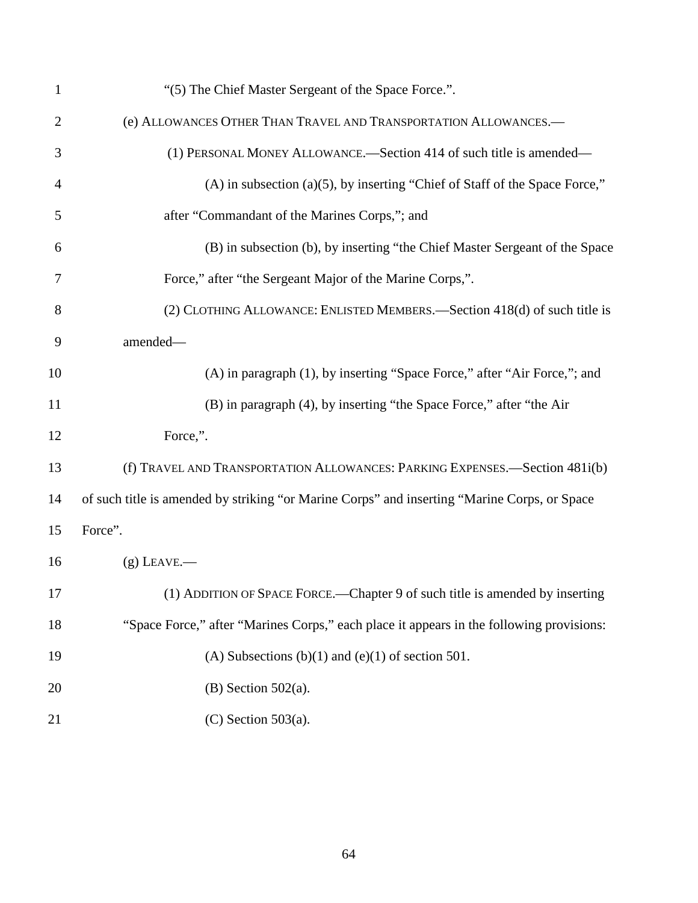"(5) The Chief Master Sergeant of the Space Force.".

(e) ALLOWANCES OTHER THAN TRAVEL AND TRANSPORTATION ALLOWANCES.—

(1) PERSONAL MONEY ALLOWANCE.—Section 414 of such title is amended—

(A) in subsection (a)(5), by inserting "Chief of Staff of the Space Force," after "Commandant of the Marines Corps,"; and

(B) in subsection (b), by inserting "the Chief Master Sergeant of the Space Force," after "the Sergeant Major of the Marine Corps,".

(2) CLOTHING ALLOWANCE: ENLISTED MEMBERS.—Section 418(d) of such title is amended—

(A) in paragraph (1), by inserting "Space Force," after "Air Force,"; and

(B) in paragraph (4), by inserting "the Space Force," after "the Air Force,".

(f) TRAVEL AND TRANSPORTATION ALLOWANCES: PARKING EXPENSES.—Section 481i(b) of such title is amended by striking "or Marine Corps" and inserting "Marine Corps, or Space Force".

(g) LEAVE.—

(1) ADDITION OF SPACE FORCE.—Chapter 9 of such title is amended by inserting "Space Force," after "Marines Corps," each place it appears in the following provisions:

(A) Subsections (b)(1) and (e)(1) of section 501.

(B) Section 502(a).

(C) Section 503(a).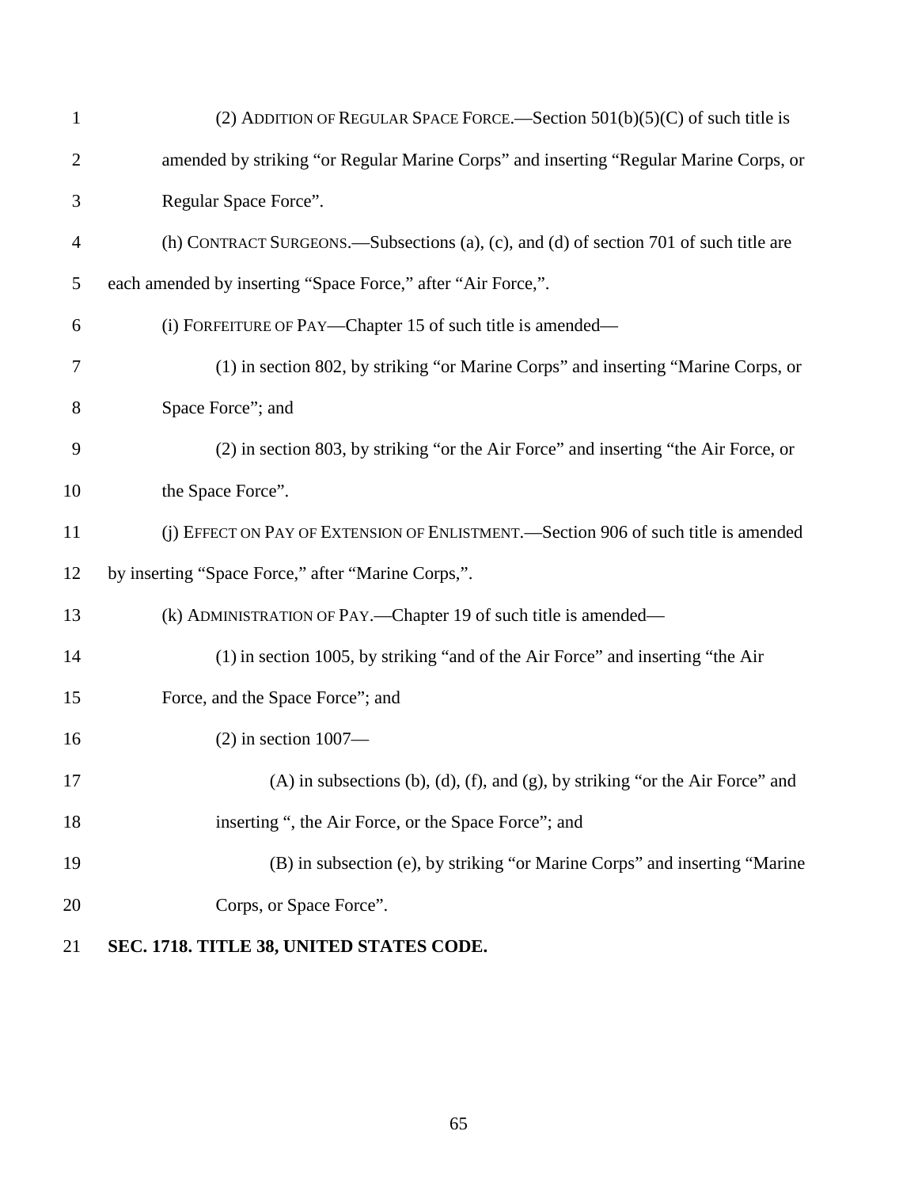(2) ADDITION OF REGULAR SPACE FORCE.—Section 501(b)(5)(C) of such title is amended by striking "or Regular Marine Corps" and inserting "Regular Marine Corps, or Regular Space Force".

(h) CONTRACT SURGEONS.—Subsections (a), (c), and (d) of section 701 of such title are each amended by inserting "Space Force," after "Air Force,".

(i) FORFEITURE OF PAY—Chapter 15 of such title is amended—

(1) in section 802, by striking "or Marine Corps" and inserting "Marine Corps, or Space Force"; and

(2) in section 803, by striking "or the Air Force" and inserting "the Air Force, or the Space Force".

(j) EFFECT ON PAY OF EXTENSION OF ENLISTMENT.—Section 906 of such title is amended by inserting "Space Force," after "Marine Corps,".

(k) ADMINISTRATION OF PAY.—Chapter 19 of such title is amended—

(1) in section 1005, by striking "and of the Air Force" and inserting "the Air Force, and the Space Force"; and

(2) in section 1007—

(A) in subsections (b), (d), (f), and (g), by striking "or the Air Force" and inserting ", the Air Force, or the Space Force"; and

(B) in subsection (e), by striking "or Marine Corps" and inserting "Marine Corps, or Space Force".

**SEC. 1718. TITLE 38, UNITED STATES CODE.**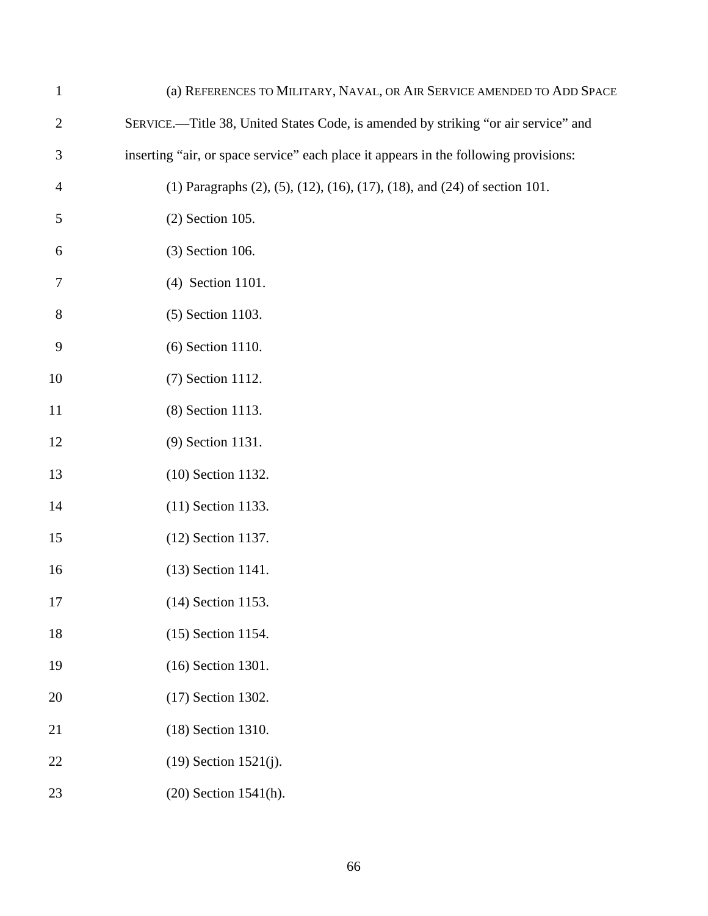(a) REFERENCES TO MILITARY, NAVAL, OR AIR SERVICE AMENDED TO ADD SPACE SERVICE.—Title 38, United States Code, is amended by striking “or air service” and inserting “air, or space service” each place it appears in the following provisions:

(1) Paragraphs (2), (5), (12), (16), (17), (18), and (24) of section 101.

(2) Section 105.

(3) Section 106.

(4) Section 1101.

(5) Section 1103.

(6) Section 1110.

(7) Section 1112.

(8) Section 1113.

(9) Section 1131.

(10) Section 1132.

(11) Section 1133.

(12) Section 1137.

(13) Section 1141.

(14) Section 1153.

(15) Section 1154.

(16) Section 1301.

(17) Section 1302.

(18) Section 1310.

(19) Section 1521(j).

(20) Section 1541(h).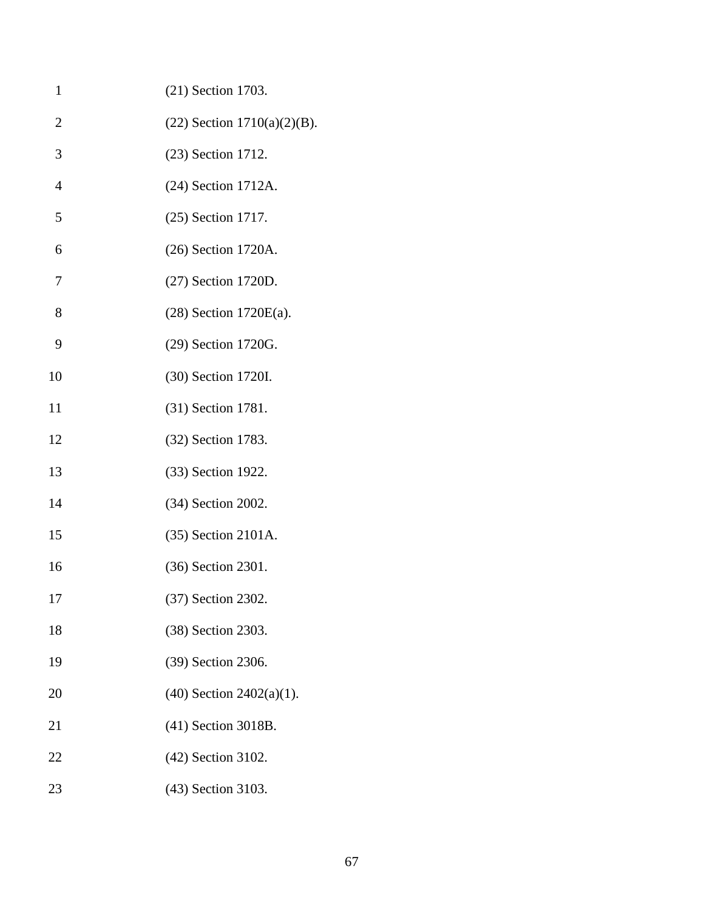(21) Section 1703.

(22) Section 1710(a)(2)(B).

(23) Section 1712.

(24) Section 1712A.

(25) Section 1717.

(26) Section 1720A.

(27) Section 1720D.

(28) Section 1720E(a).

(29) Section 1720G.

(30) Section 1720I.

(31) Section 1781.

(32) Section 1783.

(33) Section 1922.

(34) Section 2002.

(35) Section 2101A.

(36) Section 2301.

(37) Section 2302.

(38) Section 2303.

(39) Section 2306.

(40) Section 2402(a)(1).

(41) Section 3018B.

(42) Section 3102.

(43) Section 3103.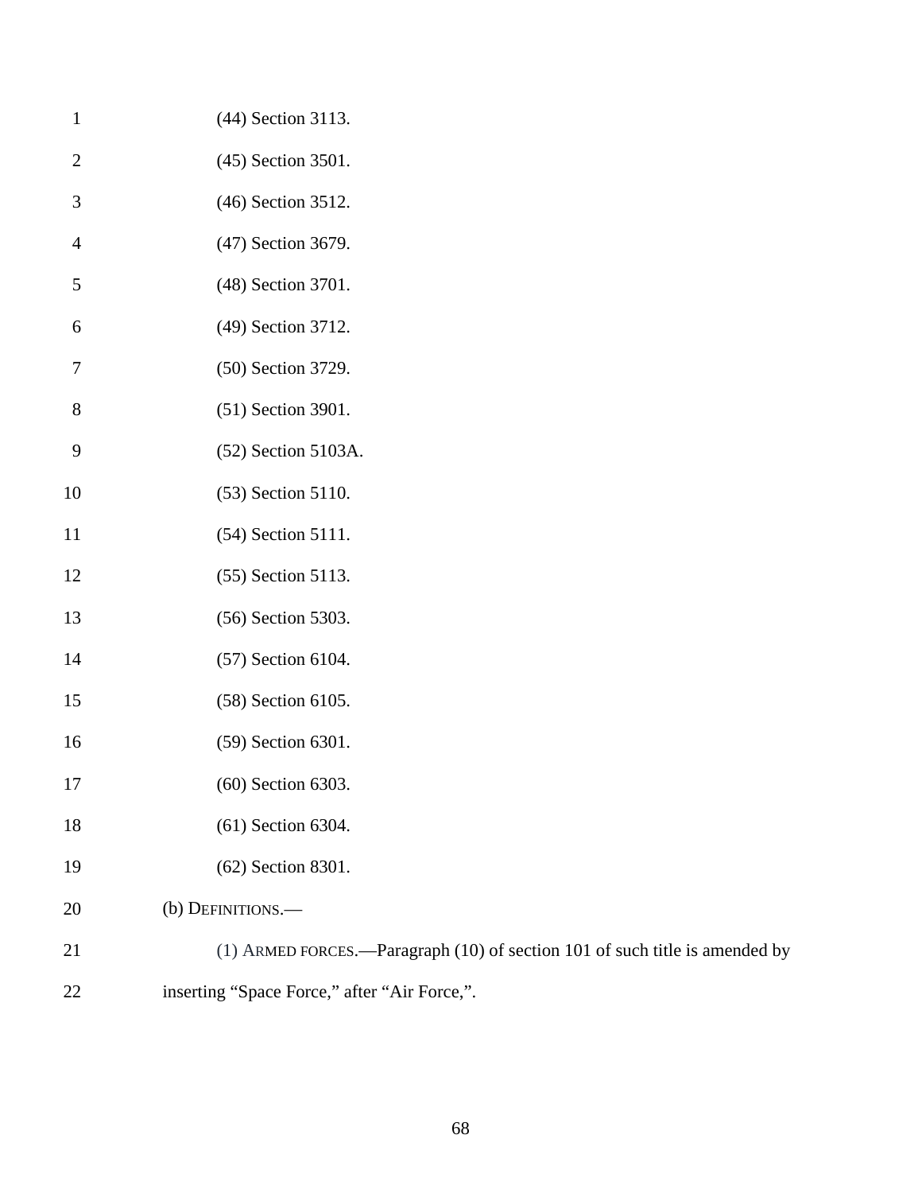(44) Section 3113.

(45) Section 3501.

(46) Section 3512.

(47) Section 3679.

(48) Section 3701.

(49) Section 3712.

(50) Section 3729.

(51) Section 3901.

(52) Section 5103A.

(53) Section 5110.

(54) Section 5111.

(55) Section 5113.

(56) Section 5303.

(57) Section 6104.

(58) Section 6105.

(59) Section 6301.

(60) Section 6303.

(61) Section 6304.

(62) Section 8301.

(b) DEFINITIONS.—

(1) ARMED FORCES.—Paragraph (10) of section 101 of such title is amended by inserting "Space Force," after "Air Force,".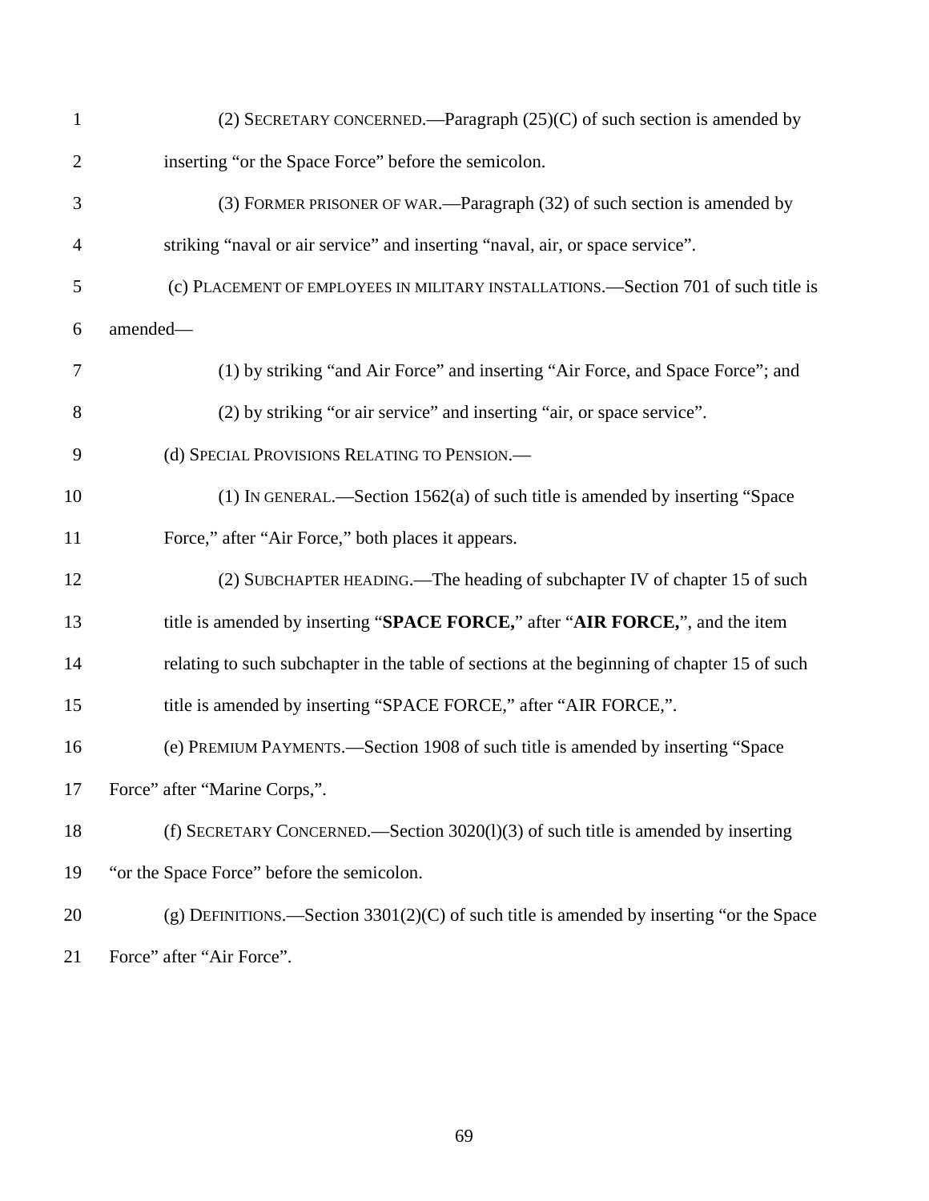(2) SECRETARY CONCERNED.—Paragraph (25)(C) of such section is amended by inserting "or the Space Force" before the semicolon.

(3) FORMER PRISONER OF WAR.—Paragraph (32) of such section is amended by striking "naval or air service" and inserting "naval, air, or space service".

(c) PLACEMENT OF EMPLOYEES IN MILITARY INSTALLATIONS.—Section 701 of such title is amended—

(1) by striking "and Air Force" and inserting "Air Force, and Space Force"; and

(2) by striking "or air service" and inserting "air, or space service".

(d) SPECIAL PROVISIONS RELATING TO PENSION.—

(1) IN GENERAL.—Section 1562(a) of such title is amended by inserting "Space Force," after "Air Force," both places it appears.

(2) SUBCHAPTER HEADING.—The heading of subchapter IV of chapter 15 of such title is amended by inserting "**SPACE FORCE,**" after "**AIR FORCE,**", and the item relating to such subchapter in the table of sections at the beginning of chapter 15 of such title is amended by inserting "SPACE FORCE," after "AIR FORCE,".

(e) PREMIUM PAYMENTS.—Section 1908 of such title is amended by inserting "Space Force" after "Marine Corps,".

(f) SECRETARY CONCERNED.—Section 3020(l)(3) of such title is amended by inserting "or the Space Force" before the semicolon.

(g) DEFINITIONS.—Section 3301(2)(C) of such title is amended by inserting "or the Space Force" after "Air Force".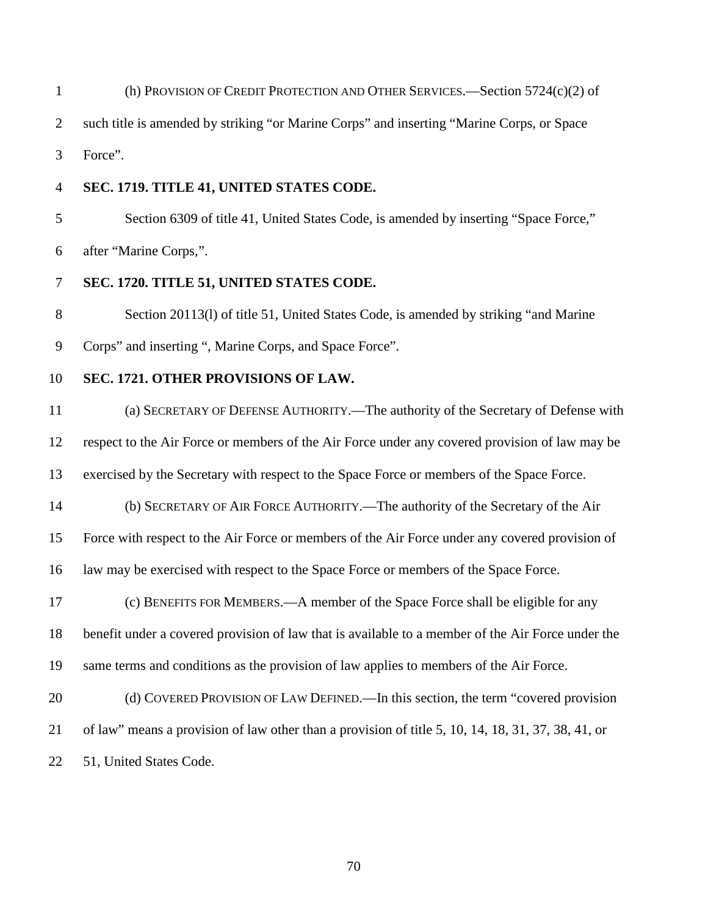(h) PROVISION OF CREDIT PROTECTION AND OTHER SERVICES.—Section 5724(c)(2) of such title is amended by striking "or Marine Corps" and inserting "Marine Corps, or Space Force".

**SEC. 1719. TITLE 41, UNITED STATES CODE.**

Section 6309 of title 41, United States Code, is amended by inserting "Space Force," after "Marine Corps,".

**SEC. 1720. TITLE 51, UNITED STATES CODE.**

Section 20113(l) of title 51, United States Code, is amended by striking "and Marine Corps" and inserting ", Marine Corps, and Space Force".

**SEC. 1721. OTHER PROVISIONS OF LAW.**

(a) SECRETARY OF DEFENSE AUTHORITY.—The authority of the Secretary of Defense with respect to the Air Force or members of the Air Force under any covered provision of law may be exercised by the Secretary with respect to the Space Force or members of the Space Force.

(b) SECRETARY OF AIR FORCE AUTHORITY.—The authority of the Secretary of the Air Force with respect to the Air Force or members of the Air Force under any covered provision of law may be exercised with respect to the Space Force or members of the Space Force.

(c) BENEFITS FOR MEMBERS.—A member of the Space Force shall be eligible for any benefit under a covered provision of law that is available to a member of the Air Force under the same terms and conditions as the provision of law applies to members of the Air Force.

(d) COVERED PROVISION OF LAW DEFINED.—In this section, the term "covered provision of law" means a provision of law other than a provision of title 5, 10, 14, 18, 31, 37, 38, 41, or 51, United States Code.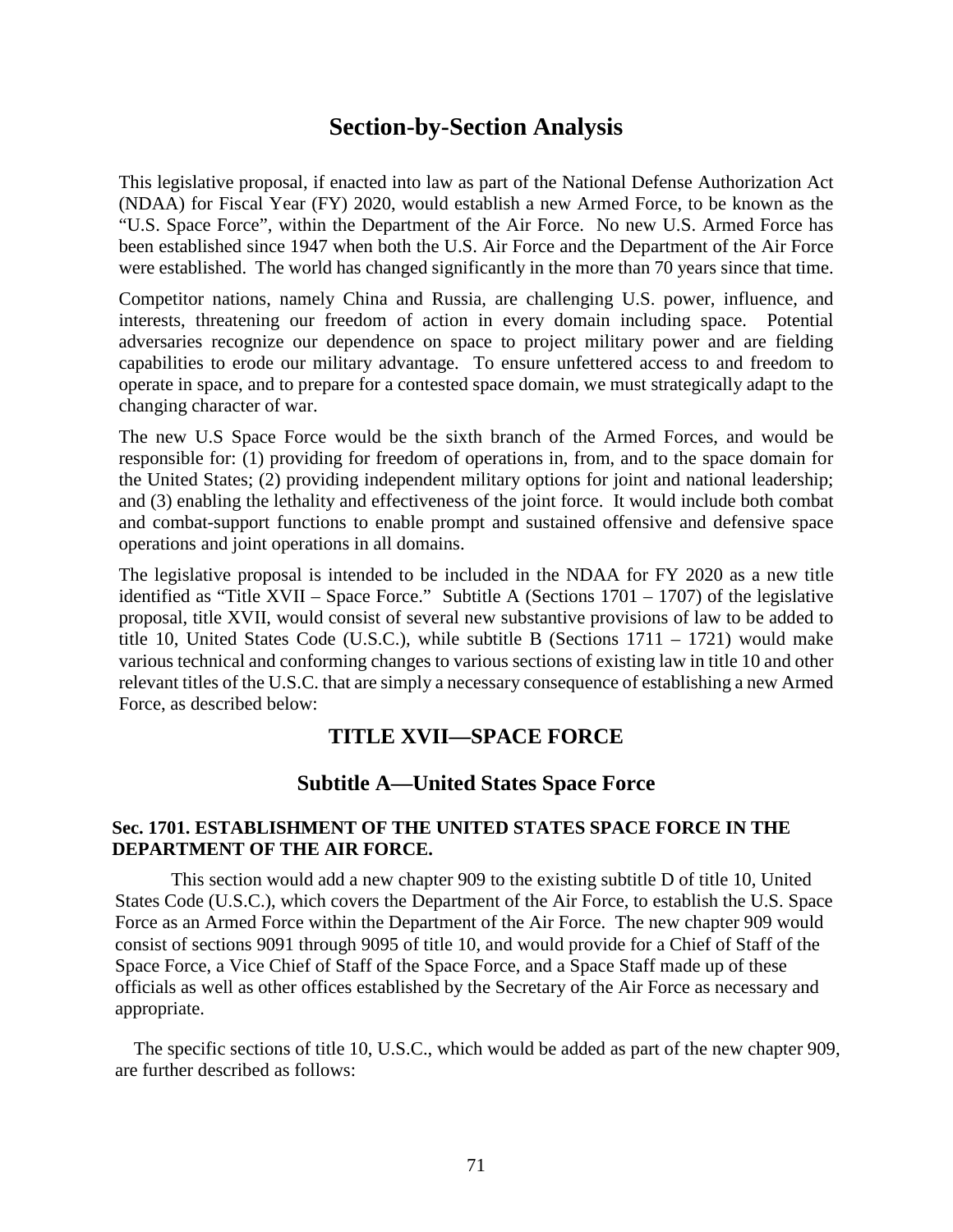# Section-by-Section Analysis

This legislative proposal, if enacted into law as part of the National Defense Authorization Act (NDAA) for Fiscal Year (FY) 2020, would establish a new Armed Force, to be known as the "U.S. Space Force", within the Department of the Air Force. No new U.S. Armed Force has been established since 1947 when both the U.S. Air Force and the Department of the Air Force were established. The world has changed significantly in the more than 70 years since that time.

Competitor nations, namely China and Russia, are challenging U.S. power, influence, and interests, threatening our freedom of action in every domain including space. Potential adversaries recognize our dependence on space to project military power and are fielding capabilities to erode our military advantage. To ensure unfettered access to and freedom to operate in space, and to prepare for a contested space domain, we must strategically adapt to the changing character of war.

The new U.S Space Force would be the sixth branch of the Armed Forces, and would be responsible for: (1) providing for freedom of operations in, from, and to the space domain for the United States; (2) providing independent military options for joint and national leadership; and (3) enabling the lethality and effectiveness of the joint force. It would include both combat and combat-support functions to enable prompt and sustained offensive and defensive space operations and joint operations in all domains.

The legislative proposal is intended to be included in the NDAA for FY 2020 as a new title identified as "Title XVII – Space Force." Subtitle A (Sections 1701 – 1707) of the legislative proposal, title XVII, would consist of several new substantive provisions of law to be added to title 10, United States Code (U.S.C.), while subtitle B (Sections 1711 – 1721) would make various technical and conforming changes to various sections of existing law in title 10 and other relevant titles of the U.S.C. that are simply a necessary consequence of establishing a new Armed Force, as described below:

## TITLE XVII—SPACE FORCE

### Subtitle A—United States Space Force

**Sec. 1701. ESTABLISHMENT OF THE UNITED STATES SPACE FORCE IN THE DEPARTMENT OF THE AIR FORCE.**

This section would add a new chapter 909 to the existing subtitle D of title 10, United States Code (U.S.C.), which covers the Department of the Air Force, to establish the U.S. Space Force as an Armed Force within the Department of the Air Force. The new chapter 909 would consist of sections 9091 through 9095 of title 10, and would provide for a Chief of Staff of the Space Force, a Vice Chief of Staff of the Space Force, and a Space Staff made up of these officials as well as other offices established by the Secretary of the Air Force as necessary and appropriate.

The specific sections of title 10, U.S.C., which would be added as part of the new chapter 909, are further described as follows: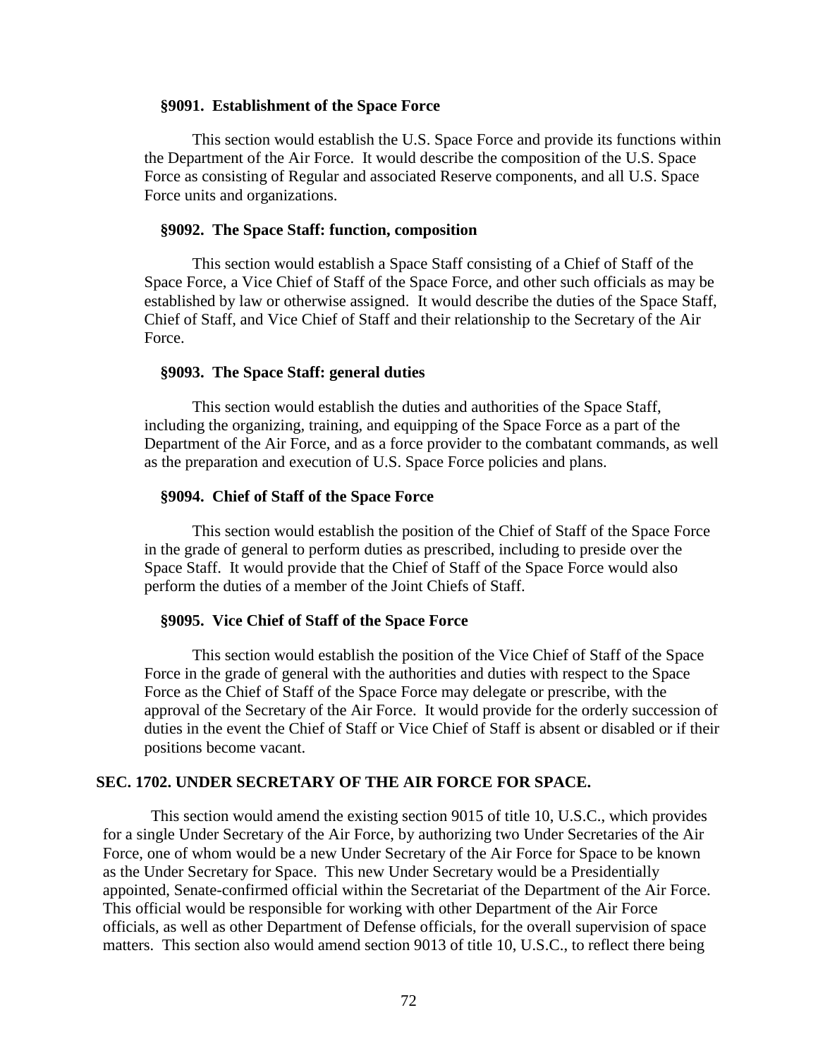**§9091. Establishment of the Space Force**

This section would establish the U.S. Space Force and provide its functions within the Department of the Air Force. It would describe the composition of the U.S. Space Force as consisting of Regular and associated Reserve components, and all U.S. Space Force units and organizations.

**§9092. The Space Staff: function, composition**

This section would establish a Space Staff consisting of a Chief of Staff of the Space Force, a Vice Chief of Staff of the Space Force, and other such officials as may be established by law or otherwise assigned. It would describe the duties of the Space Staff, Chief of Staff, and Vice Chief of Staff and their relationship to the Secretary of the Air Force.

**§9093. The Space Staff: general duties**

This section would establish the duties and authorities of the Space Staff, including the organizing, training, and equipping of the Space Force as a part of the Department of the Air Force, and as a force provider to the combatant commands, as well as the preparation and execution of U.S. Space Force policies and plans.

**§9094. Chief of Staff of the Space Force**

This section would establish the position of the Chief of Staff of the Space Force in the grade of general to perform duties as prescribed, including to preside over the Space Staff. It would provide that the Chief of Staff of the Space Force would also perform the duties of a member of the Joint Chiefs of Staff.

**§9095. Vice Chief of Staff of the Space Force**

This section would establish the position of the Vice Chief of Staff of the Space Force in the grade of general with the authorities and duties with respect to the Space Force as the Chief of Staff of the Space Force may delegate or prescribe, with the approval of the Secretary of the Air Force. It would provide for the orderly succession of duties in the event the Chief of Staff or Vice Chief of Staff is absent or disabled or if their positions become vacant.

**SEC. 1702. UNDER SECRETARY OF THE AIR FORCE FOR SPACE.**

This section would amend the existing section 9015 of title 10, U.S.C., which provides for a single Under Secretary of the Air Force, by authorizing two Under Secretaries of the Air Force, one of whom would be a new Under Secretary of the Air Force for Space to be known as the Under Secretary for Space. This new Under Secretary would be a Presidentially appointed, Senate-confirmed official within the Secretariat of the Department of the Air Force. This official would be responsible for working with other Department of the Air Force officials, as well as other Department of Defense officials, for the overall supervision of space matters. This section also would amend section 9013 of title 10, U.S.C., to reflect there being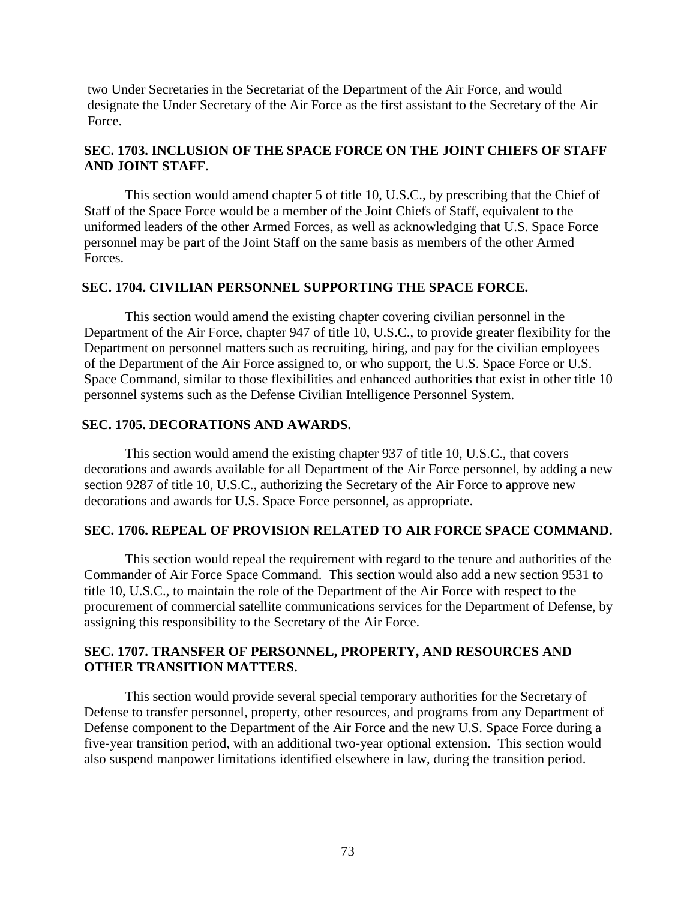two Under Secretaries in the Secretariat of the Department of the Air Force, and would designate the Under Secretary of the Air Force as the first assistant to the Secretary of the Air Force.

**SEC. 1703. INCLUSION OF THE SPACE FORCE ON THE JOINT CHIEFS OF STAFF AND JOINT STAFF.**

This section would amend chapter 5 of title 10, U.S.C., by prescribing that the Chief of Staff of the Space Force would be a member of the Joint Chiefs of Staff, equivalent to the uniformed leaders of the other Armed Forces, as well as acknowledging that U.S. Space Force personnel may be part of the Joint Staff on the same basis as members of the other Armed Forces.

**SEC. 1704. CIVILIAN PERSONNEL SUPPORTING THE SPACE FORCE.**

This section would amend the existing chapter covering civilian personnel in the Department of the Air Force, chapter 947 of title 10, U.S.C., to provide greater flexibility for the Department on personnel matters such as recruiting, hiring, and pay for the civilian employees of the Department of the Air Force assigned to, or who support, the U.S. Space Force or U.S. Space Command, similar to those flexibilities and enhanced authorities that exist in other title 10 personnel systems such as the Defense Civilian Intelligence Personnel System.

**SEC. 1705. DECORATIONS AND AWARDS.**

This section would amend the existing chapter 937 of title 10, U.S.C., that covers decorations and awards available for all Department of the Air Force personnel, by adding a new section 9287 of title 10, U.S.C., authorizing the Secretary of the Air Force to approve new decorations and awards for U.S. Space Force personnel, as appropriate.

**SEC. 1706. REPEAL OF PROVISION RELATED TO AIR FORCE SPACE COMMAND.**

This section would repeal the requirement with regard to the tenure and authorities of the Commander of Air Force Space Command. This section would also add a new section 9531 to title 10, U.S.C., to maintain the role of the Department of the Air Force with respect to the procurement of commercial satellite communications services for the Department of Defense, by assigning this responsibility to the Secretary of the Air Force.

**SEC. 1707. TRANSFER OF PERSONNEL, PROPERTY, AND RESOURCES AND OTHER TRANSITION MATTERS.**

This section would provide several special temporary authorities for the Secretary of Defense to transfer personnel, property, other resources, and programs from any Department of Defense component to the Department of the Air Force and the new U.S. Space Force during a five-year transition period, with an additional two-year optional extension. This section would also suspend manpower limitations identified elsewhere in law, during the transition period.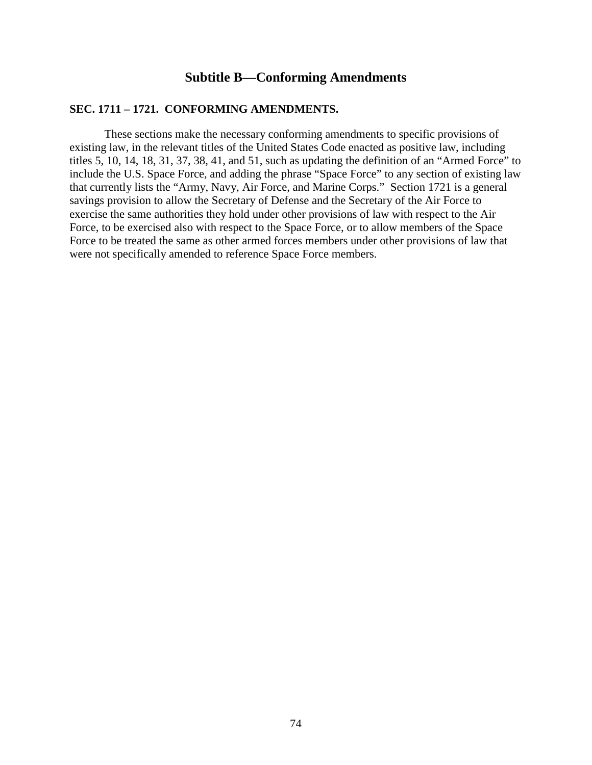## Subtitle B—Conforming Amendments

### SEC. 1711 – 1721. CONFORMING AMENDMENTS.

These sections make the necessary conforming amendments to specific provisions of existing law, in the relevant titles of the United States Code enacted as positive law, including titles 5, 10, 14, 18, 31, 37, 38, 41, and 51, such as updating the definition of an "Armed Force" to include the U.S. Space Force, and adding the phrase "Space Force" to any section of existing law that currently lists the "Army, Navy, Air Force, and Marine Corps." Section 1721 is a general savings provision to allow the Secretary of Defense and the Secretary of the Air Force to exercise the same authorities they hold under other provisions of law with respect to the Air Force, to be exercised also with respect to the Space Force, or to allow members of the Space Force to be treated the same as other armed forces members under other provisions of law that were not specifically amended to reference Space Force members.